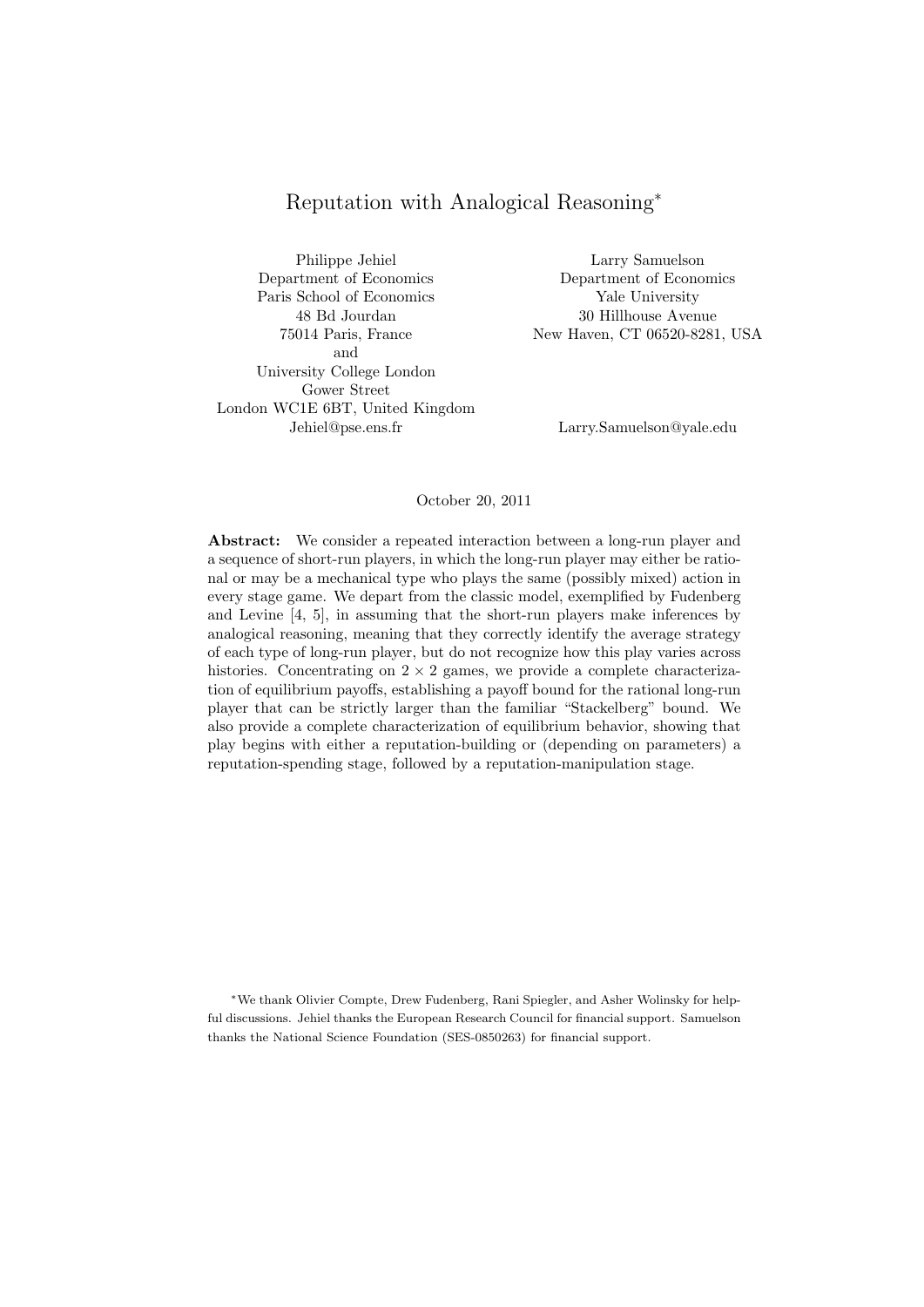# Reputation with Analogical Reasoning*

Philippe Jehiel
Department of Economics
Paris School of Economics
48 Bd Jourdan
75014 Paris, France
and
University College London
Gower Street
London WC1E 6BT, United Kingdom
Jehiel@pse.ens.fr

Larry Samuelson
Department of Economics
Yale University
30 Hillhouse Avenue
New Haven, CT 06520-8281, USA
Larry.Samuelson@yale.edu

October 20, 2011

**Abstract:** We consider a repeated interaction between a long-run player and a sequence of short-run players, in which the long-run player may either be rational or may be a mechanical type who plays the same (possibly mixed) action in every stage game. We depart from the classic model, exemplified by Fudenberg and Levine [4, 5], in assuming that the short-run players make inferences by analogical reasoning, meaning that they correctly identify the average strategy of each type of long-run player, but do not recognize how this play varies across histories. Concentrating on $2 \times 2$ games, we provide a complete characterization of equilibrium payoffs, establishing a payoff bound for the rational long-run player that can be strictly larger than the familiar "Stackelberg" bound. We also provide a complete characterization of equilibrium behavior, showing that play begins with either a reputation-building or (depending on parameters) a reputation-spending stage, followed by a reputation-manipulation stage.

*We thank Olivier Compte, Drew Fudenberg, Rani Spiegler, and Asher Wolinsky for helpful discussions. Jehiel thanks the European Research Council for financial support. Samuelson thanks the National Science Foundation (SES-0850263) for financial support.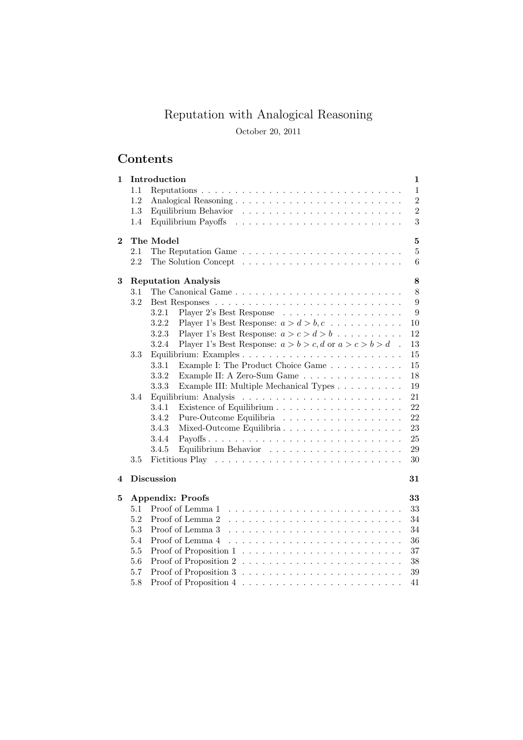# Reputation with Analogical Reasoning

October 20, 2011

## Contents

**1 Introduction** — 1
- 1.1 Reputations — 1
- 1.2 Analogical Reasoning — 2
- 1.3 Equilibrium Behavior — 2
- 1.4 Equilibrium Payoffs — 3

**2 The Model** — 5
- 2.1 The Reputation Game — 5
- 2.2 The Solution Concept — 6

**3 Reputation Analysis** — 8
- 3.1 The Canonical Game — 8
- 3.2 Best Responses — 9
  - 3.2.1 Player 2's Best Response — 9
  - 3.2.2 Player 1's Best Response: $a > d > b, c$ — 10
  - 3.2.3 Player 1's Best Response: $a > c > d > b$ — 12
  - 3.2.4 Player 1's Best Response: $a > b > c, d$ or $a > c > b > d$ — 13
- 3.3 Equilibrium: Examples — 15
  - 3.3.1 Example I: The Product Choice Game — 15
  - 3.3.2 Example II: A Zero-Sum Game — 18
  - 3.3.3 Example III: Multiple Mechanical Types — 19
- 3.4 Equilibrium: Analysis — 21
  - 3.4.1 Existence of Equilibrium — 22
  - 3.4.2 Pure-Outcome Equilibria — 22
  - 3.4.3 Mixed-Outcome Equilibria — 23
  - 3.4.4 Payoffs — 25
  - 3.4.5 Equilibrium Behavior — 29
- 3.5 Fictitious Play — 30

**4 Discussion** — 31

**5 Appendix: Proofs** — 33
- 5.1 Proof of Lemma 1 — 33
- 5.2 Proof of Lemma 2 — 34
- 5.3 Proof of Lemma 3 — 34
- 5.4 Proof of Lemma 4 — 36
- 5.5 Proof of Proposition 1 — 37
- 5.6 Proof of Proposition 2 — 38
- 5.7 Proof of Proposition 3 — 39
- 5.8 Proof of Proposition 4 — 41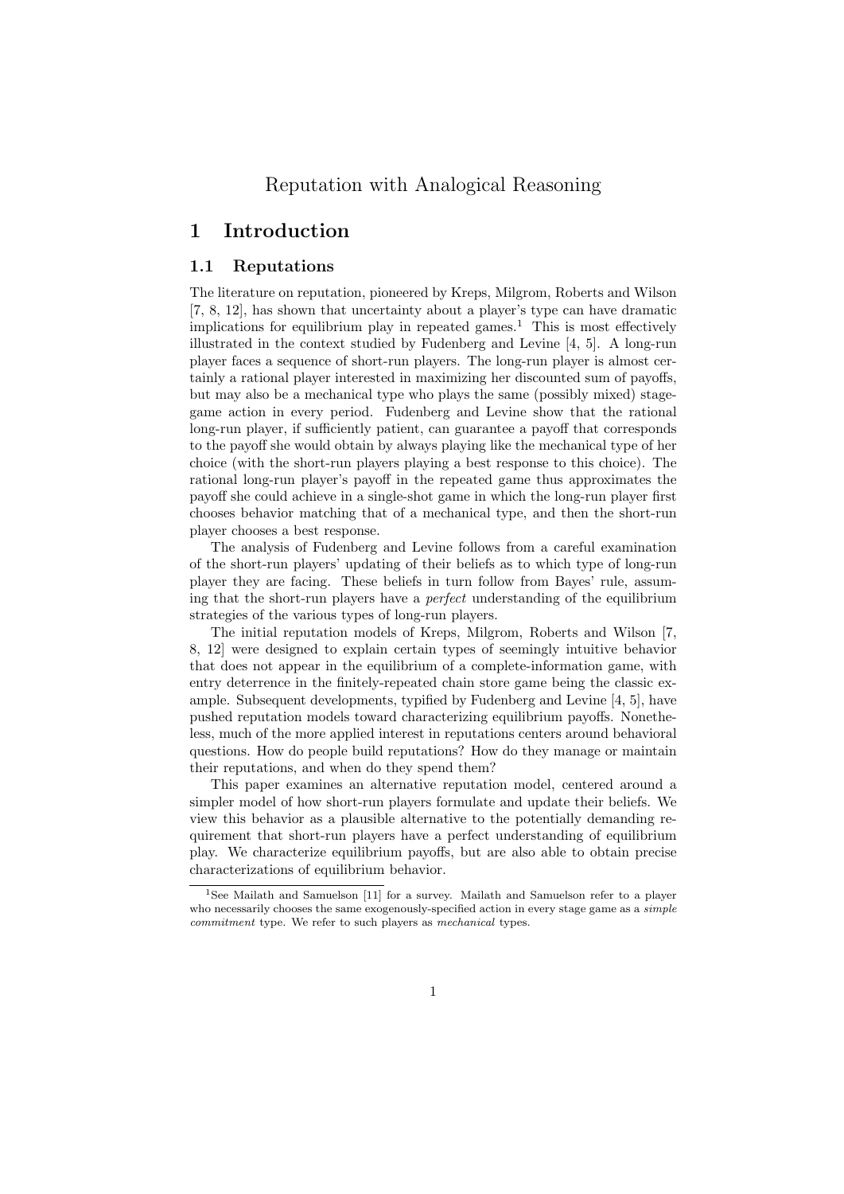# Reputation with Analogical Reasoning

## 1 Introduction

### 1.1 Reputations

The literature on reputation, pioneered by Kreps, Milgrom, Roberts and Wilson [7, 8, 12], has shown that uncertainty about a player's type can have dramatic implications for equilibrium play in repeated games.[1] This is most effectively illustrated in the context studied by Fudenberg and Levine [4, 5]. A long-run player faces a sequence of short-run players. The long-run player is almost certainly a rational player interested in maximizing her discounted sum of payoffs, but may also be a mechanical type who plays the same (possibly mixed) stage-game action in every period. Fudenberg and Levine show that the rational long-run player, if sufficiently patient, can guarantee a payoff that corresponds to the payoff she would obtain by always playing like the mechanical type of her choice (with the short-run players playing a best response to this choice). The rational long-run player's payoff in the repeated game thus approximates the payoff she could achieve in a single-shot game in which the long-run player first chooses behavior matching that of a mechanical type, and then the short-run player chooses a best response.

The analysis of Fudenberg and Levine follows from a careful examination of the short-run players' updating of their beliefs as to which type of long-run player they are facing. These beliefs in turn follow from Bayes' rule, assuming that the short-run players have a *perfect* understanding of the equilibrium strategies of the various types of long-run players.

The initial reputation models of Kreps, Milgrom, Roberts and Wilson [7, 8, 12] were designed to explain certain types of seemingly intuitive behavior that does not appear in the equilibrium of a complete-information game, with entry deterrence in the finitely-repeated chain store game being the classic example. Subsequent developments, typified by Fudenberg and Levine [4, 5], have pushed reputation models toward characterizing equilibrium payoffs. Nonetheless, much of the more applied interest in reputations centers around behavioral questions. How do people build reputations? How do they manage or maintain their reputations, and when do they spend them?

This paper examines an alternative reputation model, centered around a simpler model of how short-run players formulate and update their beliefs. We view this behavior as a plausible alternative to the potentially demanding requirement that short-run players have a perfect understanding of equilibrium play. We characterize equilibrium payoffs, but are also able to obtain precise characterizations of equilibrium behavior.

[1] See Mailath and Samuelson [11] for a survey. Mailath and Samuelson refer to a player who necessarily chooses the same exogenously-specified action in every stage game as a *simple commitment* type. We refer to such players as *mechanical* types.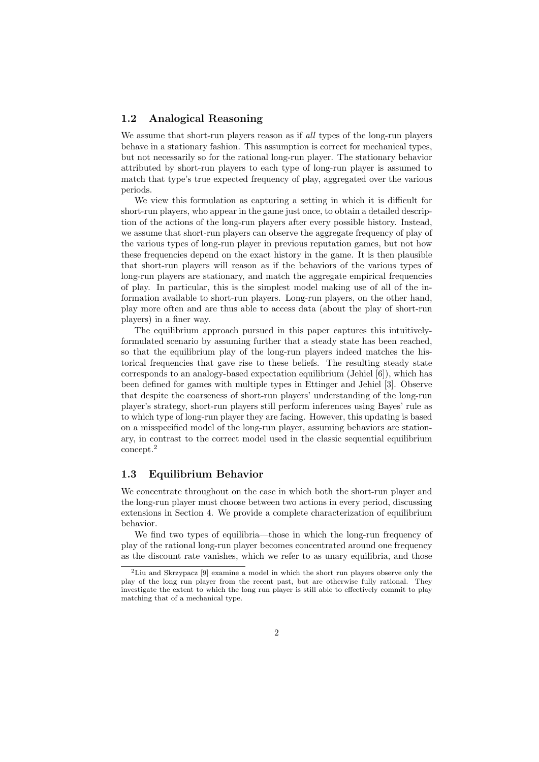### 1.2 Analogical Reasoning

We assume that short-run players reason as if *all* types of the long-run players behave in a stationary fashion. This assumption is correct for mechanical types, but not necessarily so for the rational long-run player. The stationary behavior attributed by short-run players to each type of long-run player is assumed to match that type's true expected frequency of play, aggregated over the various periods.

We view this formulation as capturing a setting in which it is difficult for short-run players, who appear in the game just once, to obtain a detailed description of the actions of the long-run players after every possible history. Instead, we assume that short-run players can observe the aggregate frequency of play of the various types of long-run player in previous reputation games, but not how these frequencies depend on the exact history in the game. It is then plausible that short-run players will reason as if the behaviors of the various types of long-run players are stationary, and match the aggregate empirical frequencies of play. In particular, this is the simplest model making use of all of the information available to short-run players. Long-run players, on the other hand, play more often and are thus able to access data (about the play of short-run players) in a finer way.

The equilibrium approach pursued in this paper captures this intuitively-formulated scenario by assuming further that a steady state has been reached, so that the equilibrium play of the long-run players indeed matches the historical frequencies that gave rise to these beliefs. The resulting steady state corresponds to an analogy-based expectation equilibrium (Jehiel [6]), which has been defined for games with multiple types in Ettinger and Jehiel [3]. Observe that despite the coarseness of short-run players' understanding of the long-run player's strategy, short-run players still perform inferences using Bayes' rule as to which type of long-run player they are facing. However, this updating is based on a misspecified model of the long-run player, assuming behaviors are stationary, in contrast to the correct model used in the classic sequential equilibrium concept.[2]

### 1.3 Equilibrium Behavior

We concentrate throughout on the case in which both the short-run player and the long-run player must choose between two actions in every period, discussing extensions in Section 4. We provide a complete characterization of equilibrium behavior.

We find two types of equilibria—those in which the long-run frequency of play of the rational long-run player becomes concentrated around one frequency as the discount rate vanishes, which we refer to as unary equilibria, and those

[2] Liu and Skrzypacz [9] examine a model in which the short run players observe only the play of the long run player from the recent past, but are otherwise fully rational. They investigate the extent to which the long run player is still able to effectively commit to play matching that of a mechanical type.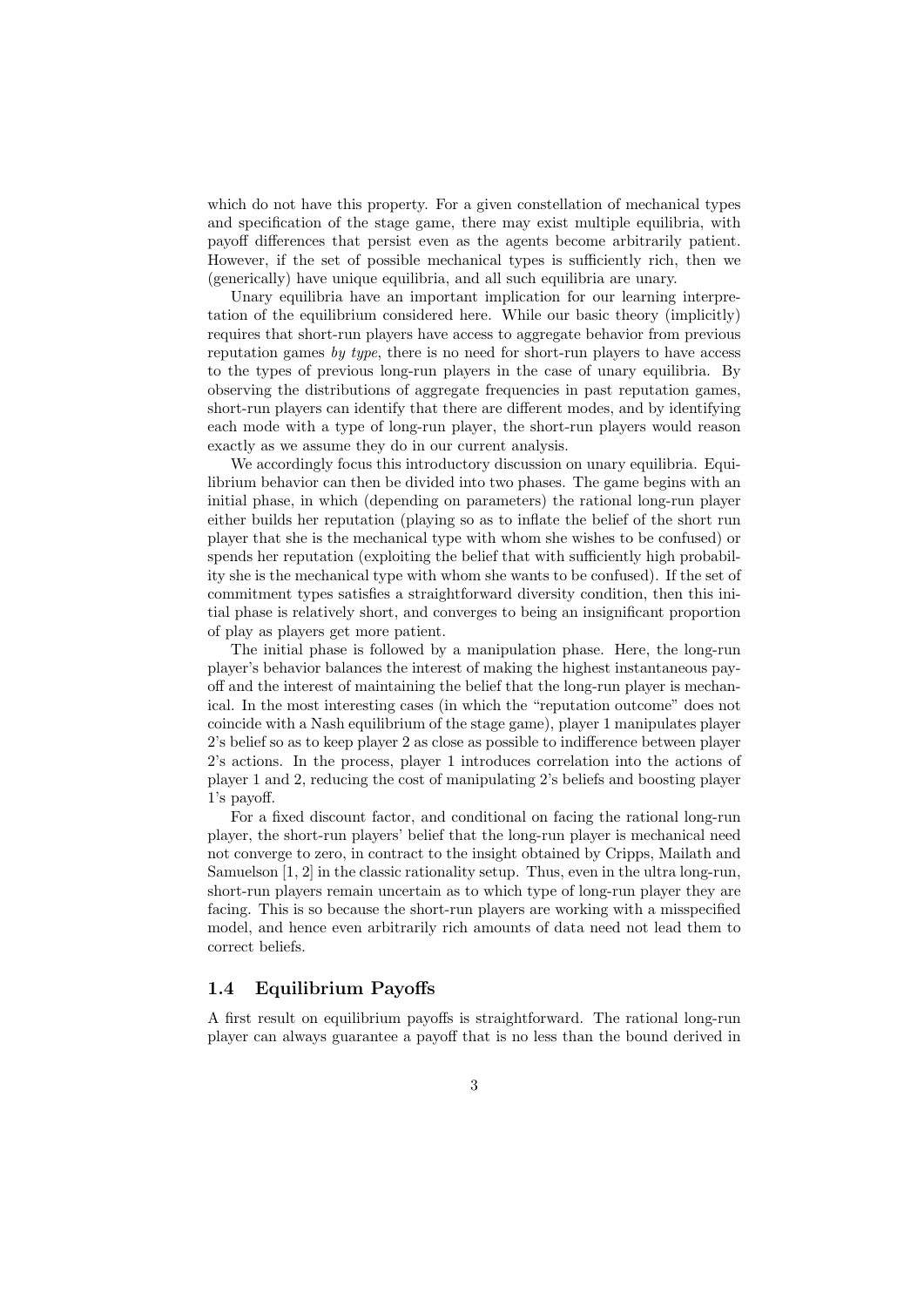which do not have this property. For a given constellation of mechanical types and specification of the stage game, there may exist multiple equilibria, with payoff differences that persist even as the agents become arbitrarily patient. However, if the set of possible mechanical types is sufficiently rich, then we (generically) have unique equilibria, and all such equilibria are unary.

Unary equilibria have an important implication for our learning interpretation of the equilibrium considered here. While our basic theory (implicitly) requires that short-run players have access to aggregate behavior from previous reputation games *by type*, there is no need for short-run players to have access to the types of previous long-run players in the case of unary equilibria. By observing the distributions of aggregate frequencies in past reputation games, short-run players can identify that there are different modes, and by identifying each mode with a type of long-run player, the short-run players would reason exactly as we assume they do in our current analysis.

We accordingly focus this introductory discussion on unary equilibria. Equilibrium behavior can then be divided into two phases. The game begins with an initial phase, in which (depending on parameters) the rational long-run player either builds her reputation (playing so as to inflate the belief of the short run player that she is the mechanical type with whom she wishes to be confused) or spends her reputation (exploiting the belief that with sufficiently high probability she is the mechanical type with whom she wants to be confused). If the set of commitment types satisfies a straightforward diversity condition, then this initial phase is relatively short, and converges to being an insignificant proportion of play as players get more patient.

The initial phase is followed by a manipulation phase. Here, the long-run player's behavior balances the interest of making the highest instantaneous payoff and the interest of maintaining the belief that the long-run player is mechanical. In the most interesting cases (in which the "reputation outcome" does not coincide with a Nash equilibrium of the stage game), player 1 manipulates player 2's belief so as to keep player 2 as close as possible to indifference between player 2's actions. In the process, player 1 introduces correlation into the actions of player 1 and 2, reducing the cost of manipulating 2's beliefs and boosting player 1's payoff.

For a fixed discount factor, and conditional on facing the rational long-run player, the short-run players' belief that the long-run player is mechanical need not converge to zero, in contract to the insight obtained by Cripps, Mailath and Samuelson [1, 2] in the classic rationality setup. Thus, even in the ultra long-run, short-run players remain uncertain as to which type of long-run player they are facing. This is so because the short-run players are working with a misspecified model, and hence even arbitrarily rich amounts of data need not lead them to correct beliefs.

## 1.4 Equilibrium Payoffs

A first result on equilibrium payoffs is straightforward. The rational long-run player can always guarantee a payoff that is no less than the bound derived in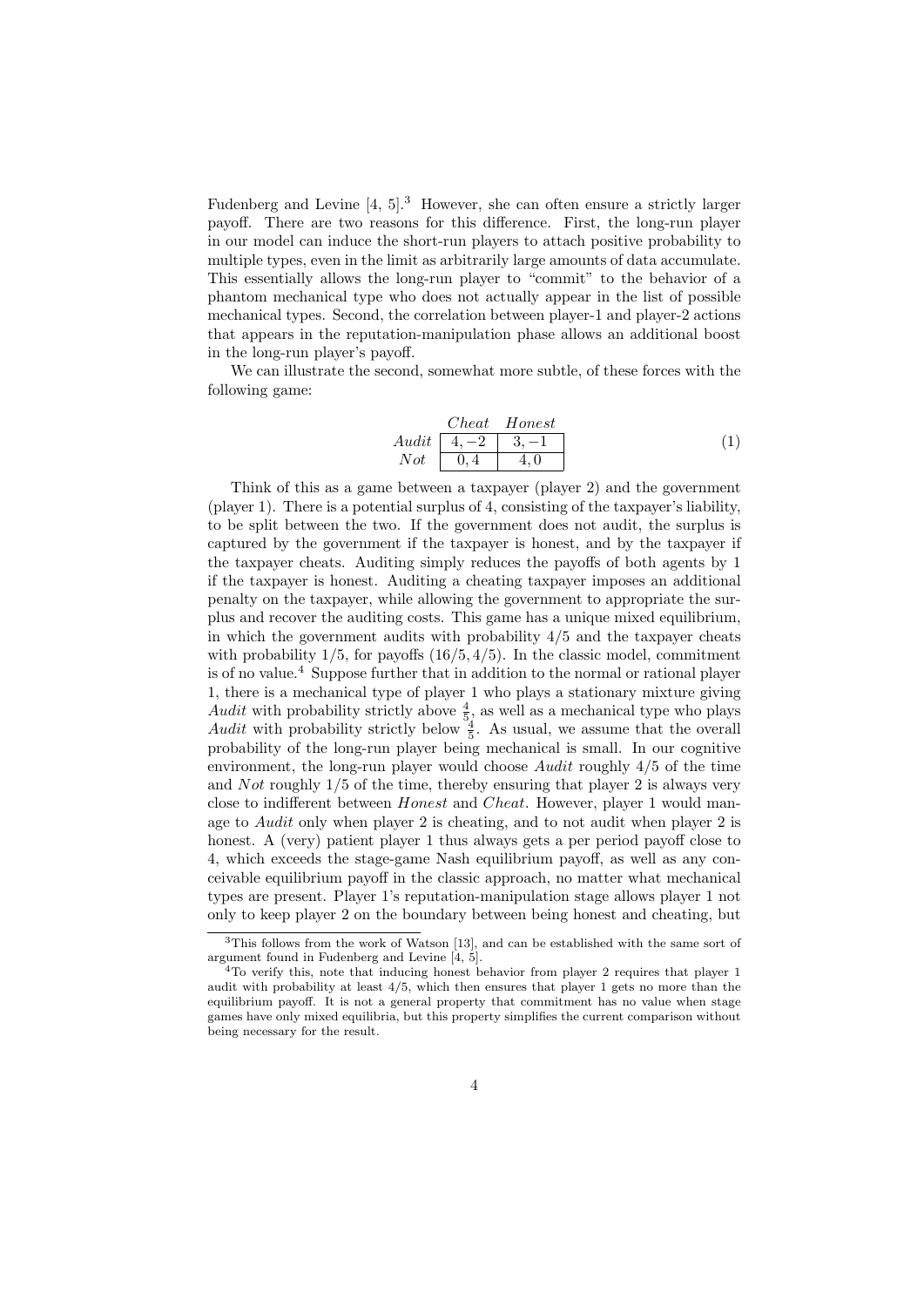Fudenberg and Levine [4, 5].[3] However, she can often ensure a strictly larger payoff. There are two reasons for this difference. First, the long-run player in our model can induce the short-run players to attach positive probability to multiple types, even in the limit as arbitrarily large amounts of data accumulate. This essentially allows the long-run player to "commit" to the behavior of a phantom mechanical type who does not actually appear in the list of possible mechanical types. Second, the correlation between player-1 and player-2 actions that appears in the reputation-manipulation phase allows an additional boost in the long-run player's payoff.

We can illustrate the second, somewhat more subtle, of these forces with the following game:

|  | *Cheat* | *Honest* |
|---|---|---|
| *Audit* | $4, -2$ | $3, -1$ |
| *Not* | $0, 4$ | $4, 0$ |

(1)

Think of this as a game between a taxpayer (player 2) and the government (player 1). There is a potential surplus of 4, consisting of the taxpayer's liability, to be split between the two. If the government does not audit, the surplus is captured by the government if the taxpayer is honest, and by the taxpayer if the taxpayer cheats. Auditing simply reduces the payoffs of both agents by 1 if the taxpayer is honest. Auditing a cheating taxpayer imposes an additional penalty on the taxpayer, while allowing the government to appropriate the surplus and recover the auditing costs. This game has a unique mixed equilibrium, in which the government audits with probability $4/5$ and the taxpayer cheats with probability $1/5$, for payoffs $(16/5, 4/5)$. In the classic model, commitment is of no value.[4] Suppose further that in addition to the normal or rational player 1, there is a mechanical type of player 1 who plays a stationary mixture giving *Audit* with probability strictly above $\frac{4}{5}$, as well as a mechanical type who plays *Audit* with probability strictly below $\frac{4}{5}$. As usual, we assume that the overall probability of the long-run player being mechanical is small. In our cognitive environment, the long-run player would choose *Audit* roughly $4/5$ of the time and *Not* roughly $1/5$ of the time, thereby ensuring that player 2 is always very close to indifferent between *Honest* and *Cheat*. However, player 1 would manage to *Audit* only when player 2 is cheating, and to not audit when player 2 is honest. A (very) patient player 1 thus always gets a per period payoff close to 4, which exceeds the stage-game Nash equilibrium payoff, as well as any conceivable equilibrium payoff in the classic approach, no matter what mechanical types are present. Player 1's reputation-manipulation stage allows player 1 not only to keep player 2 on the boundary between being honest and cheating, but

---

[3] This follows from the work of Watson [13], and can be established with the same sort of argument found in Fudenberg and Levine [4, 5].

[4] To verify this, note that inducing honest behavior from player 2 requires that player 1 audit with probability at least $4/5$, which then ensures that player 1 gets no more than the equilibrium payoff. It is not a general property that commitment has no value when stage games have only mixed equilibria, but this property simplifies the current comparison without being necessary for the result.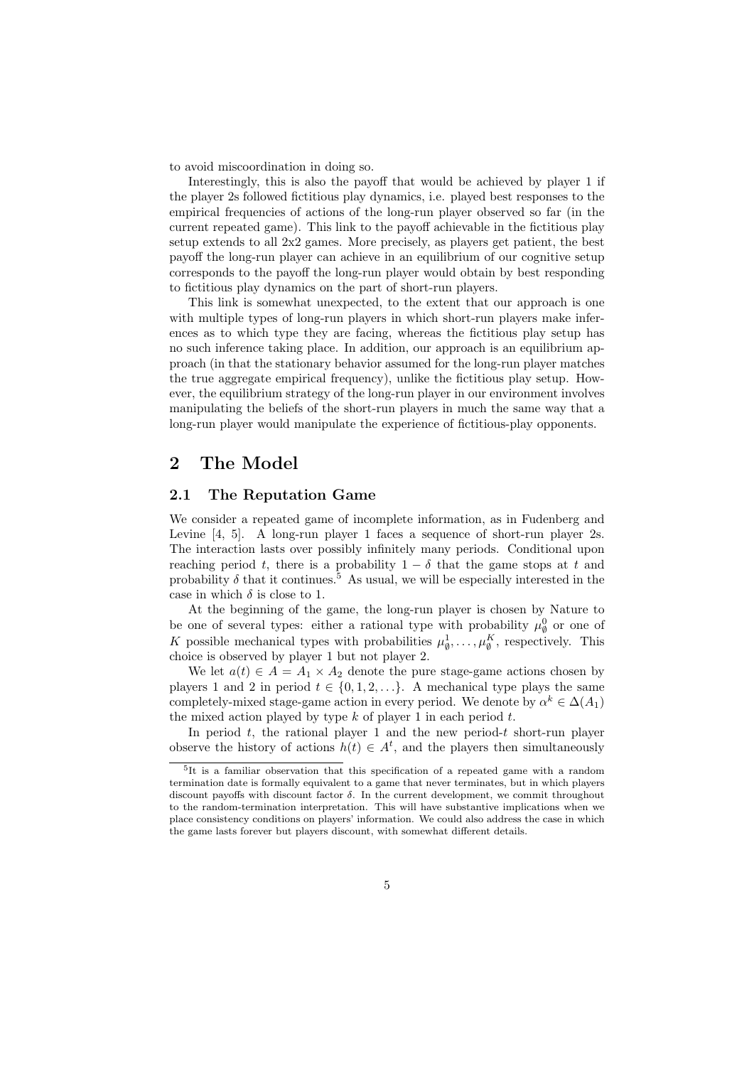to avoid miscoordination in doing so.

Interestingly, this is also the payoff that would be achieved by player 1 if the player 2s followed fictitious play dynamics, i.e. played best responses to the empirical frequencies of actions of the long-run player observed so far (in the current repeated game). This link to the payoff achievable in the fictitious play setup extends to all 2x2 games. More precisely, as players get patient, the best payoff the long-run player can achieve in an equilibrium of our cognitive setup corresponds to the payoff the long-run player would obtain by best responding to fictitious play dynamics on the part of short-run players.

This link is somewhat unexpected, to the extent that our approach is one with multiple types of long-run players in which short-run players make inferences as to which type they are facing, whereas the fictitious play setup has no such inference taking place. In addition, our approach is an equilibrium approach (in that the stationary behavior assumed for the long-run player matches the true aggregate empirical frequency), unlike the fictitious play setup. However, the equilibrium strategy of the long-run player in our environment involves manipulating the beliefs of the short-run players in much the same way that a long-run player would manipulate the experience of fictitious-play opponents.

# 2 The Model

## 2.1 The Reputation Game

We consider a repeated game of incomplete information, as in Fudenberg and Levine [4, 5]. A long-run player 1 faces a sequence of short-run player 2s. The interaction lasts over possibly infinitely many periods. Conditional upon reaching period $t$, there is a probability $1-\delta$ that the game stops at $t$ and probability $\delta$ that it continues.[5] As usual, we will be especially interested in the case in which $\delta$ is close to 1.

At the beginning of the game, the long-run player is chosen by Nature to be one of several types: either a rational type with probability $\mu^0_\emptyset$ or one of $K$ possible mechanical types with probabilities $\mu^1_\emptyset, \ldots, \mu^K_\emptyset$, respectively. This choice is observed by player 1 but not player 2.

We let $a(t) \in A = A_1 \times A_2$ denote the pure stage-game actions chosen by players 1 and 2 in period $t \in \{0, 1, 2, \ldots\}$. A mechanical type plays the same completely-mixed stage-game action in every period. We denote by $\alpha^k \in \Delta(A_1)$ the mixed action played by type $k$ of player 1 in each period $t$.

In period $t$, the rational player 1 and the new period-$t$ short-run player observe the history of actions $h(t) \in A^t$, and the players then simultaneously

[5] It is a familiar observation that this specification of a repeated game with a random termination date is formally equivalent to a game that never terminates, but in which players discount payoffs with discount factor $\delta$. In the current development, we commit throughout to the random-termination interpretation. This will have substantive implications when we place consistency conditions on players' information. We could also address the case in which the game lasts forever but players discount, with somewhat different details.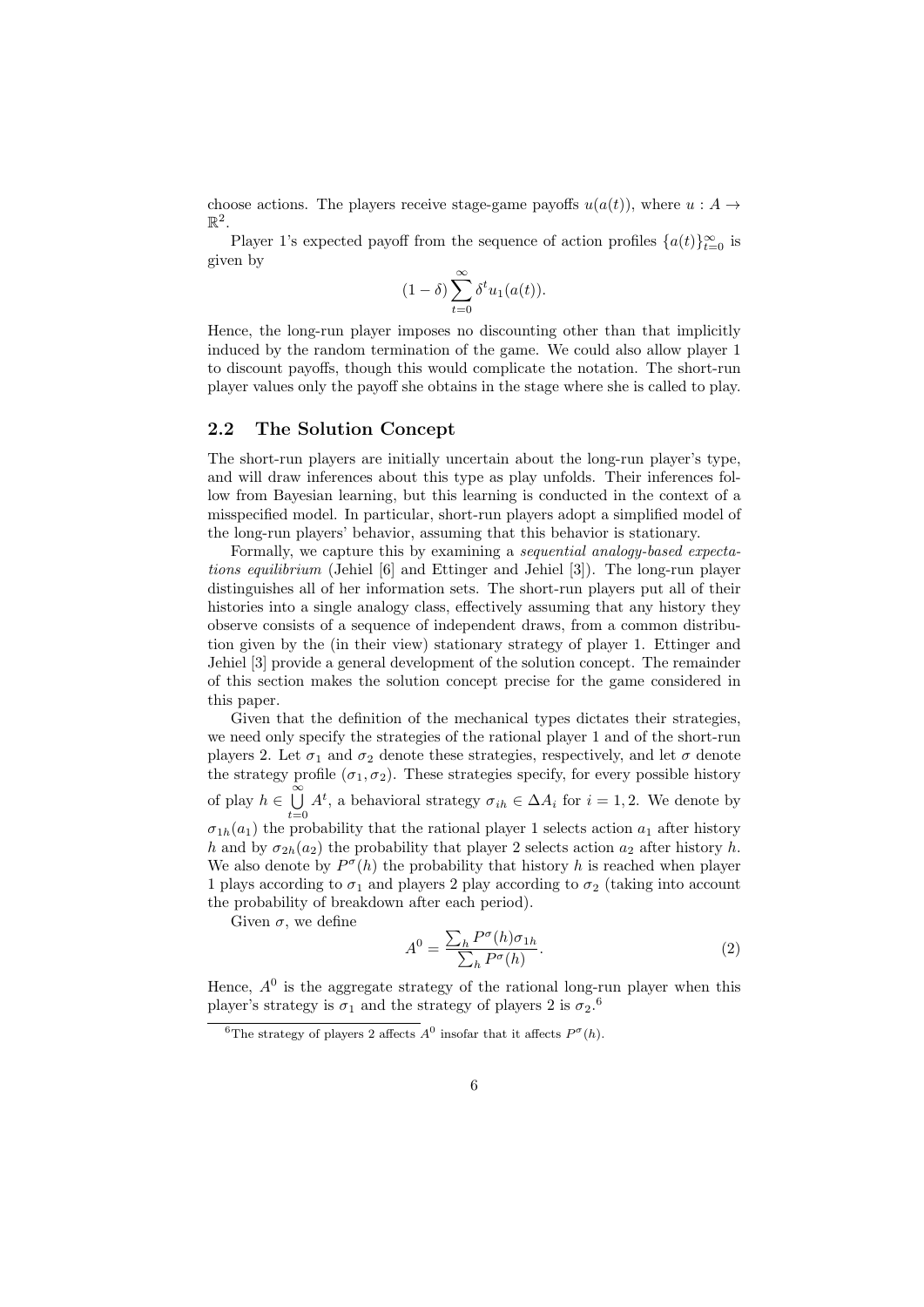choose actions. The players receive stage-game payoffs $u(a(t))$, where $u : A \to \mathbb{R}^2$.

Player 1's expected payoff from the sequence of action profiles $\{a(t)\}_{t=0}^{\infty}$ is given by

$$(1-\delta)\sum_{t=0}^{\infty}\delta^t u_1(a(t)).$$

Hence, the long-run player imposes no discounting other than that implicitly induced by the random termination of the game. We could also allow player 1 to discount payoffs, though this would complicate the notation. The short-run player values only the payoff she obtains in the stage where she is called to play.

## 2.2 The Solution Concept

The short-run players are initially uncertain about the long-run player's type, and will draw inferences about this type as play unfolds. Their inferences follow from Bayesian learning, but this learning is conducted in the context of a misspecified model. In particular, short-run players adopt a simplified model of the long-run players' behavior, assuming that this behavior is stationary.

Formally, we capture this by examining a *sequential analogy-based expectations equilibrium* (Jehiel [6] and Ettinger and Jehiel [3]). The long-run player distinguishes all of her information sets. The short-run players put all of their histories into a single analogy class, effectively assuming that any history they observe consists of a sequence of independent draws, from a common distribution given by the (in their view) stationary strategy of player 1. Ettinger and Jehiel [3] provide a general development of the solution concept. The remainder of this section makes the solution concept precise for the game considered in this paper.

Given that the definition of the mechanical types dictates their strategies, we need only specify the strategies of the rational player 1 and of the short-run players 2. Let $\sigma_1$ and $\sigma_2$ denote these strategies, respectively, and let $\sigma$ denote the strategy profile $(\sigma_1, \sigma_2)$. These strategies specify, for every possible history of play $h \in \bigcup_{t=0}^{\infty} A^t$, a behavioral strategy $\sigma_{ih} \in \Delta A_i$ for $i = 1, 2$. We denote by $\sigma_{1h}(a_1)$ the probability that the rational player 1 selects action $a_1$ after history $h$ and by $\sigma_{2h}(a_2)$ the probability that player 2 selects action $a_2$ after history $h$. We also denote by $P^{\sigma}(h)$ the probability that history $h$ is reached when player 1 plays according to $\sigma_1$ and players 2 play according to $\sigma_2$ (taking into account the probability of breakdown after each period).

Given $\sigma$, we define

$$A^0 = \frac{\sum_h P^{\sigma}(h)\sigma_{1h}}{\sum_h P^{\sigma}(h)}. \tag{2}$$

Hence, $A^0$ is the aggregate strategy of the rational long-run player when this player's strategy is $\sigma_1$ and the strategy of players 2 is $\sigma_2$.[6]

[6] The strategy of players 2 affects $A^0$ insofar that it affects $P^{\sigma}(h)$.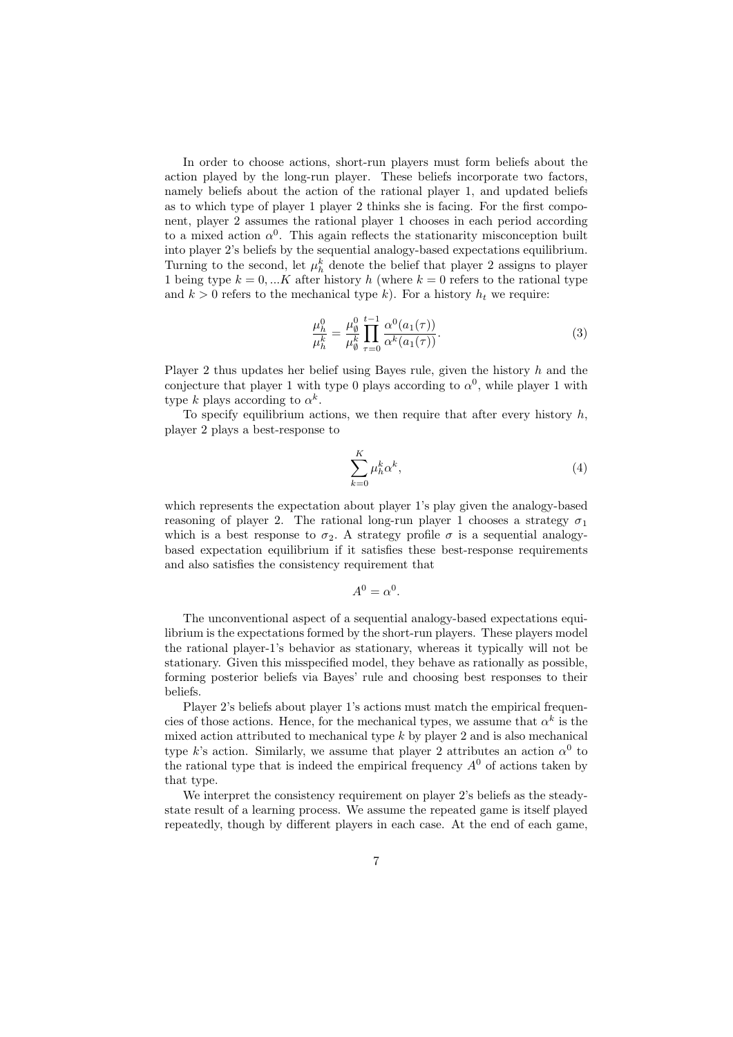In order to choose actions, short-run players must form beliefs about the action played by the long-run player. These beliefs incorporate two factors, namely beliefs about the action of the rational player 1, and updated beliefs as to which type of player 1 player 2 thinks she is facing. For the first component, player 2 assumes the rational player 1 chooses in each period according to a mixed action $\alpha^0$. This again reflects the stationarity misconception built into player 2's beliefs by the sequential analogy-based expectations equilibrium. Turning to the second, let $\mu_h^k$ denote the belief that player 2 assigns to player 1 being type $k = 0, ...K$ after history $h$ (where $k = 0$ refers to the rational type and $k > 0$ refers to the mechanical type $k$). For a history $h_t$ we require:

$$\frac{\mu_h^0}{\mu_h^k} = \frac{\mu_\emptyset^0}{\mu_\emptyset^k} \prod_{\tau=0}^{t-1} \frac{\alpha^0(a_1(\tau))}{\alpha^k(a_1(\tau))}. \tag{3}$$

Player 2 thus updates her belief using Bayes rule, given the history $h$ and the conjecture that player 1 with type 0 plays according to $\alpha^0$, while player 1 with type $k$ plays according to $\alpha^k$.

To specify equilibrium actions, we then require that after every history $h$, player 2 plays a best-response to

$$\sum_{k=0}^{K} \mu_h^k \alpha^k, \tag{4}$$

which represents the expectation about player 1's play given the analogy-based reasoning of player 2. The rational long-run player 1 chooses a strategy $\sigma_1$ which is a best response to $\sigma_2$. A strategy profile $\sigma$ is a sequential analogy-based expectation equilibrium if it satisfies these best-response requirements and also satisfies the consistency requirement that

$$A^0 = \alpha^0.$$

The unconventional aspect of a sequential analogy-based expectations equilibrium is the expectations formed by the short-run players. These players model the rational player-1's behavior as stationary, whereas it typically will not be stationary. Given this misspecified model, they behave as rationally as possible, forming posterior beliefs via Bayes' rule and choosing best responses to their beliefs.

Player 2's beliefs about player 1's actions must match the empirical frequencies of those actions. Hence, for the mechanical types, we assume that $\alpha^k$ is the mixed action attributed to mechanical type $k$ by player 2 and is also mechanical type $k$'s action. Similarly, we assume that player 2 attributes an action $\alpha^0$ to the rational type that is indeed the empirical frequency $A^0$ of actions taken by that type.

We interpret the consistency requirement on player 2's beliefs as the steady-state result of a learning process. We assume the repeated game is itself played repeatedly, though by different players in each case. At the end of each game,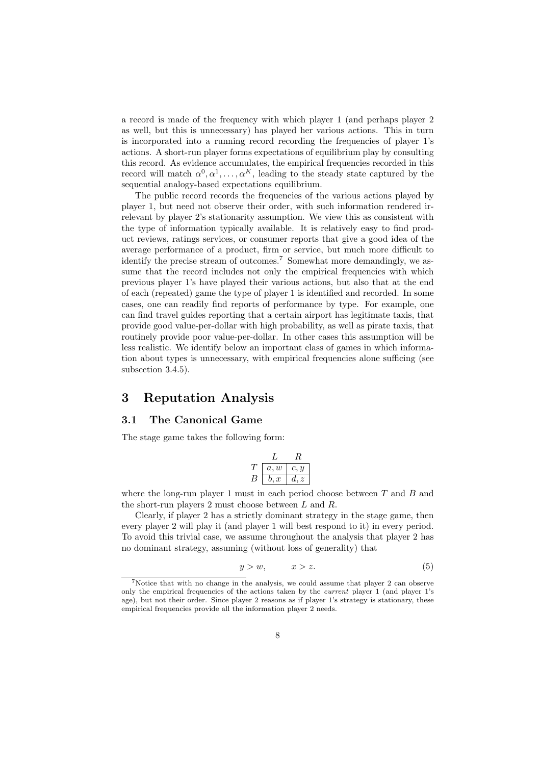a record is made of the frequency with which player 1 (and perhaps player 2 as well, but this is unnecessary) has played her various actions. This in turn is incorporated into a running record recording the frequencies of player 1's actions. A short-run player forms expectations of equilibrium play by consulting this record. As evidence accumulates, the empirical frequencies recorded in this record will match $\alpha^0, \alpha^1, \ldots, \alpha^K$, leading to the steady state captured by the sequential analogy-based expectations equilibrium.

The public record records the frequencies of the various actions played by player 1, but need not observe their order, with such information rendered irrelevant by player 2's stationarity assumption. We view this as consistent with the type of information typically available. It is relatively easy to find product reviews, ratings services, or consumer reports that give a good idea of the average performance of a product, firm or service, but much more difficult to identify the precise stream of outcomes.[7] Somewhat more demandingly, we assume that the record includes not only the empirical frequencies with which previous player 1's have played their various actions, but also that at the end of each (repeated) game the type of player 1 is identified and recorded. In some cases, one can readily find reports of performance by type. For example, one can find travel guides reporting that a certain airport has legitimate taxis, that provide good value-per-dollar with high probability, as well as pirate taxis, that routinely provide poor value-per-dollar. In other cases this assumption will be less realistic. We identify below an important class of games in which information about types is unnecessary, with empirical frequencies alone sufficing (see subsection 3.4.5).

# 3 Reputation Analysis

## 3.1 The Canonical Game

The stage game takes the following form:

| | $L$ | $R$ |
|---|---|---|
| $T$ | $a, w$ | $c, y$ |
| $B$ | $b, x$ | $d, z$ |

where the long-run player 1 must in each period choose between $T$ and $B$ and the short-run players 2 must choose between $L$ and $R$.

Clearly, if player 2 has a strictly dominant strategy in the stage game, then every player 2 will play it (and player 1 will best respond to it) in every period. To avoid this trivial case, we assume throughout the analysis that player 2 has no dominant strategy, assuming (without loss of generality) that

$$y > w, \qquad x > z. \tag{5}$$

[7] Notice that with no change in the analysis, we could assume that player 2 can observe only the empirical frequencies of the actions taken by the *current* player 1 (and player 1's age), but not their order. Since player 2 reasons as if player 1's strategy is stationary, these empirical frequencies provide all the information player 2 needs.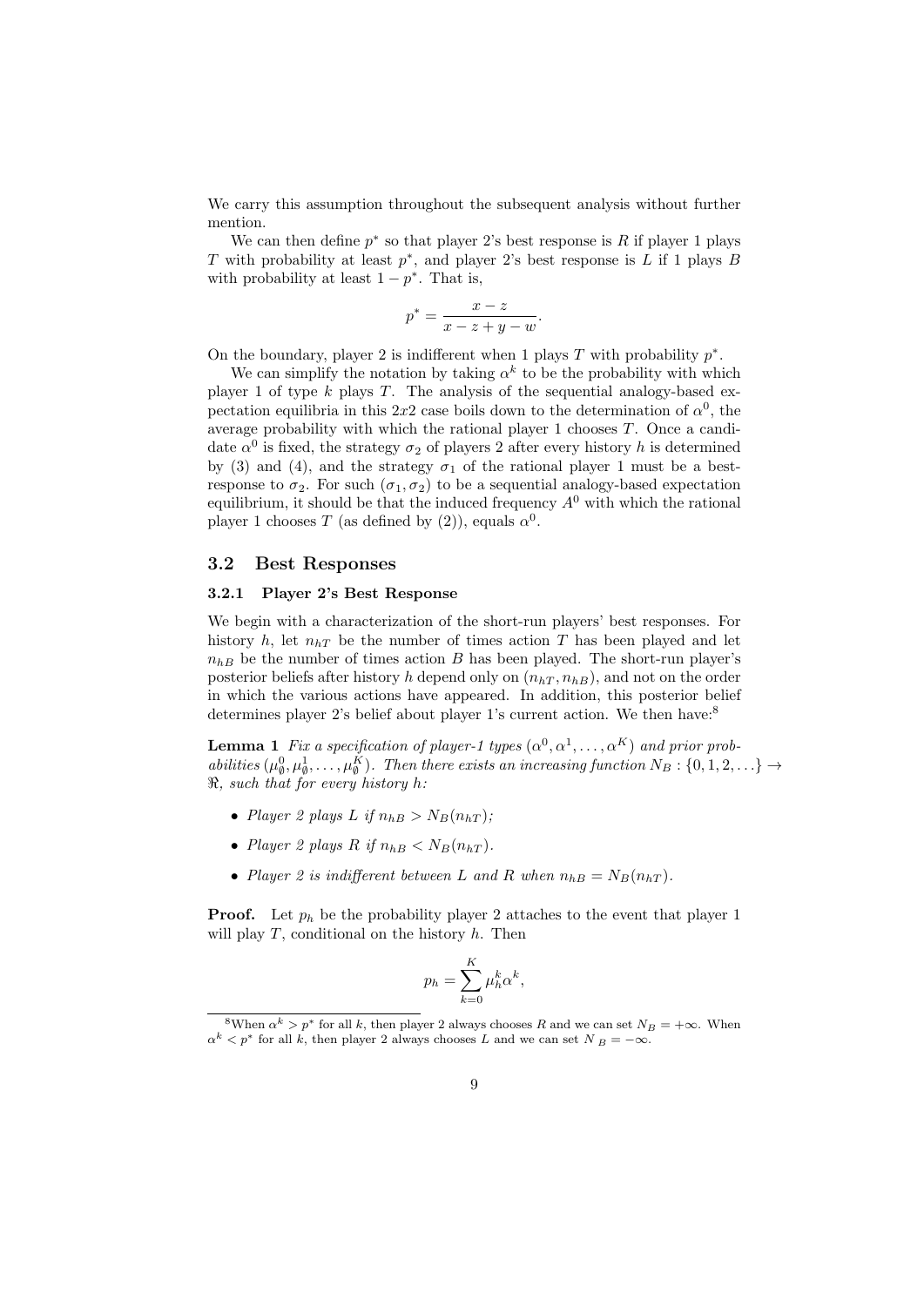We carry this assumption throughout the subsequent analysis without further mention.

We can then define $p^*$ so that player 2's best response is $R$ if player 1 plays $T$ with probability at least $p^*$, and player 2's best response is $L$ if 1 plays $B$ with probability at least $1 - p^*$. That is,

$$p^* = \frac{x - z}{x - z + y - w}.$$

On the boundary, player 2 is indifferent when 1 plays $T$ with probability $p^*$.

We can simplify the notation by taking $\alpha^k$ to be the probability with which player 1 of type $k$ plays $T$. The analysis of the sequential analogy-based expectation equilibria in this $2x2$ case boils down to the determination of $\alpha^0$, the average probability with which the rational player 1 chooses $T$. Once a candidate $\alpha^0$ is fixed, the strategy $\sigma_2$ of players 2 after every history $h$ is determined by (3) and (4), and the strategy $\sigma_1$ of the rational player 1 must be a best-response to $\sigma_2$. For such $(\sigma_1, \sigma_2)$ to be a sequential analogy-based expectation equilibrium, it should be that the induced frequency $A^0$ with which the rational player 1 chooses $T$ (as defined by (2)), equals $\alpha^0$.

## 3.2 Best Responses

### 3.2.1 Player 2's Best Response

We begin with a characterization of the short-run players' best responses. For history $h$, let $n_{hT}$ be the number of times action $T$ has been played and let $n_{hB}$ be the number of times action $B$ has been played. The short-run player's posterior beliefs after history $h$ depend only on $(n_{hT}, n_{hB})$, and not on the order in which the various actions have appeared. In addition, this posterior belief determines player 2's belief about player 1's current action. We then have:[8]

**Lemma 1** *Fix a specification of player-1 types $(\alpha^0, \alpha^1, \ldots, \alpha^K)$ and prior probabilities $(\mu^0_\emptyset, \mu^1_\emptyset, \ldots, \mu^K_\emptyset)$. Then there exists an increasing function $N_B : \{0, 1, 2, \ldots\} \to \Re$, such that for every history $h$:*

- *Player 2 plays $L$ if $n_{hB} > N_B(n_{hT})$;*
- *Player 2 plays $R$ if $n_{hB} < N_B(n_{hT})$.*
- *Player 2 is indifferent between $L$ and $R$ when $n_{hB} = N_B(n_{hT})$.*

**Proof.** Let $p_h$ be the probability player 2 attaches to the event that player 1 will play $T$, conditional on the history $h$. Then

$$p_h = \sum_{k=0}^{K} \mu^k_h \alpha^k,$$

[8] When $\alpha^k > p^*$ for all $k$, then player 2 always chooses $R$ and we can set $N_B = +\infty$. When $\alpha^k < p^*$ for all $k$, then player 2 always chooses $L$ and we can set $N_B = -\infty$.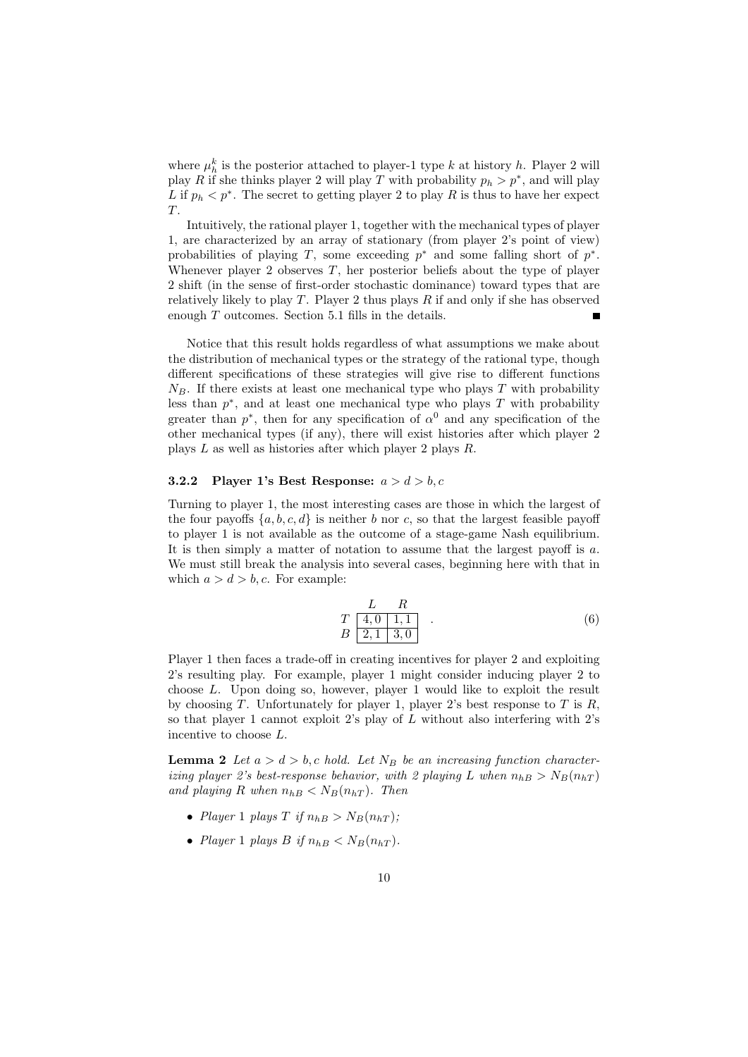where $\mu_h^k$ is the posterior attached to player-1 type $k$ at history $h$. Player 2 will play $R$ if she thinks player 2 will play $T$ with probability $p_h > p^*$, and will play $L$ if $p_h < p^*$. The secret to getting player 2 to play $R$ is thus to have her expect $T$.

Intuitively, the rational player 1, together with the mechanical types of player 1, are characterized by an array of stationary (from player 2's point of view) probabilities of playing $T$, some exceeding $p^*$ and some falling short of $p^*$. Whenever player 2 observes $T$, her posterior beliefs about the type of player 2 shift (in the sense of first-order stochastic dominance) toward types that are relatively likely to play $T$. Player 2 thus plays $R$ if and only if she has observed enough $T$ outcomes. Section 5.1 fills in the details. ■

Notice that this result holds regardless of what assumptions we make about the distribution of mechanical types or the strategy of the rational type, though different specifications of these strategies will give rise to different functions $N_B$. If there exists at least one mechanical type who plays $T$ with probability less than $p^*$, and at least one mechanical type who plays $T$ with probability greater than $p^*$, then for any specification of $\alpha^0$ and any specification of the other mechanical types (if any), there will exist histories after which player 2 plays $L$ as well as histories after which player 2 plays $R$.

### 3.2.2 Player 1's Best Response: $a > d > b, c$

Turning to player 1, the most interesting cases are those in which the largest of the four payoffs $\{a, b, c, d\}$ is neither $b$ nor $c$, so that the largest feasible payoff to player 1 is not available as the outcome of a stage-game Nash equilibrium. It is then simply a matter of notation to assume that the largest payoff is $a$. We must still break the analysis into several cases, beginning here with that in which $a > d > b, c$. For example:

$$
\begin{array}{c|c|c|}
 & L & R \\
\hline
T & 4,0 & 1,1 \\
\hline
B & 2,1 & 3,0 \\
\hline
\end{array}
\quad . \tag{6}
$$

Player 1 then faces a trade-off in creating incentives for player 2 and exploiting 2's resulting play. For example, player 1 might consider inducing player 2 to choose $L$. Upon doing so, however, player 1 would like to exploit the result by choosing $T$. Unfortunately for player 1, player 2's best response to $T$ is $R$, so that player 1 cannot exploit 2's play of $L$ without also interfering with 2's incentive to choose $L$.

**Lemma 2** *Let $a > d > b, c$ hold. Let $N_B$ be an increasing function characterizing player 2's best-response behavior, with 2 playing $L$ when $n_{hB} > N_B(n_{hT})$ and playing $R$ when $n_{hB} < N_B(n_{hT})$. Then*

- *Player 1 plays $T$ if $n_{hB} > N_B(n_{hT})$;*
- *Player 1 plays $B$ if $n_{hB} < N_B(n_{hT})$.*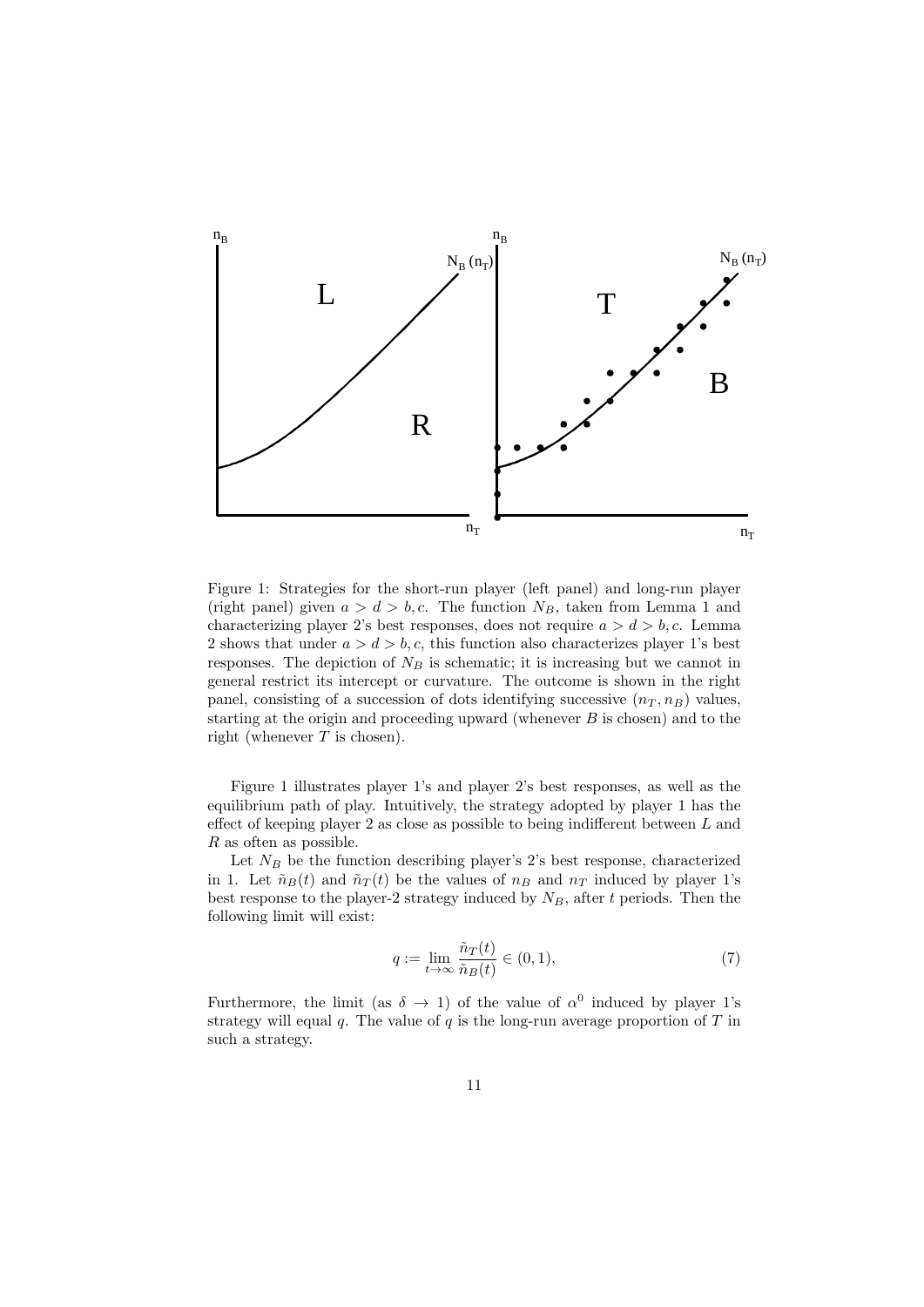Figure 1: Strategies for the short-run player (left panel) and long-run player (right panel) given $a > d > b, c$. The function $N_B$, taken from Lemma 1 and characterizing player 2's best responses, does not require $a > d > b, c$. Lemma 2 shows that under $a > d > b, c$, this function also characterizes player 1's best responses. The depiction of $N_B$ is schematic; it is increasing but we cannot in general restrict its intercept or curvature. The outcome is shown in the right panel, consisting of a succession of dots identifying successive $(n_T, n_B)$ values, starting at the origin and proceeding upward (whenever $B$ is chosen) and to the right (whenever $T$ is chosen).

Figure 1 illustrates player 1's and player 2's best responses, as well as the equilibrium path of play. Intuitively, the strategy adopted by player 1 has the effect of keeping player 2 as close as possible to being indifferent between $L$ and $R$ as often as possible.

Let $N_B$ be the function describing player's 2's best response, characterized in 1. Let $\tilde{n}_B(t)$ and $\tilde{n}_T(t)$ be the values of $n_B$ and $n_T$ induced by player 1's best response to the player-2 strategy induced by $N_B$, after $t$ periods. Then the following limit will exist:

$$q := \lim_{t \to \infty} \frac{\tilde{n}_T(t)}{\tilde{n}_B(t)} \in (0, 1), \tag{7}$$

Furthermore, the limit (as $\delta \to 1$) of the value of $\alpha^0$ induced by player 1's strategy will equal $q$. The value of $q$ is the long-run average proportion of $T$ in such a strategy.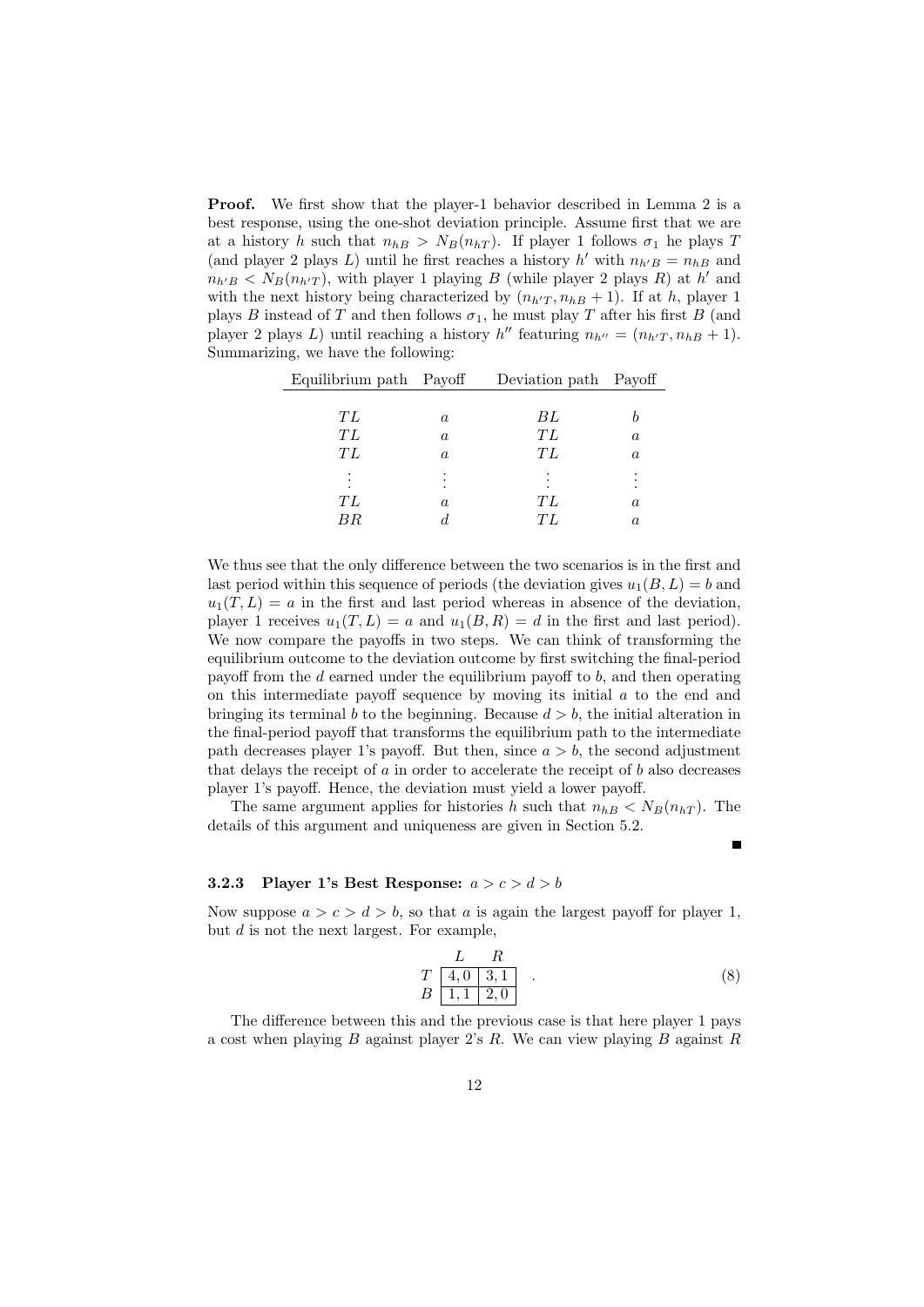**Proof.** We first show that the player-1 behavior described in Lemma 2 is a best response, using the one-shot deviation principle. Assume first that we are at a history $h$ such that $n_{hB} > N_B(n_{hT})$. If player 1 follows $\sigma_1$ he plays $T$ (and player 2 plays $L$) until he first reaches a history $h'$ with $n_{h'B} = n_{hB}$ and $n_{h'B} < N_B(n_{h'T})$, with player 1 playing $B$ (while player 2 plays $R$) at $h'$ and with the next history being characterized by $(n_{h'T}, n_{hB} + 1)$. If at $h$, player 1 plays $B$ instead of $T$ and then follows $\sigma_1$, he must play $T$ after his first $B$ (and player 2 plays $L$) until reaching a history $h''$ featuring $n_{h''} = (n_{h'T}, n_{hB} + 1)$. Summarizing, we have the following:

| Equilibrium path | Payoff | Deviation path | Payoff |
|---|---|---|---|
| $TL$ | $a$ | $BL$ | $b$ |
| $TL$ | $a$ | $TL$ | $a$ |
| $TL$ | $a$ | $TL$ | $a$ |
| $\vdots$ | $\vdots$ | $\vdots$ | $\vdots$ |
| $TL$ | $a$ | $TL$ | $a$ |
| $BR$ | $d$ | $TL$ | $a$ |

We thus see that the only difference between the two scenarios is in the first and last period within this sequence of periods (the deviation gives $u_1(B, L) = b$ and $u_1(T, L) = a$ in the first and last period whereas in absence of the deviation, player 1 receives $u_1(T, L) = a$ and $u_1(B, R) = d$ in the first and last period). We now compare the payoffs in two steps. We can think of transforming the equilibrium outcome to the deviation outcome by first switching the final-period payoff from the $d$ earned under the equilibrium payoff to $b$, and then operating on this intermediate payoff sequence by moving its initial $a$ to the end and bringing its terminal $b$ to the beginning. Because $d > b$, the initial alteration in the final-period payoff that transforms the equilibrium path to the intermediate path decreases player 1's payoff. But then, since $a > b$, the second adjustment that delays the receipt of $a$ in order to accelerate the receipt of $b$ also decreases player 1's payoff. Hence, the deviation must yield a lower payoff.

The same argument applies for histories $h$ such that $n_{hB} < N_B(n_{hT})$. The details of this argument and uniqueness are given in Section 5.2. ■

### 3.2.3 Player 1's Best Response: $a > c > d > b$

Now suppose $a > c > d > b$, so that $a$ is again the largest payoff for player 1, but $d$ is not the next largest. For example,

$$\begin{array}{c|c|c|} & L & R \\ \hline T & 4,0 & 3,1 \\ \hline B & 1,1 & 2,0 \\ \hline \end{array} \quad . \tag{8}$$

The difference between this and the previous case is that here player 1 pays a cost when playing $B$ against player 2's $R$. We can view playing $B$ against $R$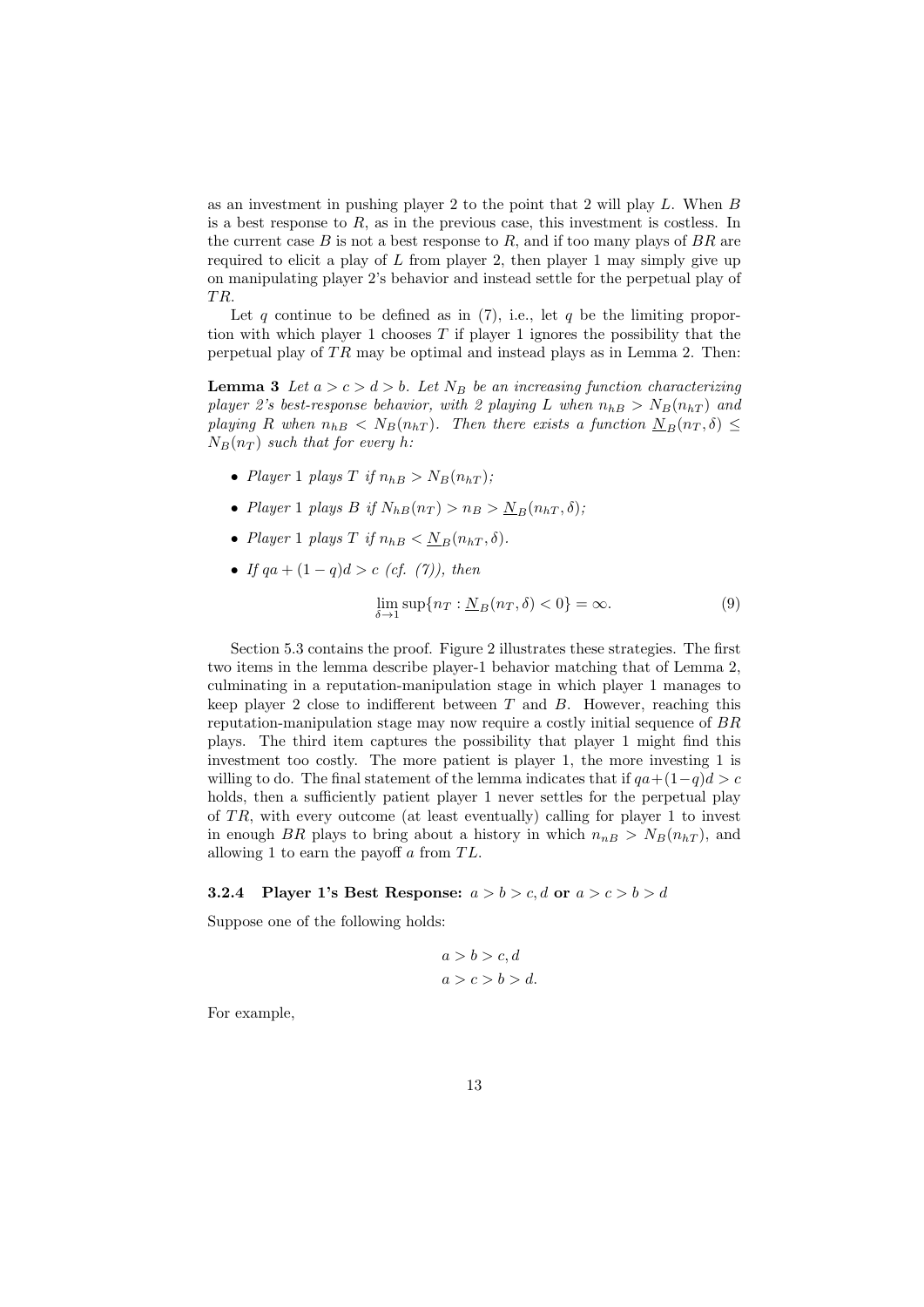as an investment in pushing player 2 to the point that 2 will play $L$. When $B$ is a best response to $R$, as in the previous case, this investment is costless. In the current case $B$ is not a best response to $R$, and if too many plays of $BR$ are required to elicit a play of $L$ from player 2, then player 1 may simply give up on manipulating player 2's behavior and instead settle for the perpetual play of $TR$.

Let $q$ continue to be defined as in (7), i.e., let $q$ be the limiting proportion with which player 1 chooses $T$ if player 1 ignores the possibility that the perpetual play of $TR$ may be optimal and instead plays as in Lemma 2. Then:

**Lemma 3** *Let $a > c > d > b$. Let $N_B$ be an increasing function characterizing player 2's best-response behavior, with 2 playing $L$ when $n_{hB} > N_B(n_{hT})$ and playing $R$ when $n_{hB} < N_B(n_{hT})$. Then there exists a function $\underline{N}_B(n_T, \delta) \leq N_B(n_T)$ such that for every $h$:*

- *Player 1 plays $T$ if $n_{hB} > N_B(n_{hT})$;*
- *Player 1 plays $B$ if $N_{hB}(n_T) > n_B > \underline{N}_B(n_{hT}, \delta)$;*
- *Player 1 plays $T$ if $n_{hB} < \underline{N}_B(n_{hT}, \delta)$.*
- *If $qa + (1-q)d > c$ (cf. (7)), then*

$$\lim_{\delta \to 1} \sup\{n_T : \underline{N}_B(n_T, \delta) < 0\} = \infty. \tag{9}$$

Section 5.3 contains the proof. Figure 2 illustrates these strategies. The first two items in the lemma describe player-1 behavior matching that of Lemma 2, culminating in a reputation-manipulation stage in which player 1 manages to keep player 2 close to indifferent between $T$ and $B$. However, reaching this reputation-manipulation stage may now require a costly initial sequence of $BR$ plays. The third item captures the possibility that player 1 might find this investment too costly. The more patient is player 1, the more investing 1 is willing to do. The final statement of the lemma indicates that if $qa+(1-q)d > c$ holds, then a sufficiently patient player 1 never settles for the perpetual play of $TR$, with every outcome (at least eventually) calling for player 1 to invest in enough $BR$ plays to bring about a history in which $n_{nB} > N_B(n_{hT})$, and allowing 1 to earn the payoff $a$ from $TL$.

#### 3.2.4 Player 1's Best Response: $a > b > c, d$ or $a > c > b > d$

Suppose one of the following holds:

$$a > b > c, d$$
$$a > c > b > d.$$

For example,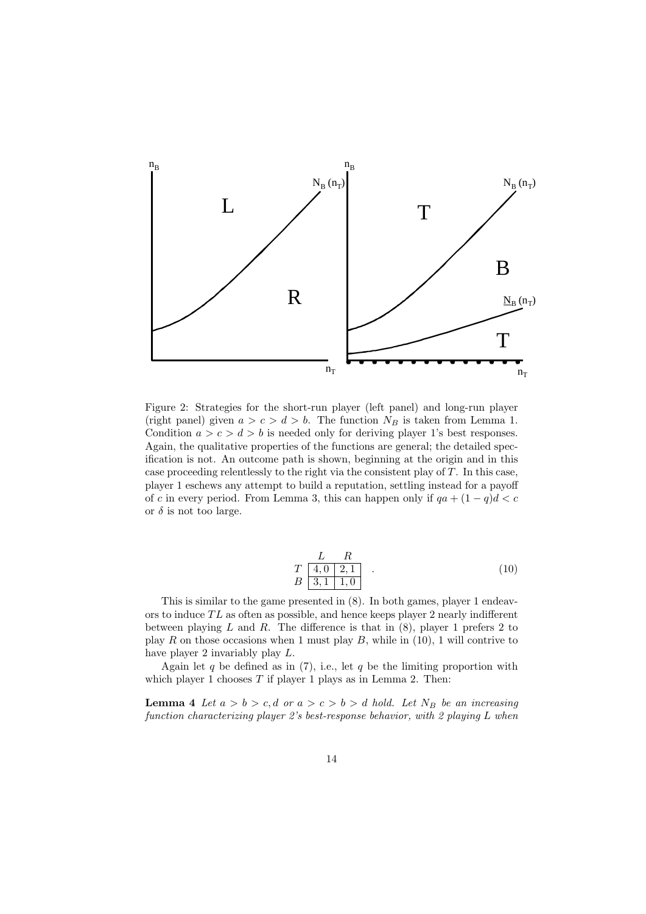Figure 2: Strategies for the short-run player (left panel) and long-run player (right panel) given $a > c > d > b$. The function $N_B$ is taken from Lemma 1. Condition $a > c > d > b$ is needed only for deriving player 1's best responses. Again, the qualitative properties of the functions are general; the detailed specification is not. An outcome path is shown, beginning at the origin and in this case proceeding relentlessly to the right via the consistent play of $T$. In this case, player 1 eschews any attempt to build a reputation, settling instead for a payoff of $c$ in every period. From Lemma 3, this can happen only if $qa + (1-q)d < c$ or $\delta$ is not too large.

$$
\begin{array}{c|c|c|}
 & L & R \\
\hline
T & 4,0 & 2,1 \\
\hline
B & 3,1 & 1,0 \\
\hline
\end{array}
\quad . \tag{10}
$$

This is similar to the game presented in (8). In both games, player 1 endeavors to induce $TL$ as often as possible, and hence keeps player 2 nearly indifferent between playing $L$ and $R$. The difference is that in (8), player 1 prefers 2 to play $R$ on those occasions when 1 must play $B$, while in (10), 1 will contrive to have player 2 invariably play $L$.

Again let $q$ be defined as in (7), i.e., let $q$ be the limiting proportion with which player 1 chooses $T$ if player 1 plays as in Lemma 2. Then:

**Lemma 4** *Let $a > b > c, d$ or $a > c > b > d$ hold. Let $N_B$ be an increasing function characterizing player 2's best-response behavior, with 2 playing $L$ when*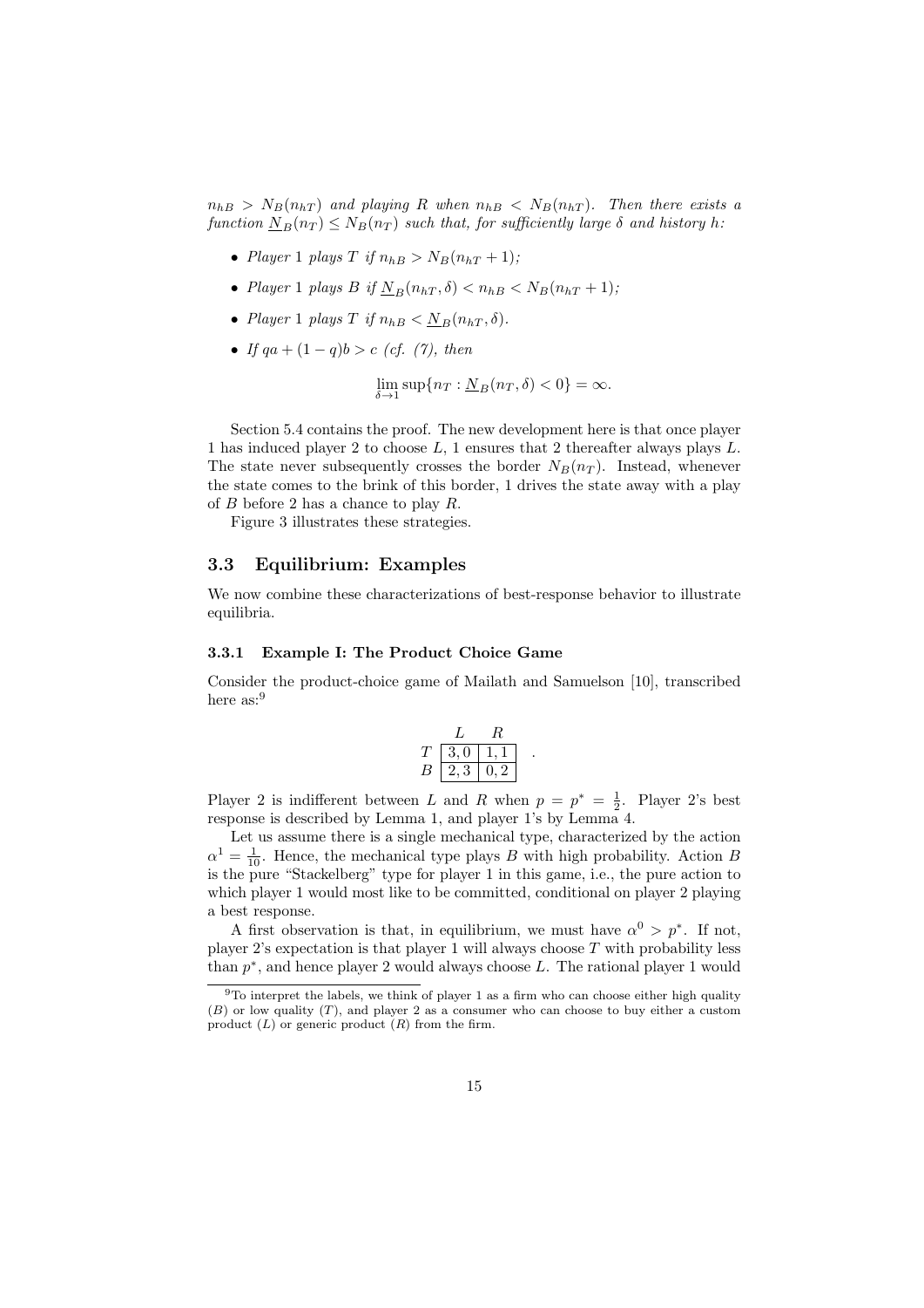$n_{hB} > N_B(n_{hT})$ and playing $R$ when $n_{hB} < N_B(n_{hT})$. Then there exists a function $\underline{N}_B(n_T) \leq N_B(n_T)$ such that, for sufficiently large $\delta$ and history $h$:*

- *Player 1 plays $T$ if $n_{hB} > N_B(n_{hT}+1)$;*
- *Player 1 plays $B$ if $\underline{N}_B(n_{hT}, \delta) < n_{hB} < N_B(n_{hT}+1)$;*
- *Player 1 plays $T$ if $n_{hB} < \underline{N}_B(n_{hT}, \delta)$.*
- *If $qa + (1-q)b > c$ (cf. (7), then*

$$\lim_{\delta \to 1} \sup\{n_T : \underline{N}_B(n_T, \delta) < 0\} = \infty.$$

Section 5.4 contains the proof. The new development here is that once player 1 has induced player 2 to choose $L$, 1 ensures that 2 thereafter always plays $L$. The state never subsequently crosses the border $N_B(n_T)$. Instead, whenever the state comes to the brink of this border, 1 drives the state away with a play of $B$ before 2 has a chance to play $R$.

Figure 3 illustrates these strategies.

## 3.3 Equilibrium: Examples

We now combine these characterizations of best-response behavior to illustrate equilibria.

### 3.3.1 Example I: The Product Choice Game

Consider the product-choice game of Mailath and Samuelson [10], transcribed here as:[9]

| | $L$ | $R$ |
|---|---|---|
| $T$ | 3, 0 | 1, 1 |
| $B$ | 2, 3 | 0, 2 |

Player 2 is indifferent between $L$ and $R$ when $p = p^* = \frac{1}{2}$. Player 2's best response is described by Lemma 1, and player 1's by Lemma 4.

Let us assume there is a single mechanical type, characterized by the action $\alpha^1 = \frac{1}{10}$. Hence, the mechanical type plays $B$ with high probability. Action $B$ is the pure "Stackelberg" type for player 1 in this game, i.e., the pure action to which player 1 would most like to be committed, conditional on player 2 playing a best response.

A first observation is that, in equilibrium, we must have $\alpha^0 > p^*$. If not, player 2's expectation is that player 1 will always choose $T$ with probability less than $p^*$, and hence player 2 would always choose $L$. The rational player 1 would

[9] To interpret the labels, we think of player 1 as a firm who can choose either high quality ($B$) or low quality ($T$), and player 2 as a consumer who can choose to buy either a custom product ($L$) or generic product ($R$) from the firm.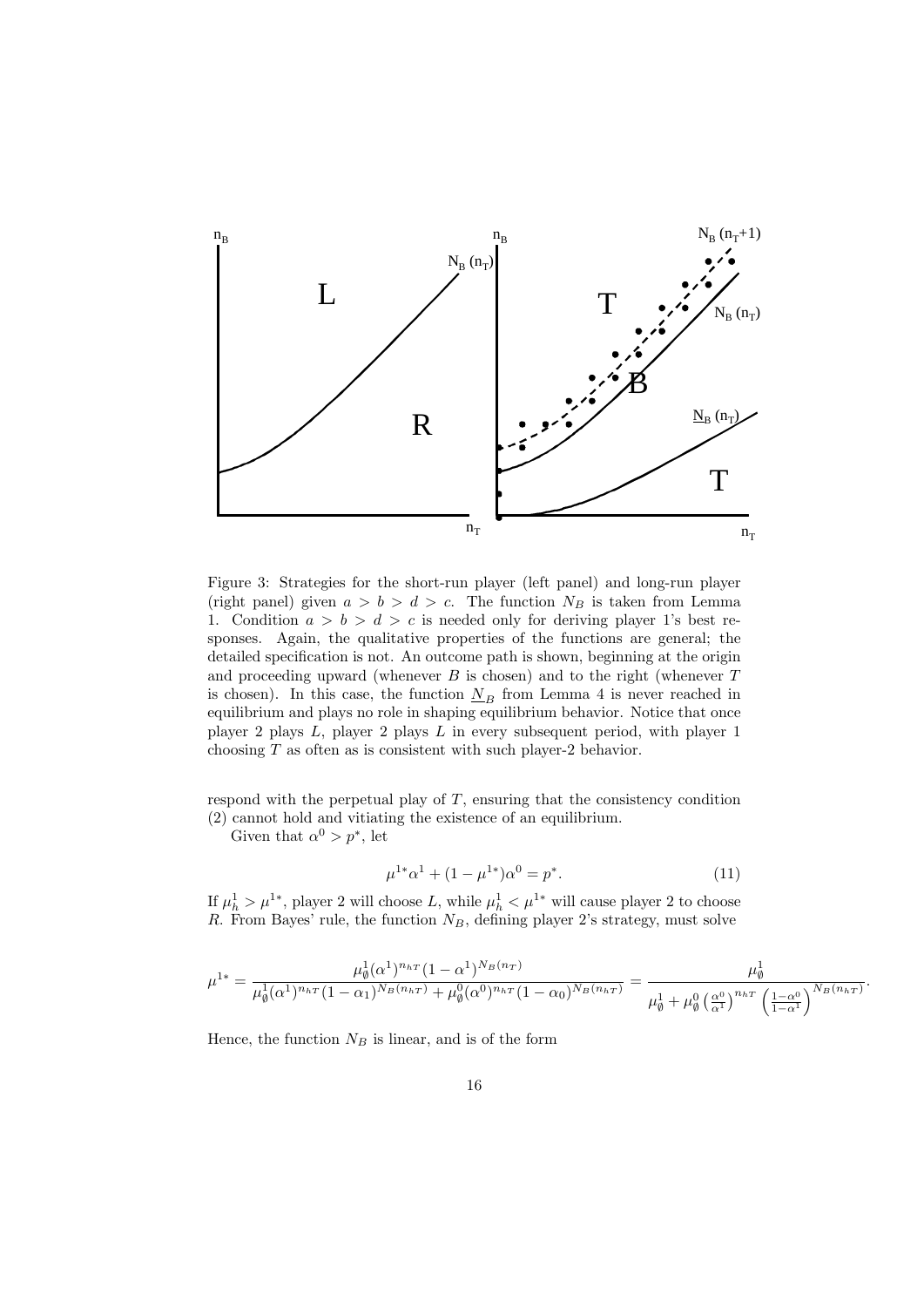Figure 3: Strategies for the short-run player (left panel) and long-run player (right panel) given $a > b > d > c$. The function $N_B$ is taken from Lemma 1. Condition $a > b > d > c$ is needed only for deriving player 1's best responses. Again, the qualitative properties of the functions are general; the detailed specification is not. An outcome path is shown, beginning at the origin and proceeding upward (whenever $B$ is chosen) and to the right (whenever $T$ is chosen). In this case, the function $\underline{N}_B$ from Lemma 4 is never reached in equilibrium and plays no role in shaping equilibrium behavior. Notice that once player 2 plays $L$, player 2 plays $L$ in every subsequent period, with player 1 choosing $T$ as often as is consistent with such player-2 behavior.

respond with the perpetual play of $T$, ensuring that the consistency condition (2) cannot hold and vitiating the existence of an equilibrium.

Given that $\alpha^0 > p^*$, let

$$\mu^{1*}\alpha^1 + (1 - \mu^{1*})\alpha^0 = p^*. \tag{11}$$

If $\mu_h^1 > \mu^{1*}$, player 2 will choose $L$, while $\mu_h^1 < \mu^{1*}$ will cause player 2 to choose $R$. From Bayes' rule, the function $N_B$, defining player 2's strategy, must solve

$$\mu^{1*} = \frac{\mu_\emptyset^1(\alpha^1)^{n_{hT}}(1-\alpha^1)^{N_B(n_T)}}{\mu_\emptyset^1(\alpha^1)^{n_{hT}}(1-\alpha_1)^{N_B(n_{hT})} + \mu_\emptyset^0(\alpha^0)^{n_{hT}}(1-\alpha_0)^{N_B(n_{hT})}} = \frac{\mu_\emptyset^1}{\mu_\emptyset^1 + \mu_\emptyset^0\left(\frac{\alpha^0}{\alpha^1}\right)^{n_{hT}}\left(\frac{1-\alpha^0}{1-\alpha^1}\right)^{N_B(n_{hT})}}.$$

Hence, the function $N_B$ is linear, and is of the form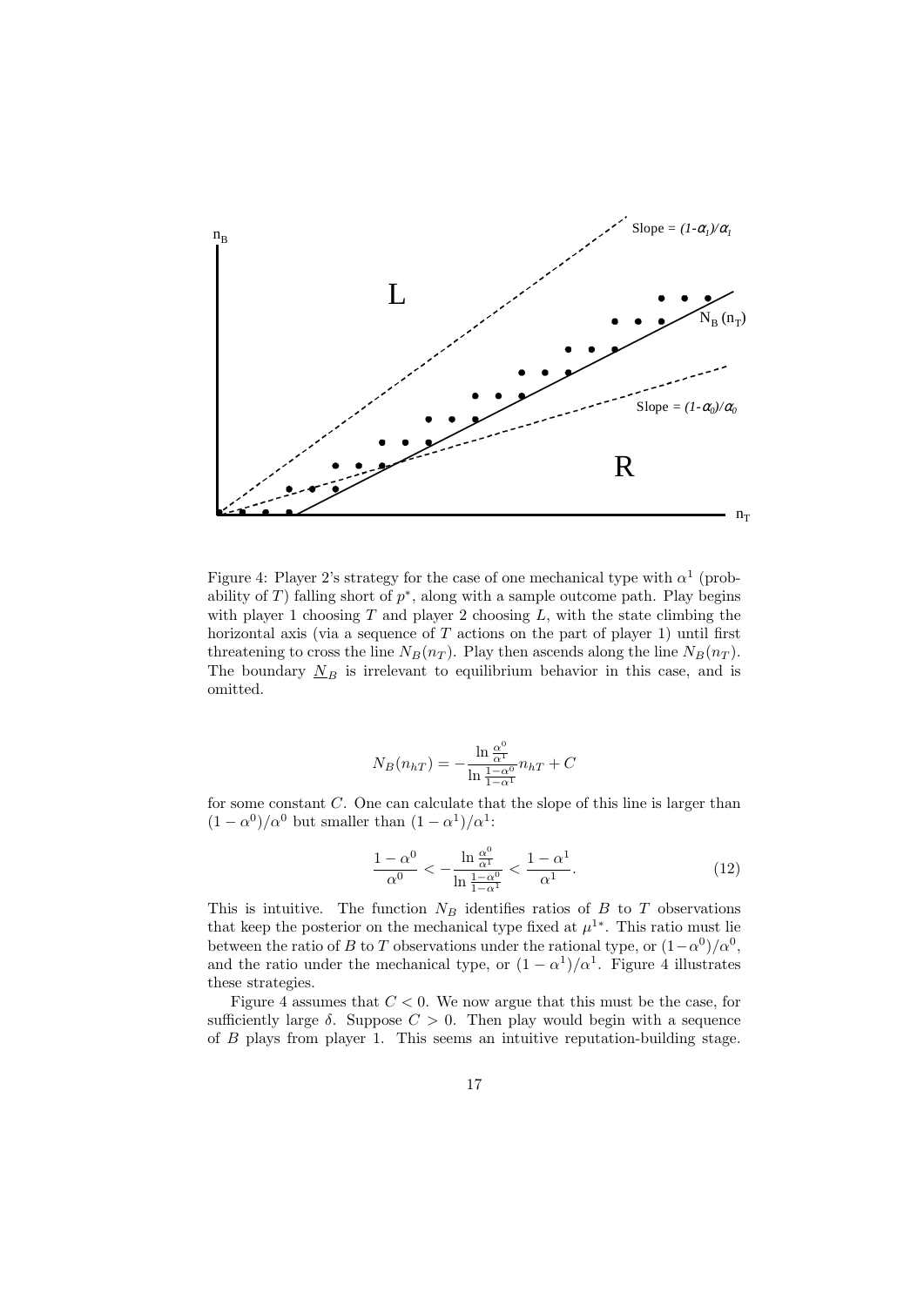Figure 4: Player 2's strategy for the case of one mechanical type with $\alpha^1$ (probability of $T$) falling short of $p^*$, along with a sample outcome path. Play begins with player 1 choosing $T$ and player 2 choosing $L$, with the state climbing the horizontal axis (via a sequence of $T$ actions on the part of player 1) until first threatening to cross the line $N_B(n_T)$. Play then ascends along the line $N_B(n_T)$. The boundary $\underline{N}_B$ is irrelevant to equilibrium behavior in this case, and is omitted.

$$N_B(n_{hT}) = -\frac{\ln \frac{\alpha^0}{\alpha^1}}{\ln \frac{1-\alpha^0}{1-\alpha^1}} n_{hT} + C$$

for some constant $C$. One can calculate that the slope of this line is larger than $(1-\alpha^0)/\alpha^0$ but smaller than $(1-\alpha^1)/\alpha^1$:

$$\frac{1-\alpha^0}{\alpha^0} < -\frac{\ln \frac{\alpha^0}{\alpha^1}}{\ln \frac{1-\alpha^0}{1-\alpha^1}} < \frac{1-\alpha^1}{\alpha^1}. \tag{12}$$

This is intuitive. The function $N_B$ identifies ratios of $B$ to $T$ observations that keep the posterior on the mechanical type fixed at $\mu^{1*}$. This ratio must lie between the ratio of $B$ to $T$ observations under the rational type, or $(1-\alpha^0)/\alpha^0$, and the ratio under the mechanical type, or $(1-\alpha^1)/\alpha^1$. Figure 4 illustrates these strategies.

Figure 4 assumes that $C < 0$. We now argue that this must be the case, for sufficiently large $\delta$. Suppose $C > 0$. Then play would begin with a sequence of $B$ plays from player 1. This seems an intuitive reputation-building stage.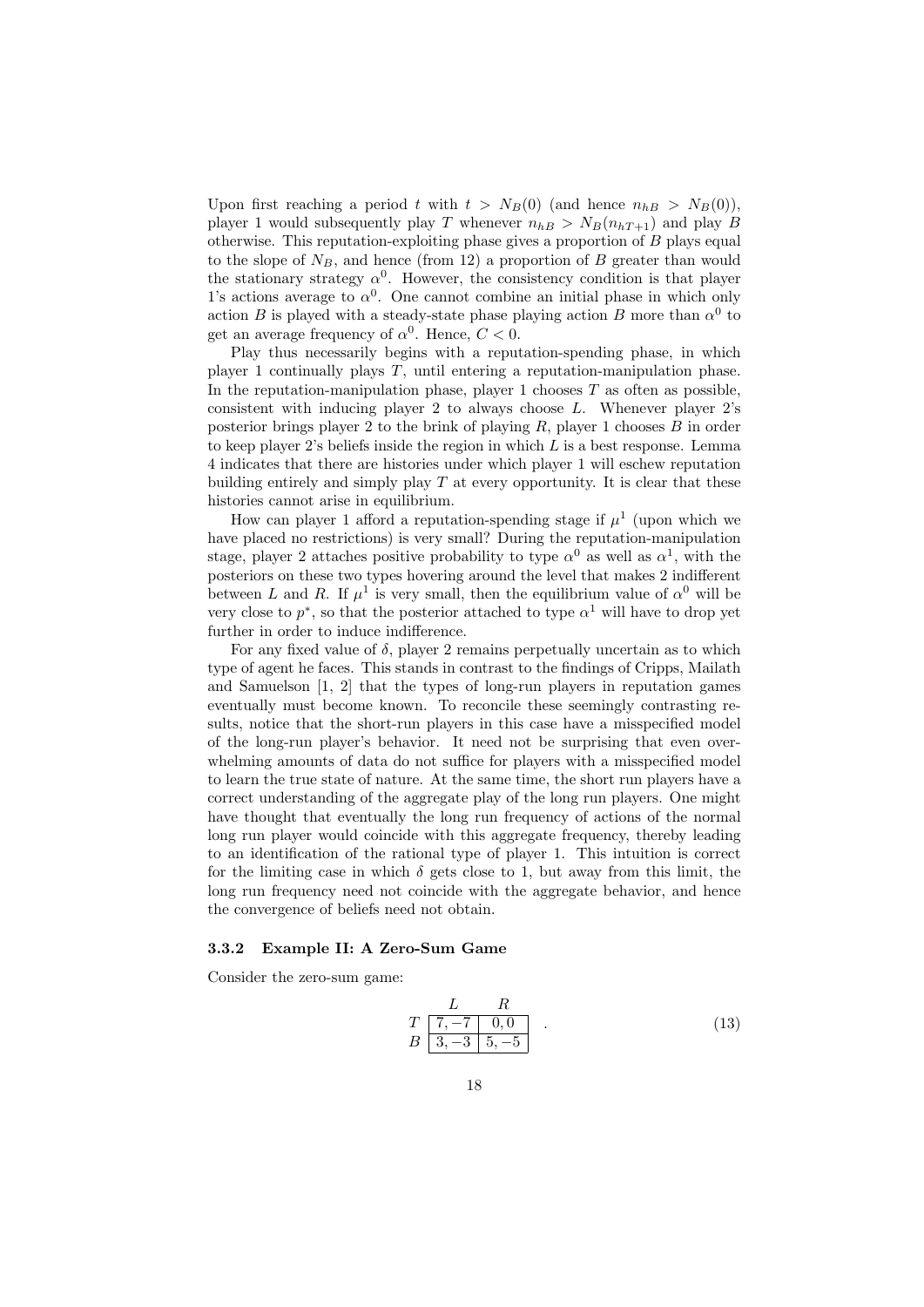Upon first reaching a period $t$ with $t > N_B(0)$ (and hence $n_{hB} > N_B(0)$), player 1 would subsequently play $T$ whenever $n_{hB} > N_B(n_{hT+1})$ and play $B$ otherwise. This reputation-exploiting phase gives a proportion of $B$ plays equal to the slope of $N_B$, and hence (from 12) a proportion of $B$ greater than would the stationary strategy $\alpha^0$. However, the consistency condition is that player 1's actions average to $\alpha^0$. One cannot combine an initial phase in which only action $B$ is played with a steady-state phase playing action $B$ more than $\alpha^0$ to get an average frequency of $\alpha^0$. Hence, $C < 0$.

Play thus necessarily begins with a reputation-spending phase, in which player 1 continually plays $T$, until entering a reputation-manipulation phase. In the reputation-manipulation phase, player 1 chooses $T$ as often as possible, consistent with inducing player 2 to always choose $L$. Whenever player 2's posterior brings player 2 to the brink of playing $R$, player 1 chooses $B$ in order to keep player 2's beliefs inside the region in which $L$ is a best response. Lemma 4 indicates that there are histories under which player 1 will eschew reputation building entirely and simply play $T$ at every opportunity. It is clear that these histories cannot arise in equilibrium.

How can player 1 afford a reputation-spending stage if $\mu^1$ (upon which we have placed no restrictions) is very small? During the reputation-manipulation stage, player 2 attaches positive probability to type $\alpha^0$ as well as $\alpha^1$, with the posteriors on these two types hovering around the level that makes 2 indifferent between $L$ and $R$. If $\mu^1$ is very small, then the equilibrium value of $\alpha^0$ will be very close to $p^*$, so that the posterior attached to type $\alpha^1$ will have to drop yet further in order to induce indifference.

For any fixed value of $\delta$, player 2 remains perpetually uncertain as to which type of agent he faces. This stands in contrast to the findings of Cripps, Mailath and Samuelson [1, 2] that the types of long-run players in reputation games eventually must become known. To reconcile these seemingly contrasting results, notice that the short-run players in this case have a misspecified model of the long-run player's behavior. It need not be surprising that even overwhelming amounts of data do not suffice for players with a misspecified model to learn the true state of nature. At the same time, the short run players have a correct understanding of the aggregate play of the long run players. One might have thought that eventually the long run frequency of actions of the normal long run player would coincide with this aggregate frequency, thereby leading to an identification of the rational type of player 1. This intuition is correct for the limiting case in which $\delta$ gets close to 1, but away from this limit, the long run frequency need not coincide with the aggregate behavior, and hence the convergence of beliefs need not obtain.

### 3.3.2 Example II: A Zero-Sum Game

Consider the zero-sum game:

|   | $L$ | $R$ |
|---|---|---|
| $T$ | $7, -7$ | $0, 0$ |
| $B$ | $3, -3$ | $5, -5$ |

(13)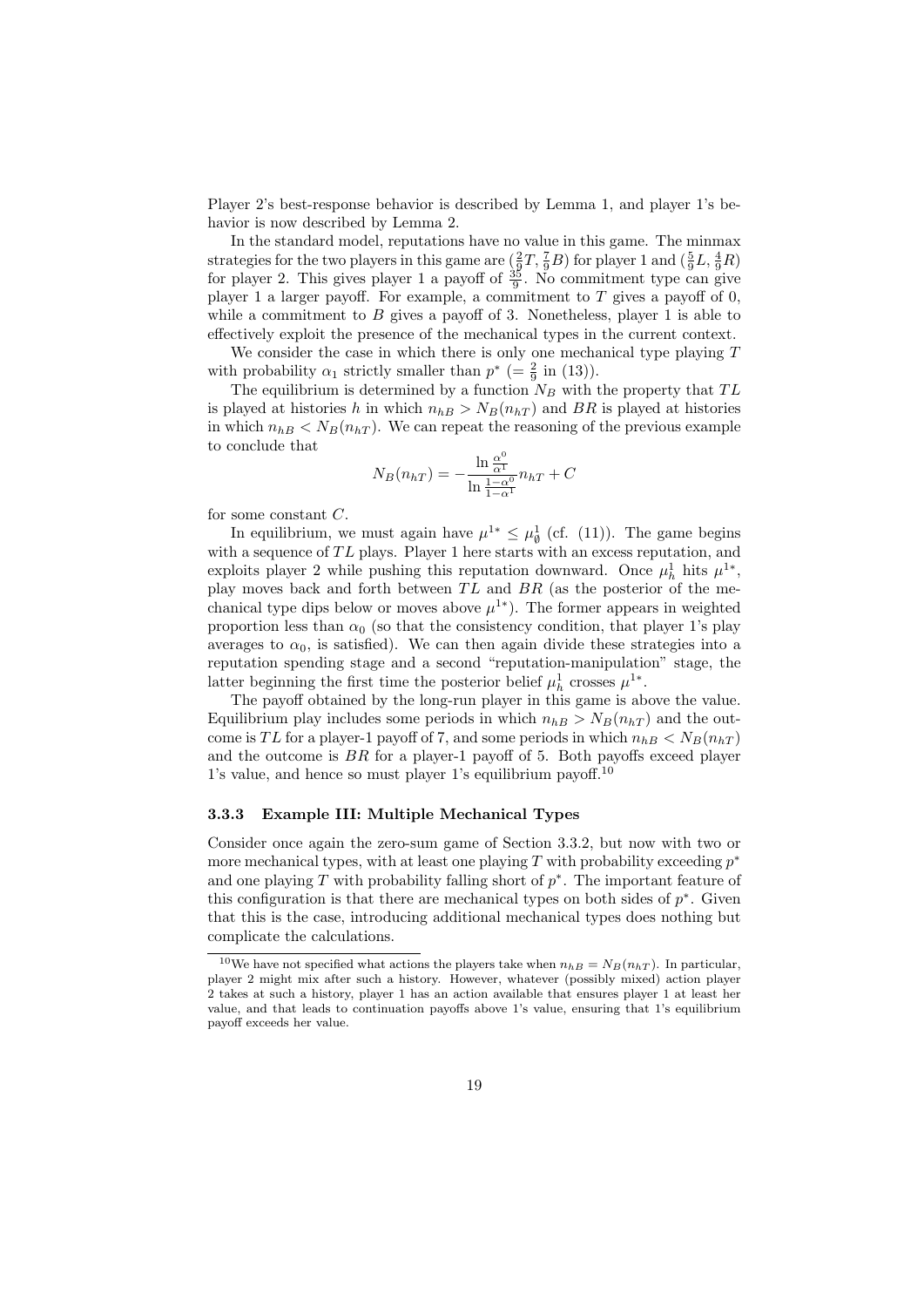Player 2's best-response behavior is described by Lemma 1, and player 1's behavior is now described by Lemma 2.

In the standard model, reputations have no value in this game. The minmax strategies for the two players in this game are $(\frac{2}{9}T, \frac{7}{9}B)$ for player 1 and $(\frac{5}{9}L, \frac{4}{9}R)$ for player 2. This gives player 1 a payoff of $\frac{35}{9}$. No commitment type can give player 1 a larger payoff. For example, a commitment to $T$ gives a payoff of 0, while a commitment to $B$ gives a payoff of 3. Nonetheless, player 1 is able to effectively exploit the presence of the mechanical types in the current context.

We consider the case in which there is only one mechanical type playing $T$ with probability $\alpha_1$ strictly smaller than $p^*$ ($= \frac{2}{9}$ in (13)).

The equilibrium is determined by a function $N_B$ with the property that $TL$ is played at histories $h$ in which $n_{hB} > N_B(n_{hT})$ and $BR$ is played at histories in which $n_{hB} < N_B(n_{hT})$. We can repeat the reasoning of the previous example to conclude that

$$N_B(n_{hT}) = -\frac{\ln \frac{\alpha^0}{\alpha^1}}{\ln \frac{1-\alpha^0}{1-\alpha^1}} n_{hT} + C$$

for some constant $C$.

In equilibrium, we must again have $\mu^{1*} \leq \mu^1_\emptyset$ (cf. (11)). The game begins with a sequence of $TL$ plays. Player 1 here starts with an excess reputation, and exploits player 2 while pushing this reputation downward. Once $\mu^1_h$ hits $\mu^{1*}$, play moves back and forth between $TL$ and $BR$ (as the posterior of the mechanical type dips below or moves above $\mu^{1*}$). The former appears in weighted proportion less than $\alpha_0$ (so that the consistency condition, that player 1's play averages to $\alpha_0$, is satisfied). We can then again divide these strategies into a reputation spending stage and a second "reputation-manipulation" stage, the latter beginning the first time the posterior belief $\mu^1_h$ crosses $\mu^{1*}$.

The payoff obtained by the long-run player in this game is above the value. Equilibrium play includes some periods in which $n_{hB} > N_B(n_{hT})$ and the outcome is $TL$ for a player-1 payoff of 7, and some periods in which $n_{hB} < N_B(n_{hT})$ and the outcome is $BR$ for a player-1 payoff of 5. Both payoffs exceed player 1's value, and hence so must player 1's equilibrium payoff.[10]

### 3.3.3 Example III: Multiple Mechanical Types

Consider once again the zero-sum game of Section 3.3.2, but now with two or more mechanical types, with at least one playing $T$ with probability exceeding $p^*$ and one playing $T$ with probability falling short of $p^*$. The important feature of this configuration is that there are mechanical types on both sides of $p^*$. Given that this is the case, introducing additional mechanical types does nothing but complicate the calculations.

[10] We have not specified what actions the players take when $n_{hB} = N_B(n_{hT})$. In particular, player 2 might mix after such a history. However, whatever (possibly mixed) action player 2 takes at such a history, player 1 has an action available that ensures player 1 at least her value, and that leads to continuation payoffs above 1's value, ensuring that 1's equilibrium payoff exceeds her value.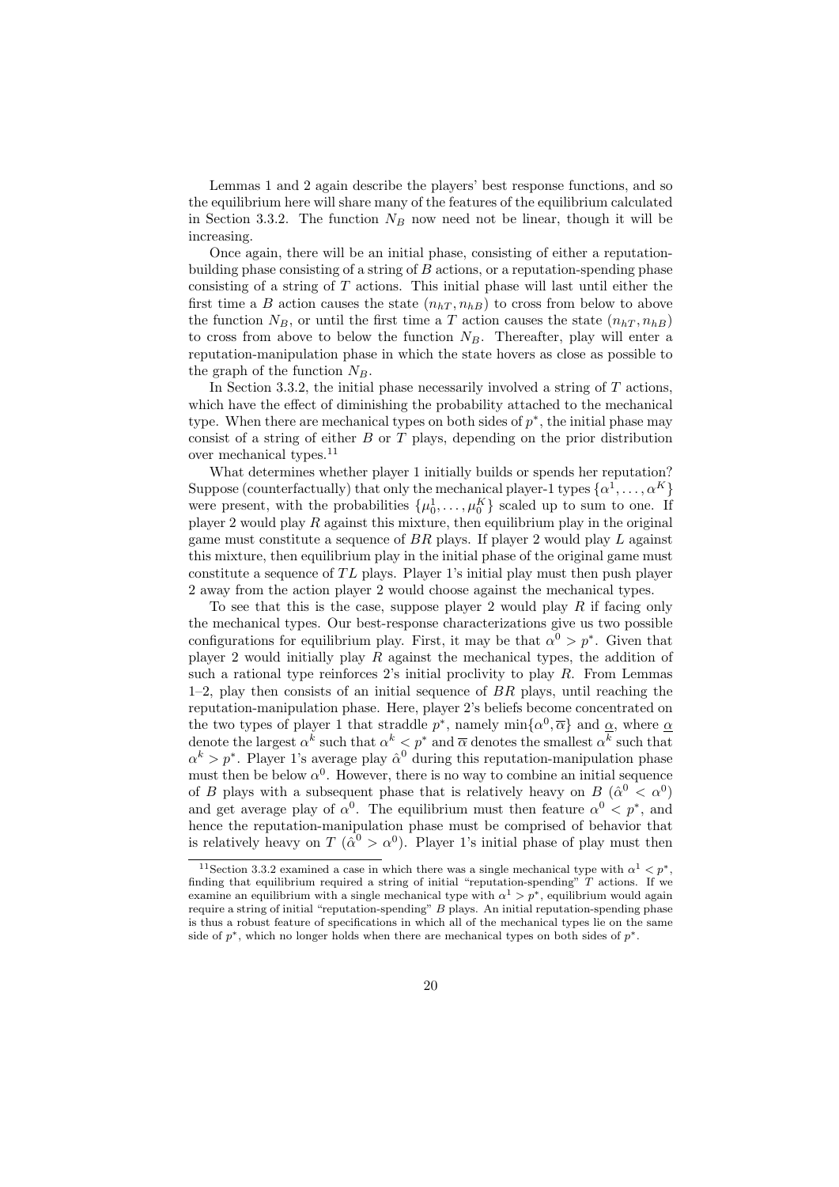Lemmas 1 and 2 again describe the players' best response functions, and so the equilibrium here will share many of the features of the equilibrium calculated in Section 3.3.2. The function $N_B$ now need not be linear, though it will be increasing.

Once again, there will be an initial phase, consisting of either a reputation-building phase consisting of a string of $B$ actions, or a reputation-spending phase consisting of a string of $T$ actions. This initial phase will last until either the first time a $B$ action causes the state $(n_{hT}, n_{hB})$ to cross from below to above the function $N_B$, or until the first time a $T$ action causes the state $(n_{hT}, n_{hB})$ to cross from above to below the function $N_B$. Thereafter, play will enter a reputation-manipulation phase in which the state hovers as close as possible to the graph of the function $N_B$.

In Section 3.3.2, the initial phase necessarily involved a string of $T$ actions, which have the effect of diminishing the probability attached to the mechanical type. When there are mechanical types on both sides of $p^*$, the initial phase may consist of a string of either $B$ or $T$ plays, depending on the prior distribution over mechanical types.[11]

What determines whether player 1 initially builds or spends her reputation? Suppose (counterfactually) that only the mechanical player-1 types $\{\alpha^1, \ldots, \alpha^K\}$ were present, with the probabilities $\{\mu_0^1, \ldots, \mu_0^K\}$ scaled up to sum to one. If player 2 would play $R$ against this mixture, then equilibrium play in the original game must constitute a sequence of $BR$ plays. If player 2 would play $L$ against this mixture, then equilibrium play in the initial phase of the original game must constitute a sequence of $TL$ plays. Player 1's initial play must then push player 2 away from the action player 2 would choose against the mechanical types.

To see that this is the case, suppose player 2 would play $R$ if facing only the mechanical types. Our best-response characterizations give us two possible configurations for equilibrium play. First, it may be that $\alpha^0 > p^*$. Given that player 2 would initially play $R$ against the mechanical types, the addition of such a rational type reinforces 2's initial proclivity to play $R$. From Lemmas 1–2, play then consists of an initial sequence of $BR$ plays, until reaching the reputation-manipulation phase. Here, player 2's beliefs become concentrated on the two types of player 1 that straddle $p^*$, namely $\min\{\alpha^0, \overline{\alpha}\}$ and $\underline{\alpha}$, where $\underline{\alpha}$ denote the largest $\alpha^k$ such that $\alpha^k < p^*$ and $\overline{\alpha}$ denotes the smallest $\alpha^k$ such that $\alpha^k > p^*$. Player 1's average play $\hat{\alpha}^0$ during this reputation-manipulation phase must then be below $\alpha^0$. However, there is no way to combine an initial sequence of $B$ plays with a subsequent phase that is relatively heavy on $B$ ($\hat{\alpha}^0 < \alpha^0$) and get average play of $\alpha^0$. The equilibrium must then feature $\alpha^0 < p^*$, and hence the reputation-manipulation phase must be comprised of behavior that is relatively heavy on $T$ ($\hat{\alpha}^0 > \alpha^0$). Player 1's initial phase of play must then

[11] Section 3.3.2 examined a case in which there was a single mechanical type with $\alpha^1 < p^*$, finding that equilibrium required a string of initial "reputation-spending" $T$ actions. If we examine an equilibrium with a single mechanical type with $\alpha^1 > p^*$, equilibrium would again require a string of initial "reputation-spending" $B$ plays. An initial reputation-spending phase is thus a robust feature of specifications in which all of the mechanical types lie on the same side of $p^*$, which no longer holds when there are mechanical types on both sides of $p^*$.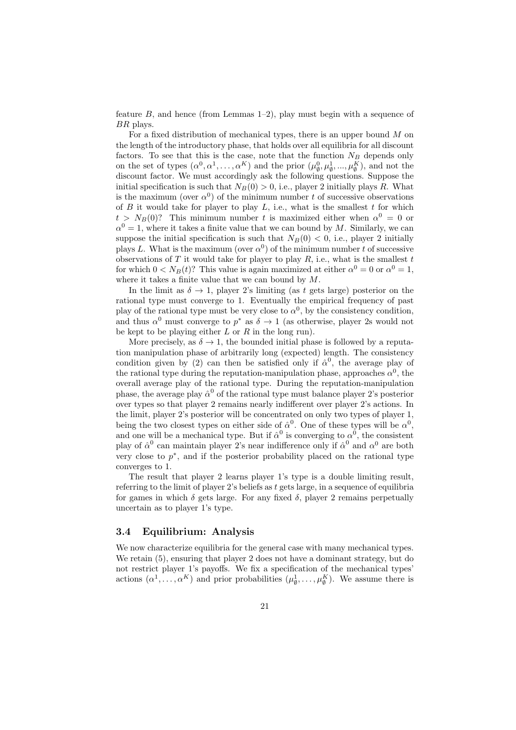feature $B$, and hence (from Lemmas 1–2), play must begin with a sequence of $BR$ plays.

For a fixed distribution of mechanical types, there is an upper bound $M$ on the length of the introductory phase, that holds over all equilibria for all discount factors. To see that this is the case, note that the function $N_B$ depends only on the set of types $(\alpha^0, \alpha^1, \ldots, \alpha^K)$ and the prior $(\mu^0_\emptyset, \mu^1_\emptyset, ..., \mu^K_\emptyset)$, and not the discount factor. We must accordingly ask the following questions. Suppose the initial specification is such that $N_B(0) > 0$, i.e., player 2 initially plays $R$. What is the maximum (over $\alpha^0$) of the minimum number $t$ of successive observations of $B$ it would take for player to play $L$, i.e., what is the smallest $t$ for which $t > N_B(0)$? This minimum number $t$ is maximized either when $\alpha^0 = 0$ or $\alpha^0 = 1$, where it takes a finite value that we can bound by $M$. Similarly, we can suppose the initial specification is such that $N_B(0) < 0$, i.e., player 2 initially plays $L$. What is the maximum (over $\alpha^0$) of the minimum number $t$ of successive observations of $T$ it would take for player to play $R$, i.e., what is the smallest $t$ for which $0 < N_B(t)$? This value is again maximized at either $\alpha^0 = 0$ or $\alpha^0 = 1$, where it takes a finite value that we can bound by $M$.

In the limit as $\delta \to 1$, player 2's limiting (as $t$ gets large) posterior on the rational type must converge to 1. Eventually the empirical frequency of past play of the rational type must be very close to $\alpha^0$, by the consistency condition, and thus $\alpha^0$ must converge to $p^*$ as $\delta \to 1$ (as otherwise, player 2s would not be kept to be playing either $L$ or $R$ in the long run).

More precisely, as $\delta \to 1$, the bounded initial phase is followed by a reputation manipulation phase of arbitrarily long (expected) length. The consistency condition given by (2) can then be satisfied only if $\hat{\alpha}^0$, the average play of the rational type during the reputation-manipulation phase, approaches $\alpha^0$, the overall average play of the rational type. During the reputation-manipulation phase, the average play $\hat{\alpha}^0$ of the rational type must balance player 2's posterior over types so that player 2 remains nearly indifferent over player 2's actions. In the limit, player 2's posterior will be concentrated on only two types of player 1, being the two closest types on either side of $\hat{\alpha}^0$. One of these types will be $\alpha^0$, and one will be a mechanical type. But if $\hat{\alpha}^0$ is converging to $\alpha^0$, the consistent play of $\hat{\alpha}^0$ can maintain player 2's near indifference only if $\hat{\alpha}^0$ and $\alpha^0$ are both very close to $p^*$, and if the posterior probability placed on the rational type converges to 1.

The result that player 2 learns player 1's type is a double limiting result, referring to the limit of player 2's beliefs as $t$ gets large, in a sequence of equilibria for games in which $\delta$ gets large. For any fixed $\delta$, player 2 remains perpetually uncertain as to player 1's type.

### 3.4 Equilibrium: Analysis

We now characterize equilibria for the general case with many mechanical types. We retain (5), ensuring that player 2 does not have a dominant strategy, but do not restrict player 1's payoffs. We fix a specification of the mechanical types' actions $(\alpha^1, \ldots, \alpha^K)$ and prior probabilities $(\mu^1_\emptyset, \ldots, \mu^K_\emptyset)$. We assume there is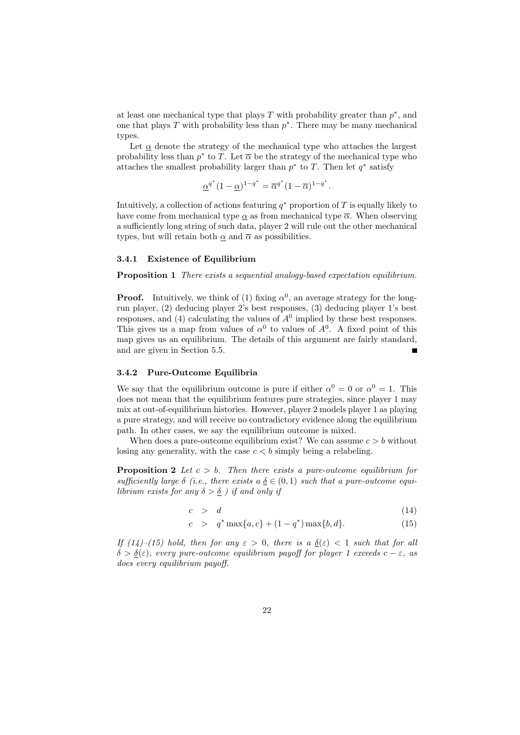at least one mechanical type that plays $T$ with probability greater than $p^*$, and one that plays $T$ with probability less than $p^*$. There may be many mechanical types.

Let $\underline{\alpha}$ denote the strategy of the mechanical type who attaches the largest probability less than $p^*$ to $T$. Let $\overline{\alpha}$ be the strategy of the mechanical type who attaches the smallest probability larger than $p^*$ to $T$. Then let $q^*$ satisfy

$$\underline{\alpha}^{q^*}(1-\underline{\alpha})^{1-q^*} = \overline{\alpha}^{q^*}(1-\overline{\alpha})^{1-q^*}.$$

Intuitively, a collection of actions featuring $q^*$ proportion of $T$ is equally likely to have come from mechanical type $\underline{\alpha}$ as from mechanical type $\overline{\alpha}$. When observing a sufficiently long string of such data, player 2 will rule out the other mechanical types, but will retain both $\underline{\alpha}$ and $\overline{\alpha}$ as possibilities.

### 3.4.1 Existence of Equilibrium

**Proposition 1** *There exists a sequential analogy-based expectation equilibrium.*

**Proof.** Intuitively, we think of (1) fixing $\alpha^0$, an average strategy for the long-run player, (2) deducing player 2's best responses, (3) deducing player 1's best responses, and (4) calculating the values of $A^0$ implied by these best responses. This gives us a map from values of $\alpha^0$ to values of $A^0$. A fixed point of this map gives us an equilibrium. The details of this argument are fairly standard, and are given in Section 5.5. ∎

### 3.4.2 Pure-Outcome Equilibria

We say that the equilibrium outcome is pure if either $\alpha^0 = 0$ or $\alpha^0 = 1$. This does not mean that the equilibrium features pure strategies, since player 1 may mix at out-of-equilibrium histories. However, player 2 models player 1 as playing a pure strategy, and will receive no contradictory evidence along the equilibrium path. In other cases, we say the equilibrium outcome is mixed.

When does a pure-outcome equilibrium exist? We can assume $c > b$ without losing any generality, with the case $c < b$ simply being a relabeling.

**Proposition 2** *Let $c > b$. Then there exists a pure-outcome equilibrium for sufficiently large $\delta$ (i.e., there exists a $\underline{\delta} \in (0,1)$ such that a pure-outcome equilibrium exists for any $\delta > \underline{\delta}$ ) if and only if*

$$c > d \tag{14}$$

$$c > q^* \max\{a, c\} + (1-q^*) \max\{b, d\}. \tag{15}$$

*If (14)–(15) hold, then for any $\varepsilon > 0$, there is a $\underline{\delta}(\varepsilon) < 1$ such that for all $\delta > \underline{\delta}(\varepsilon)$, every pure-outcome equilibrium payoff for player 1 exceeds $c - \varepsilon$, as does every equilibrium payoff.*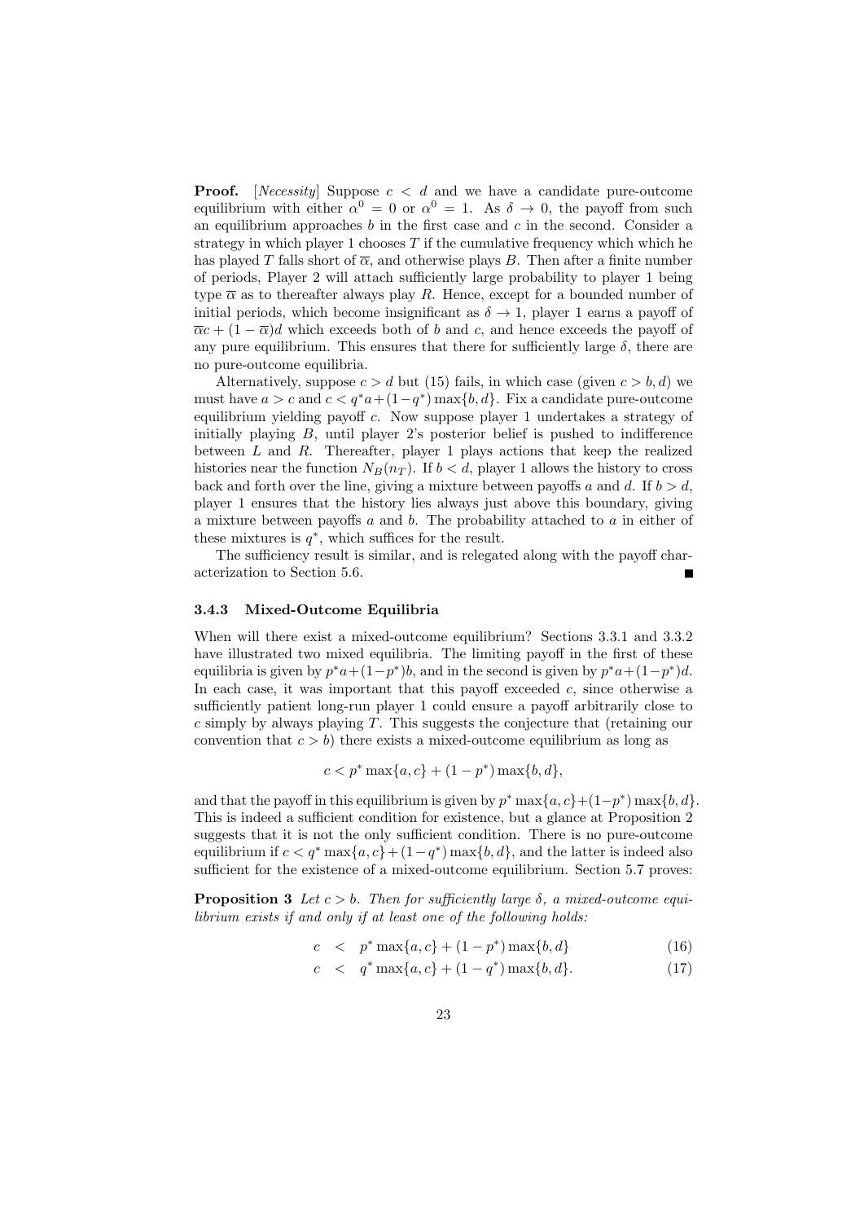**Proof.** [*Necessity*] Suppose $c < d$ and we have a candidate pure-outcome equilibrium with either $\alpha^0 = 0$ or $\alpha^0 = 1$. As $\delta \to 0$, the payoff from such an equilibrium approaches $b$ in the first case and $c$ in the second. Consider a strategy in which player 1 chooses $T$ if the cumulative frequency which which he has played $T$ falls short of $\overline{\alpha}$, and otherwise plays $B$. Then after a finite number of periods, Player 2 will attach sufficiently large probability to player 1 being type $\overline{\alpha}$ as to thereafter always play $R$. Hence, except for a bounded number of initial periods, which become insignificant as $\delta \to 1$, player 1 earns a payoff of $\overline{\alpha}c + (1 - \overline{\alpha})d$ which exceeds both of $b$ and $c$, and hence exceeds the payoff of any pure equilibrium. This ensures that there for sufficiently large $\delta$, there are no pure-outcome equilibria.

Alternatively, suppose $c > d$ but (15) fails, in which case (given $c > b, d$) we must have $a > c$ and $c < q^*a + (1-q^*)\max\{b, d\}$. Fix a candidate pure-outcome equilibrium yielding payoff $c$. Now suppose player 1 undertakes a strategy of initially playing $B$, until player 2's posterior belief is pushed to indifference between $L$ and $R$. Thereafter, player 1 plays actions that keep the realized histories near the function $N_B(n_T)$. If $b < d$, player 1 allows the history to cross back and forth over the line, giving a mixture between payoffs $a$ and $d$. If $b > d$, player 1 ensures that the history lies always just above this boundary, giving a mixture between payoffs $a$ and $b$. The probability attached to $a$ in either of these mixtures is $q^*$, which suffices for the result.

The sufficiency result is similar, and is relegated along with the payoff characterization to Section 5.6. ∎

### 3.4.3 Mixed-Outcome Equilibria

When will there exist a mixed-outcome equilibrium? Sections 3.3.1 and 3.3.2 have illustrated two mixed equilibria. The limiting payoff in the first of these equilibria is given by $p^*a+(1-p^*)b$, and in the second is given by $p^*a+(1-p^*)d$. In each case, it was important that this payoff exceeded $c$, since otherwise a sufficiently patient long-run player 1 could ensure a payoff arbitrarily close to $c$ simply by always playing $T$. This suggests the conjecture that (retaining our convention that $c > b$) there exists a mixed-outcome equilibrium as long as

$$c < p^* \max\{a, c\} + (1 - p^*) \max\{b, d\},$$

and that the payoff in this equilibrium is given by $p^* \max\{a, c\}+(1-p^*) \max\{b, d\}$. This is indeed a sufficient condition for existence, but a glance at Proposition 2 suggests that it is not the only sufficient condition. There is no pure-outcome equilibrium if $c < q^* \max\{a, c\} + (1-q^*) \max\{b, d\}$, and the latter is indeed also sufficient for the existence of a mixed-outcome equilibrium. Section 5.7 proves:

**Proposition 3** *Let $c > b$. Then for sufficiently large $\delta$, a mixed-outcome equilibrium exists if and only if at least one of the following holds:*

$$c \;<\; p^* \max\{a, c\} + (1 - p^*) \max\{b, d\} \tag{16}$$

$$c \;<\; q^* \max\{a, c\} + (1 - q^*) \max\{b, d\}. \tag{17}$$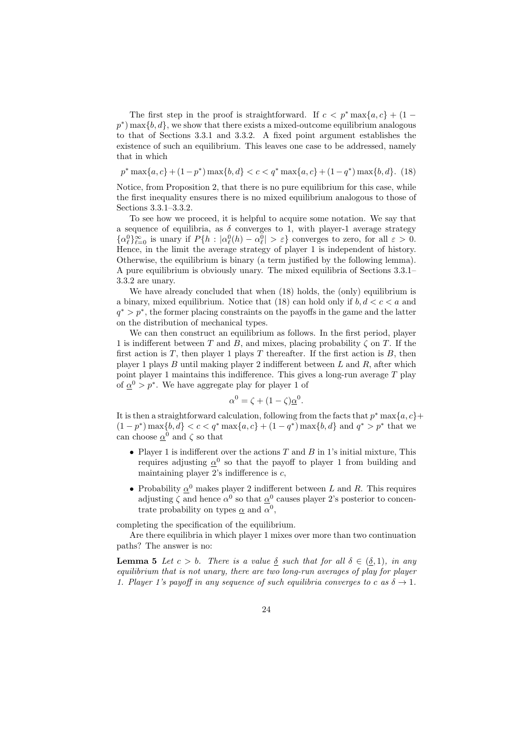The first step in the proof is straightforward. If $c < p^* \max\{a, c\} + (1 - p^*) \max\{b, d\}$, we show that there exists a mixed-outcome equilibrium analogous to that of Sections 3.3.1 and 3.3.2. A fixed point argument establishes the existence of such an equilibrium. This leaves one case to be addressed, namely that in which

$$p^* \max\{a, c\} + (1 - p^*) \max\{b, d\} < c < q^* \max\{a, c\} + (1 - q^*) \max\{b, d\}. \quad (18)$$

Notice, from Proposition 2, that there is no pure equilibrium for this case, while the first inequality ensures there is no mixed equilibrium analogous to those of Sections 3.3.1–3.3.2.

To see how we proceed, it is helpful to acquire some notation. We say that a sequence of equilibria, as $\delta$ converges to 1, with player-1 average strategy $\{\alpha^0_\ell\}_{\ell=0}^\infty$ is unary if $P\{h : |\alpha^0_\ell(h) - \alpha^0_\ell| > \varepsilon\}$ converges to zero, for all $\varepsilon > 0$. Hence, in the limit the average strategy of player 1 is independent of history. Otherwise, the equilibrium is binary (a term justified by the following lemma). A pure equilibrium is obviously unary. The mixed equilibria of Sections 3.3.1–3.3.2 are unary.

We have already concluded that when (18) holds, the (only) equilibrium is a binary, mixed equilibrium. Notice that (18) can hold only if $b, d < c < a$ and $q^* > p^*$, the former placing constraints on the payoffs in the game and the latter on the distribution of mechanical types.

We can then construct an equilibrium as follows. In the first period, player 1 is indifferent between $T$ and $B$, and mixes, placing probability $\zeta$ on $T$. If the first action is $T$, then player 1 plays $T$ thereafter. If the first action is $B$, then player 1 plays $B$ until making player 2 indifferent between $L$ and $R$, after which point player 1 maintains this indifference. This gives a long-run average $T$ play of $\underline{\alpha}^0 > p^*$. We have aggregate play for player 1 of

$$\alpha^0 = \zeta + (1 - \zeta)\underline{\alpha}^0.$$

It is then a straightforward calculation, following from the facts that $p^* \max\{a, c\} + (1 - p^*) \max\{b, d\} < c < q^* \max\{a, c\} + (1 - q^*) \max\{b, d\}$ and $q^* > p^*$ that we can choose $\underline{\alpha}^0$ and $\zeta$ so that

- Player 1 is indifferent over the actions $T$ and $B$ in 1's initial mixture, This requires adjusting $\underline{\alpha}^0$ so that the payoff to player 1 from building and maintaining player 2's indifference is $c$,
- Probability $\underline{\alpha}^0$ makes player 2 indifferent between $L$ and $R$. This requires adjusting $\zeta$ and hence $\alpha^0$ so that $\underline{\alpha}^0$ causes player 2's posterior to concentrate probability on types $\underline{\alpha}$ and $\alpha^0$,

completing the specification of the equilibrium.

Are there equilibria in which player 1 mixes over more than two continuation paths? The answer is no:

**Lemma 5** *Let $c > b$. There is a value $\underline{\delta}$ such that for all $\delta \in (\underline{\delta}, 1)$, in any equilibrium that is not unary, there are two long-run averages of play for player 1. Player 1's payoff in any sequence of such equilibria converges to $c$ as $\delta \to 1$.*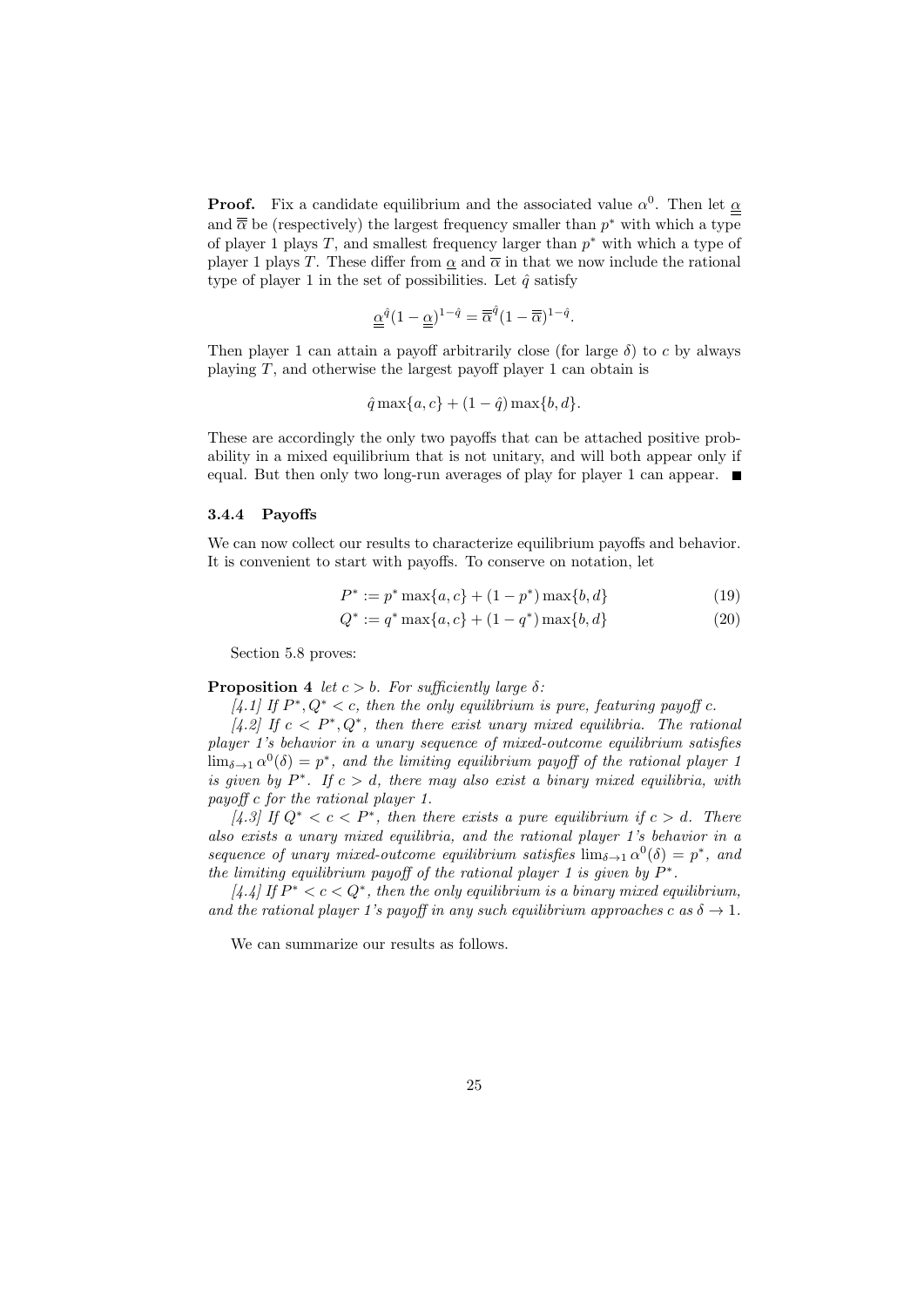**Proof.** Fix a candidate equilibrium and the associated value $\alpha^0$. Then let $\underline{\underline{\alpha}}$ and $\overline{\overline{\alpha}}$ be (respectively) the largest frequency smaller than $p^*$ with which a type of player 1 plays $T$, and smallest frequency larger than $p^*$ with which a type of player 1 plays $T$. These differ from $\underline{\alpha}$ and $\overline{\alpha}$ in that we now include the rational type of player 1 in the set of possibilities. Let $\hat{q}$ satisfy

$$\underline{\underline{\alpha}}^{\hat{q}}(1-\underline{\underline{\alpha}})^{1-\hat{q}} = \overline{\overline{\alpha}}^{\hat{q}}(1-\overline{\overline{\alpha}})^{1-\hat{q}}.$$

Then player 1 can attain a payoff arbitrarily close (for large $\delta$) to $c$ by always playing $T$, and otherwise the largest payoff player 1 can obtain is

$$\hat{q}\max\{a,c\} + (1-\hat{q})\max\{b,d\}.$$

These are accordingly the only two payoffs that can be attached positive probability in a mixed equilibrium that is not unitary, and will both appear only if equal. But then only two long-run averages of play for player 1 can appear. ■

### 3.4.4 Payoffs

We can now collect our results to characterize equilibrium payoffs and behavior. It is convenient to start with payoffs. To conserve on notation, let

$$P^* := p^*\max\{a,c\} + (1-p^*)\max\{b,d\} \tag{19}$$

$$Q^* := q^*\max\{a,c\} + (1-q^*)\max\{b,d\} \tag{20}$$

Section 5.8 proves:

**Proposition 4** *let $c > b$. For sufficiently large $\delta$:*

*[4.1] If $P^*, Q^* < c$, then the only equilibrium is pure, featuring payoff $c$.*

*[4.2] If $c < P^*, Q^*$, then there exist unary mixed equilibria. The rational player 1's behavior in a unary sequence of mixed-outcome equilibrium satisfies $\lim_{\delta\to 1}\alpha^0(\delta) = p^*$, and the limiting equilibrium payoff of the rational player 1 is given by $P^*$. If $c > d$, there may also exist a binary mixed equilibria, with payoff $c$ for the rational player 1.*

*[4.3] If $Q^* < c < P^*$, then there exists a pure equilibrium if $c > d$. There also exists a unary mixed equilibria, and the rational player 1's behavior in a sequence of unary mixed-outcome equilibrium satisfies $\lim_{\delta\to 1}\alpha^0(\delta) = p^*$, and the limiting equilibrium payoff of the rational player 1 is given by $P^*$.*

*[4.4] If $P^* < c < Q^*$, then the only equilibrium is a binary mixed equilibrium, and the rational player 1's payoff in any such equilibrium approaches $c$ as $\delta \to 1$.*

We can summarize our results as follows.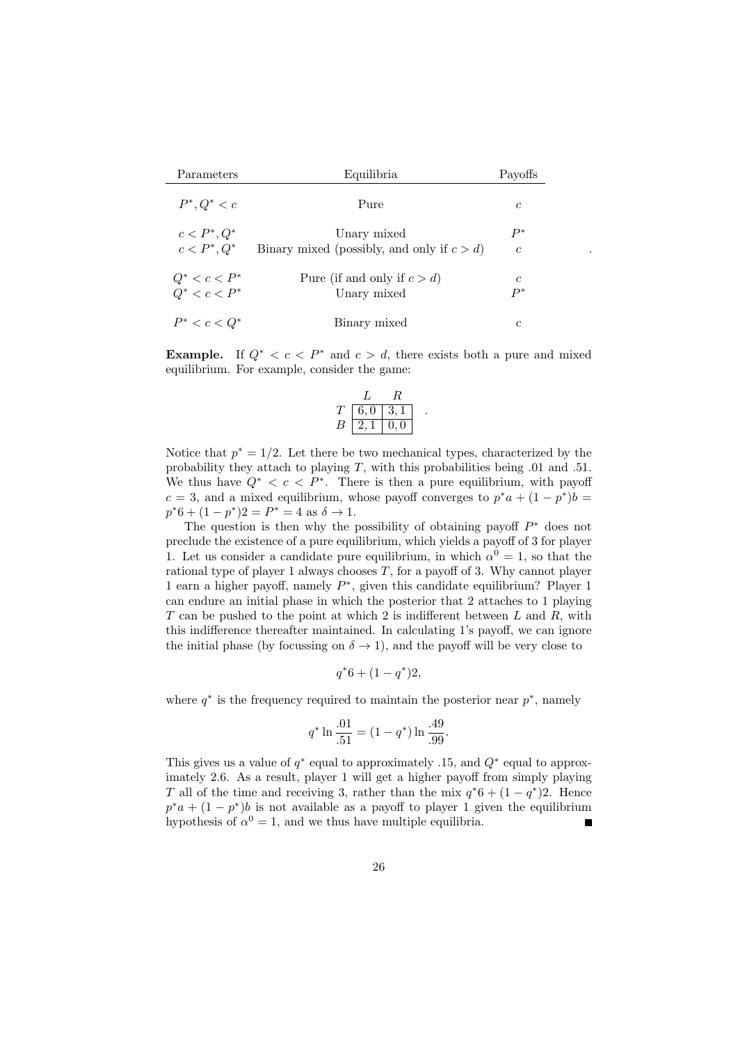| Parameters | Equilibria | Payoffs |
|---|---|---|
| $P^*, Q^* < c$ | Pure | $c$ |
| $c < P^*, Q^*$ | Unary mixed | $P^*$ |
| $c < P^*, Q^*$ | Binary mixed (possibly, and only if $c > d$) | $c$ |
| $Q^* < c < P^*$ | Pure (if and only if $c > d$) | $c$ |
| $Q^* < c < P^*$ | Unary mixed | $P^*$ |
| $P^* < c < Q^*$ | Binary mixed | $c$ |

**Example.** If $Q^* < c < P^*$ and $c > d$, there exists both a pure and mixed equilibrium. For example, consider the game:

| | $L$ | $R$ |
|---|---|---|
| $T$ | 6, 0 | 3, 1 |
| $B$ | 2, 1 | 0, 0 |

Notice that $p^* = 1/2$. Let there be two mechanical types, characterized by the probability they attach to playing $T$, with this probabilities being .01 and .51. We thus have $Q^* < c < P^*$. There is then a pure equilibrium, with payoff $c = 3$, and a mixed equilibrium, whose payoff converges to $p^*a + (1-p^*)b = p^*6 + (1-p^*)2 = P^* = 4$ as $\delta \to 1$.

The question is then why the possibility of obtaining payoff $P^*$ does not preclude the existence of a pure equilibrium, which yields a payoff of 3 for player 1. Let us consider a candidate pure equilibrium, in which $\alpha^0 = 1$, so that the rational type of player 1 always chooses $T$, for a payoff of 3. Why cannot player 1 earn a higher payoff, namely $P^*$, given this candidate equilibrium? Player 1 can endure an initial phase in which the posterior that 2 attaches to 1 playing $T$ can be pushed to the point at which 2 is indifferent between $L$ and $R$, with this indifference thereafter maintained. In calculating 1's payoff, we can ignore the initial phase (by focussing on $\delta \to 1$), and the payoff will be very close to

$$q^*6 + (1-q^*)2,$$

where $q^*$ is the frequency required to maintain the posterior near $p^*$, namely

$$q^* \ln \frac{.01}{.51} = (1-q^*) \ln \frac{.49}{.99}.$$

This gives us a value of $q^*$ equal to approximately .15, and $Q^*$ equal to approximately 2.6. As a result, player 1 will get a higher payoff from simply playing $T$ all of the time and receiving 3, rather than the mix $q^*6 + (1-q^*)2$. Hence $p^*a + (1-p^*)b$ is not available as a payoff to player 1 given the equilibrium hypothesis of $\alpha^0 = 1$, and we thus have multiple equilibria. ∎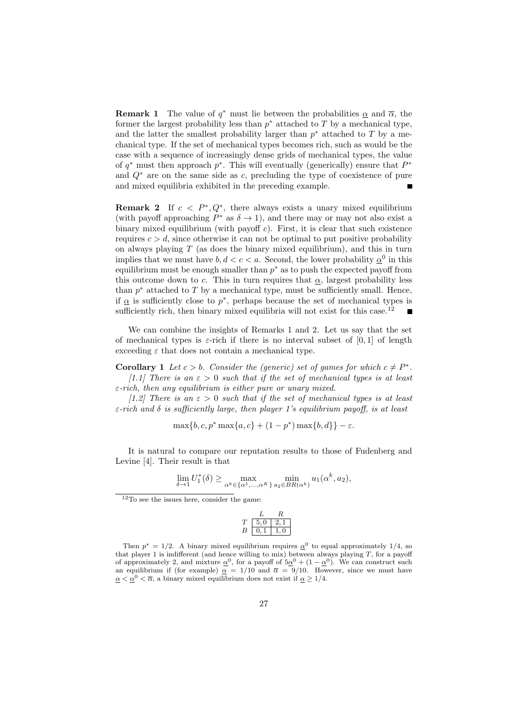**Remark 1** The value of $q^*$ must lie between the probabilities $\underline{\alpha}$ and $\overline{\alpha}$, the former the largest probability less than $p^*$ attached to $T$ by a mechanical type, and the latter the smallest probability larger than $p^*$ attached to $T$ by a mechanical type. If the set of mechanical types becomes rich, such as would be the case with a sequence of increasingly dense grids of mechanical types, the value of $q^*$ must then approach $p^*$. This will eventually (generically) ensure that $P^*$ and $Q^*$ are on the same side as $c$, precluding the type of coexistence of pure and mixed equilibria exhibited in the preceding example. ∎

**Remark 2** If $c < P^*, Q^*$, there always exists a unary mixed equilibrium (with payoff approaching $P^*$ as $\delta \to 1$), and there may or may not also exist a binary mixed equilibrium (with payoff $c$). First, it is clear that such existence requires $c > d$, since otherwise it can not be optimal to put positive probability on always playing $T$ (as does the binary mixed equilibrium), and this in turn implies that we must have $b, d < c < a$. Second, the lower probability $\underline{\alpha}^0$ in this equilibrium must be enough smaller than $p^*$ as to push the expected payoff from this outcome down to $c$. This in turn requires that $\underline{\alpha}$, largest probability less than $p^*$ attached to $T$ by a mechanical type, must be sufficiently small. Hence, if $\underline{\alpha}$ is sufficiently close to $p^*$, perhaps because the set of mechanical types is sufficiently rich, then binary mixed equilibria will not exist for this case.[12] ∎

We can combine the insights of Remarks 1 and 2. Let us say that the set of mechanical types is $\varepsilon$-rich if there is no interval subset of $[0, 1]$ of length exceeding $\varepsilon$ that does not contain a mechanical type.

**Corollary 1** *Let $c > b$. Consider the (generic) set of games for which $c \neq P^*$.*

*[1.1] There is an $\varepsilon > 0$ such that if the set of mechanical types is at least $\varepsilon$-rich, then any equilibrium is either pure or unary mixed.*

*[1.2] There is an $\varepsilon > 0$ such that if the set of mechanical types is at least $\varepsilon$-rich and $\delta$ is sufficiently large, then player 1's equilibrium payoff, is at least*

$$\max\{b, c, p^* \max\{a, c\} + (1 - p^*) \max\{b, d\}\} - \varepsilon.$$

It is natural to compare our reputation results to those of Fudenberg and Levine [4]. Their result is that

$$\lim_{\delta \to 1} U_1^*(\delta) \geq \max_{\alpha^k \in \{\alpha^1, \ldots, \alpha^K\}} \min_{a_2 \in BR(\alpha^k)} u_1(\alpha^k, a_2),$$

[12] To see the issues here, consider the game:

| | $L$ | $R$ |
|---|---|---|
| $T$ | 5, 0 | 2, 1 |
| $B$ | 0, 1 | 1, 0 |

Then $p^* = 1/2$. A binary mixed equilibrium requires $\underline{\alpha}^0$ to equal approximately 1/4, so that player 1 is indifferent (and hence willing to mix) between always playing $T$, for a payoff of approximately 2, and mixture $\underline{\alpha}^0$, for a payoff of $5\underline{\alpha}^0 + (1 - \underline{\alpha}^0)$. We can construct such an equilibrium if (for example) $\underline{\alpha} = 1/10$ and $\overline{\alpha} = 9/10$. However, since we must have $\underline{\alpha} < \underline{\alpha}^0 < \overline{\alpha}$, a binary mixed equilibrium does not exist if $\underline{\alpha} \geq 1/4$.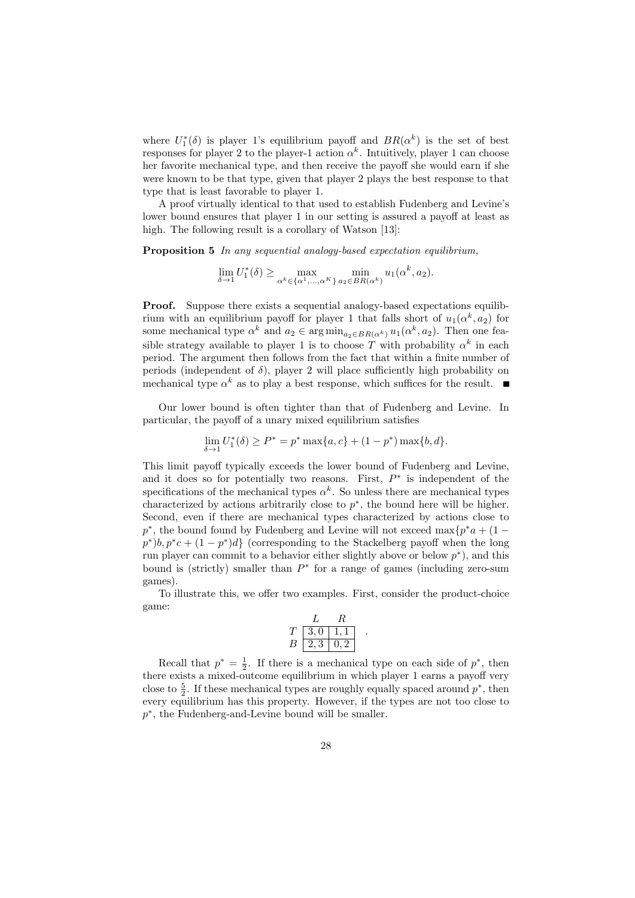where $U_1^*(\delta)$ is player 1's equilibrium payoff and $BR(\alpha^k)$ is the set of best responses for player 2 to the player-1 action $\alpha^k$. Intuitively, player 1 can choose her favorite mechanical type, and then receive the payoff she would earn if she were known to be that type, given that player 2 plays the best response to that type that is least favorable to player 1.

A proof virtually identical to that used to establish Fudenberg and Levine's lower bound ensures that player 1 in our setting is assured a payoff at least as high. The following result is a corollary of Watson [13]:

**Proposition 5** *In any sequential analogy-based expectation equilibrium,*

$$\lim_{\delta \to 1} U_1^*(\delta) \geq \max_{\alpha^k \in \{\alpha^1, \ldots, \alpha^K\}} \min_{a_2 \in BR(\alpha^k)} u_1(\alpha^k, a_2).$$

**Proof.** Suppose there exists a sequential analogy-based expectations equilibrium with an equilibrium payoff for player 1 that falls short of $u_1(\alpha^k, a_2)$ for some mechanical type $\alpha^k$ and $a_2 \in \arg\min_{a_2 \in BR(\alpha^k)} u_1(\alpha^k, a_2)$. Then one feasible strategy available to player 1 is to choose $T$ with probability $\alpha^k$ in each period. The argument then follows from the fact that within a finite number of periods (independent of $\delta$), player 2 will place sufficiently high probability on mechanical type $\alpha^k$ as to play a best response, which suffices for the result. ■

Our lower bound is often tighter than that of Fudenberg and Levine. In particular, the payoff of a unary mixed equilibrium satisfies

$$\lim_{\delta \to 1} U_1^*(\delta) \geq P^* = p^* \max\{a, c\} + (1 - p^*) \max\{b, d\}.$$

This limit payoff typically exceeds the lower bound of Fudenberg and Levine, and it does so for potentially two reasons. First, $P^*$ is independent of the specifications of the mechanical types $\alpha^k$. So unless there are mechanical types characterized by actions arbitrarily close to $p^*$, the bound here will be higher. Second, even if there are mechanical types characterized by actions close to $p^*$, the bound found by Fudenberg and Levine will not exceed $\max\{p^*a + (1 - p^*)b, p^*c + (1 - p^*)d\}$ (corresponding to the Stackelberg payoff when the long run player can commit to a behavior either slightly above or below $p^*$), and this bound is (strictly) smaller than $P^*$ for a range of games (including zero-sum games).

To illustrate this, we offer two examples. First, consider the product-choice game:

| | $L$ | $R$ |
|---|---|---|
| $T$ | $3, 0$ | $1, 1$ |
| $B$ | $2, 3$ | $0, 2$ |

Recall that $p^* = \frac{1}{2}$. If there is a mechanical type on each side of $p^*$, then there exists a mixed-outcome equilibrium in which player 1 earns a payoff very close to $\frac{5}{2}$. If these mechanical types are roughly equally spaced around $p^*$, then every equilibrium has this property. However, if the types are not too close to $p^*$, the Fudenberg-and-Levine bound will be smaller.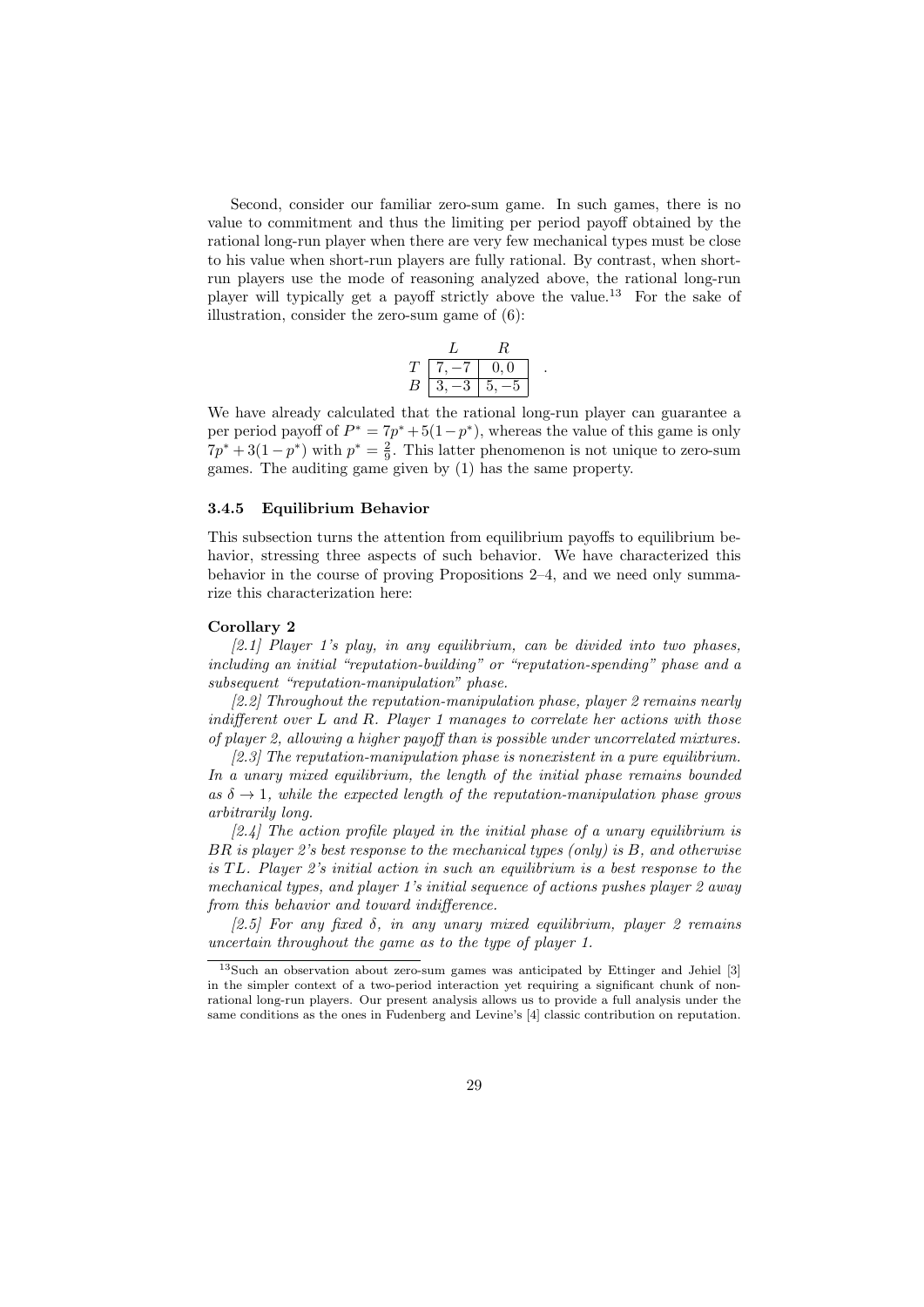Second, consider our familiar zero-sum game. In such games, there is no value to commitment and thus the limiting per period payoff obtained by the rational long-run player when there are very few mechanical types must be close to his value when short-run players are fully rational. By contrast, when short-run players use the mode of reasoning analyzed above, the rational long-run player will typically get a payoff strictly above the value.[13] For the sake of illustration, consider the zero-sum game of (6):

|   | $L$ | $R$ |
|---|---|---|
| $T$ | $7, -7$ | $0, 0$ |
| $B$ | $3, -3$ | $5, -5$ |

We have already calculated that the rational long-run player can guarantee a per period payoff of $P^* = 7p^* + 5(1-p^*)$, whereas the value of this game is only $7p^* + 3(1-p^*)$ with $p^* = \frac{2}{9}$. This latter phenomenon is not unique to zero-sum games. The auditing game given by (1) has the same property.

### 3.4.5 Equilibrium Behavior

This subsection turns the attention from equilibrium payoffs to equilibrium behavior, stressing three aspects of such behavior. We have characterized this behavior in the course of proving Propositions 2–4, and we need only summarize this characterization here:

**Corollary 2**

*[2.1] Player 1's play, in any equilibrium, can be divided into two phases, including an initial "reputation-building" or "reputation-spending" phase and a subsequent "reputation-manipulation" phase.*

*[2.2] Throughout the reputation-manipulation phase, player 2 remains nearly indifferent over $L$ and $R$. Player 1 manages to correlate her actions with those of player 2, allowing a higher payoff than is possible under uncorrelated mixtures.*

*[2.3] The reputation-manipulation phase is nonexistent in a pure equilibrium. In a unary mixed equilibrium, the length of the initial phase remains bounded as $\delta \to 1$, while the expected length of the reputation-manipulation phase grows arbitrarily long.*

*[2.4] The action profile played in the initial phase of a unary equilibrium is $BR$ is player 2's best response to the mechanical types (only) is $B$, and otherwise is $TL$. Player 2's initial action in such an equilibrium is a best response to the mechanical types, and player 1's initial sequence of actions pushes player 2 away from this behavior and toward indifference.*

*[2.5] For any fixed $\delta$, in any unary mixed equilibrium, player 2 remains uncertain throughout the game as to the type of player 1.*

---

[13] Such an observation about zero-sum games was anticipated by Ettinger and Jehiel [3] in the simpler context of a two-period interaction yet requiring a significant chunk of non-rational long-run players. Our present analysis allows us to provide a full analysis under the same conditions as the ones in Fudenberg and Levine's [4] classic contribution on reputation.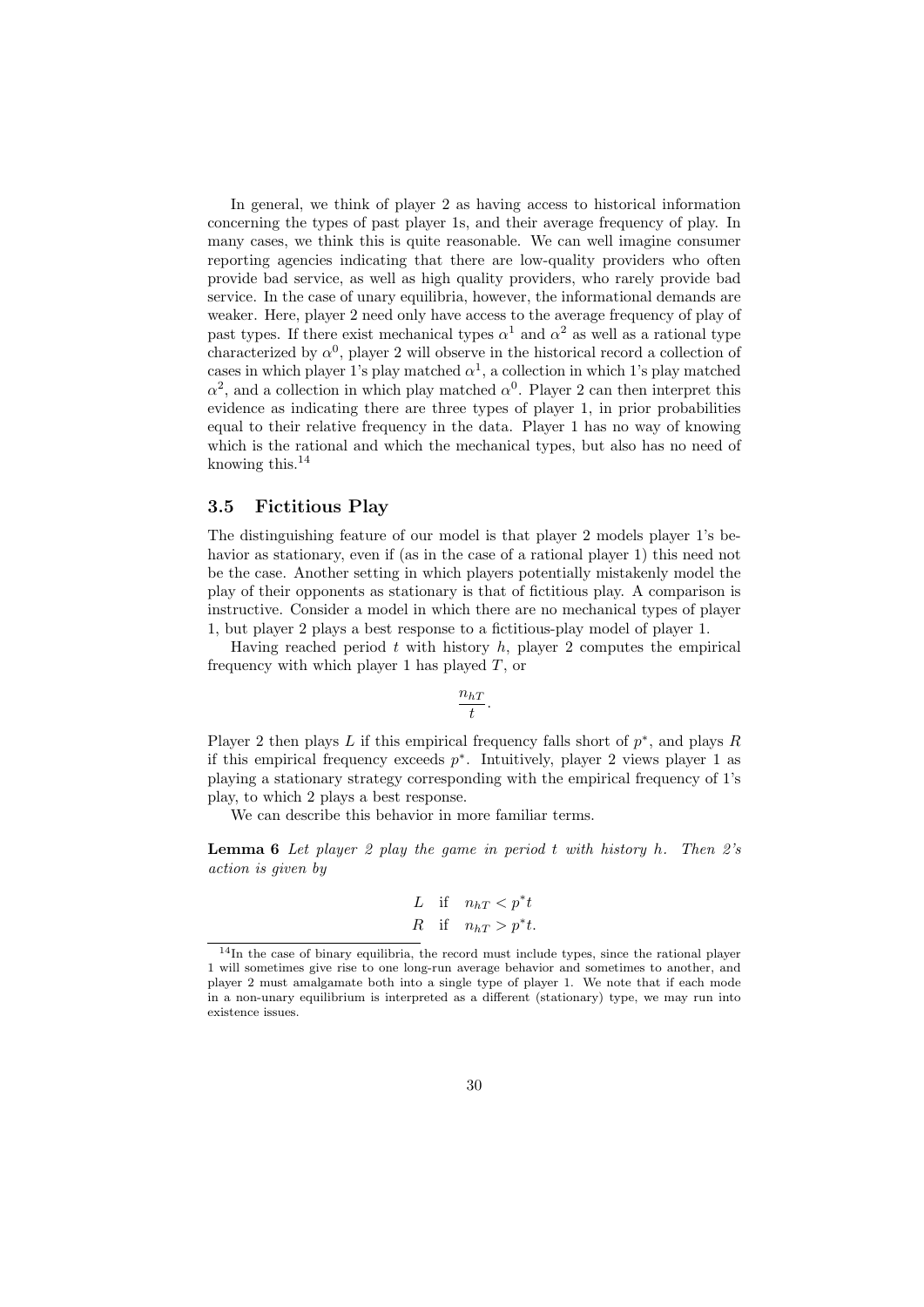In general, we think of player 2 as having access to historical information concerning the types of past player 1s, and their average frequency of play. In many cases, we think this is quite reasonable. We can well imagine consumer reporting agencies indicating that there are low-quality providers who often provide bad service, as well as high quality providers, who rarely provide bad service. In the case of unary equilibria, however, the informational demands are weaker. Here, player 2 need only have access to the average frequency of play of past types. If there exist mechanical types $\alpha^1$ and $\alpha^2$ as well as a rational type characterized by $\alpha^0$, player 2 will observe in the historical record a collection of cases in which player 1's play matched $\alpha^1$, a collection in which 1's play matched $\alpha^2$, and a collection in which play matched $\alpha^0$. Player 2 can then interpret this evidence as indicating there are three types of player 1, in prior probabilities equal to their relative frequency in the data. Player 1 has no way of knowing which is the rational and which the mechanical types, but also has no need of knowing this.[14]

### 3.5 Fictitious Play

The distinguishing feature of our model is that player 2 models player 1's behavior as stationary, even if (as in the case of a rational player 1) this need not be the case. Another setting in which players potentially mistakenly model the play of their opponents as stationary is that of fictitious play. A comparison is instructive. Consider a model in which there are no mechanical types of player 1, but player 2 plays a best response to a fictitious-play model of player 1.

Having reached period $t$ with history $h$, player 2 computes the empirical frequency with which player 1 has played $T$, or

$$\frac{n_{hT}}{t}.$$

Player 2 then plays $L$ if this empirical frequency falls short of $p^*$, and plays $R$ if this empirical frequency exceeds $p^*$. Intuitively, player 2 views player 1 as playing a stationary strategy corresponding with the empirical frequency of 1's play, to which 2 plays a best response.

We can describe this behavior in more familiar terms.

**Lemma 6** *Let player 2 play the game in period $t$ with history $h$. Then 2's action is given by*

$$\begin{array}{lll} L & \text{if} & n_{hT} < p^* t \\ R & \text{if} & n_{hT} > p^* t. \end{array}$$

[14] In the case of binary equilibria, the record must include types, since the rational player 1 will sometimes give rise to one long-run average behavior and sometimes to another, and player 2 must amalgamate both into a single type of player 1. We note that if each mode in a non-unary equilibrium is interpreted as a different (stationary) type, we may run into existence issues.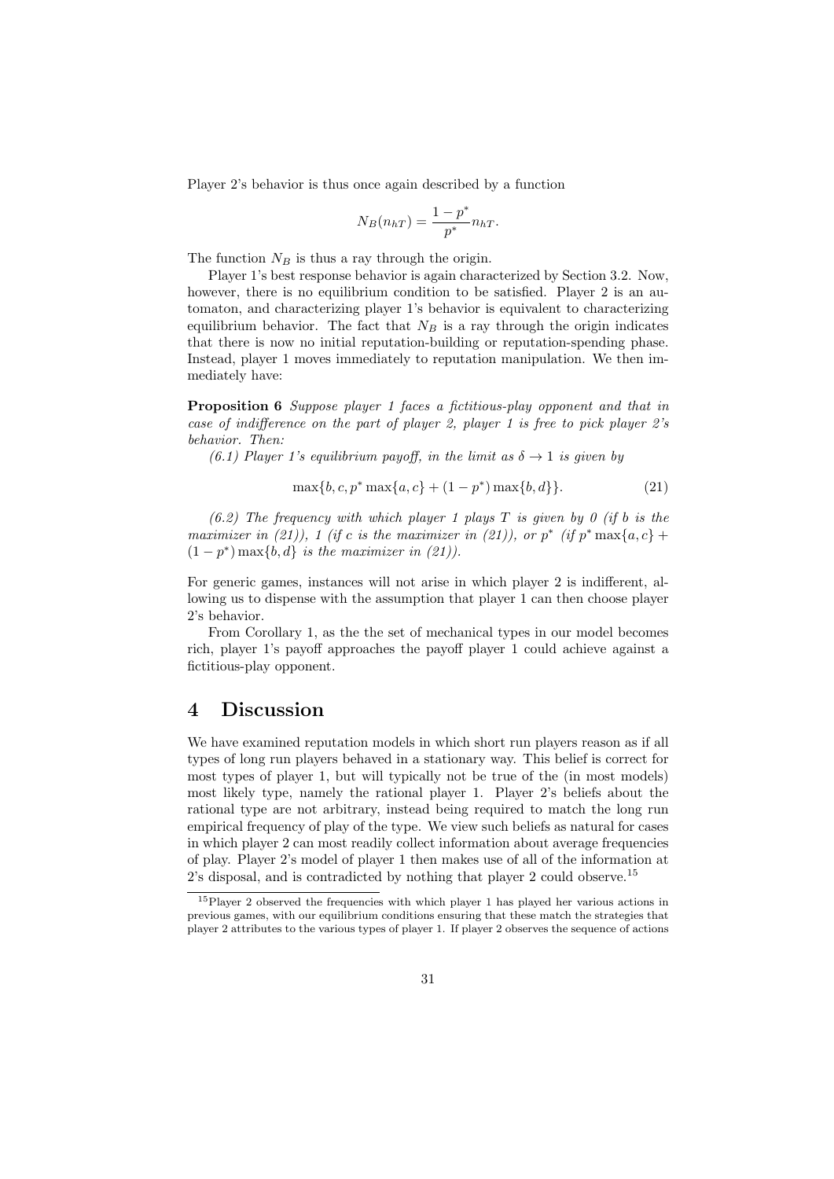Player 2's behavior is thus once again described by a function

$$N_B(n_{hT}) = \frac{1-p^*}{p^*} n_{hT}.$$

The function $N_B$ is thus a ray through the origin.

Player 1's best response behavior is again characterized by Section 3.2. Now, however, there is no equilibrium condition to be satisfied. Player 2 is an automaton, and characterizing player 1's behavior is equivalent to characterizing equilibrium behavior. The fact that $N_B$ is a ray through the origin indicates that there is now no initial reputation-building or reputation-spending phase. Instead, player 1 moves immediately to reputation manipulation. We then immediately have:

**Proposition 6** *Suppose player 1 faces a fictitious-play opponent and that in case of indifference on the part of player 2, player 1 is free to pick player 2's behavior. Then:*

*(6.1) Player 1's equilibrium payoff, in the limit as $\delta \to 1$ is given by*

$$\max\{b, c, p^* \max\{a, c\} + (1-p^*) \max\{b, d\}\}. \tag{21}$$

*(6.2) The frequency with which player 1 plays $T$ is given by 0 (if $b$ is the maximizer in (21)), 1 (if $c$ is the maximizer in (21)), or $p^*$ (if $p^* \max\{a, c\} + (1-p^*) \max\{b, d\}$ is the maximizer in (21)).*

For generic games, instances will not arise in which player 2 is indifferent, allowing us to dispense with the assumption that player 1 can then choose player 2's behavior.

From Corollary 1, as the the set of mechanical types in our model becomes rich, player 1's payoff approaches the payoff player 1 could achieve against a fictitious-play opponent.

# 4 Discussion

We have examined reputation models in which short run players reason as if all types of long run players behaved in a stationary way. This belief is correct for most types of player 1, but will typically not be true of the (in most models) most likely type, namely the rational player 1. Player 2's beliefs about the rational type are not arbitrary, instead being required to match the long run empirical frequency of play of the type. We view such beliefs as natural for cases in which player 2 can most readily collect information about average frequencies of play. Player 2's model of player 1 then makes use of all of the information at 2's disposal, and is contradicted by nothing that player 2 could observe.[15]

[15] Player 2 observed the frequencies with which player 1 has played her various actions in previous games, with our equilibrium conditions ensuring that these match the strategies that player 2 attributes to the various types of player 1. If player 2 observes the sequence of actions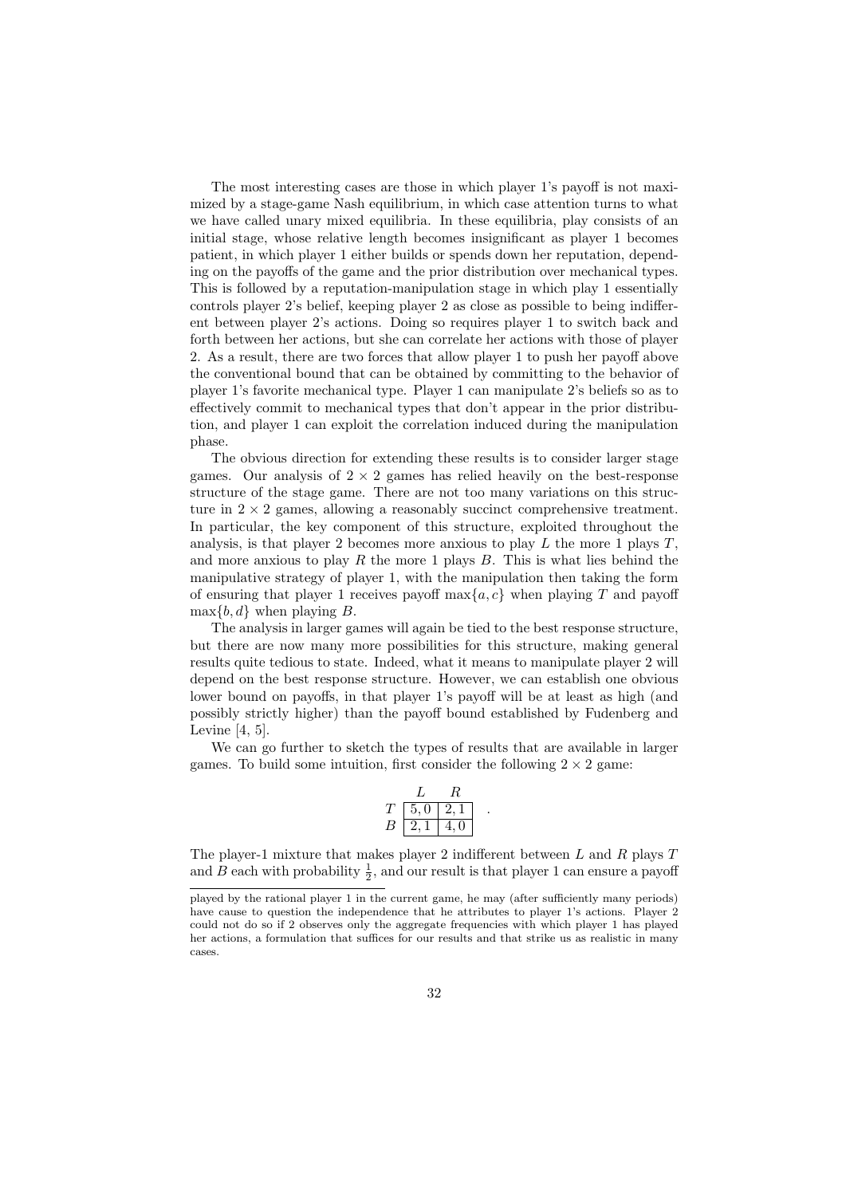The most interesting cases are those in which player 1's payoff is not maximized by a stage-game Nash equilibrium, in which case attention turns to what we have called unary mixed equilibria. In these equilibria, play consists of an initial stage, whose relative length becomes insignificant as player 1 becomes patient, in which player 1 either builds or spends down her reputation, depending on the payoffs of the game and the prior distribution over mechanical types. This is followed by a reputation-manipulation stage in which play 1 essentially controls player 2's belief, keeping player 2 as close as possible to being indifferent between player 2's actions. Doing so requires player 1 to switch back and forth between her actions, but she can correlate her actions with those of player 2. As a result, there are two forces that allow player 1 to push her payoff above the conventional bound that can be obtained by committing to the behavior of player 1's favorite mechanical type. Player 1 can manipulate 2's beliefs so as to effectively commit to mechanical types that don't appear in the prior distribution, and player 1 can exploit the correlation induced during the manipulation phase.

The obvious direction for extending these results is to consider larger stage games. Our analysis of $2 \times 2$ games has relied heavily on the best-response structure of the stage game. There are not too many variations on this structure in $2 \times 2$ games, allowing a reasonably succinct comprehensive treatment. In particular, the key component of this structure, exploited throughout the analysis, is that player 2 becomes more anxious to play $L$ the more 1 plays $T$, and more anxious to play $R$ the more 1 plays $B$. This is what lies behind the manipulative strategy of player 1, with the manipulation then taking the form of ensuring that player 1 receives payoff $\max\{a, c\}$ when playing $T$ and payoff $\max\{b, d\}$ when playing $B$.

The analysis in larger games will again be tied to the best response structure, but there are now many more possibilities for this structure, making general results quite tedious to state. Indeed, what it means to manipulate player 2 will depend on the best response structure. However, we can establish one obvious lower bound on payoffs, in that player 1's payoff will be at least as high (and possibly strictly higher) than the payoff bound established by Fudenberg and Levine [4, 5].

We can go further to sketch the types of results that are available in larger games. To build some intuition, first consider the following $2 \times 2$ game:

| | $L$ | $R$ |
|---|---|---|
| $T$ | $5, 0$ | $2, 1$ |
| $B$ | $2, 1$ | $4, 0$ |

The player-1 mixture that makes player 2 indifferent between $L$ and $R$ plays $T$ and $B$ each with probability $\frac{1}{2}$, and our result is that player 1 can ensure a payoff

played by the rational player 1 in the current game, he may (after sufficiently many periods) have cause to question the independence that he attributes to player 1's actions. Player 2 could not do so if 2 observes only the aggregate frequencies with which player 1 has played her actions, a formulation that suffices for our results and that strike us as realistic in many cases.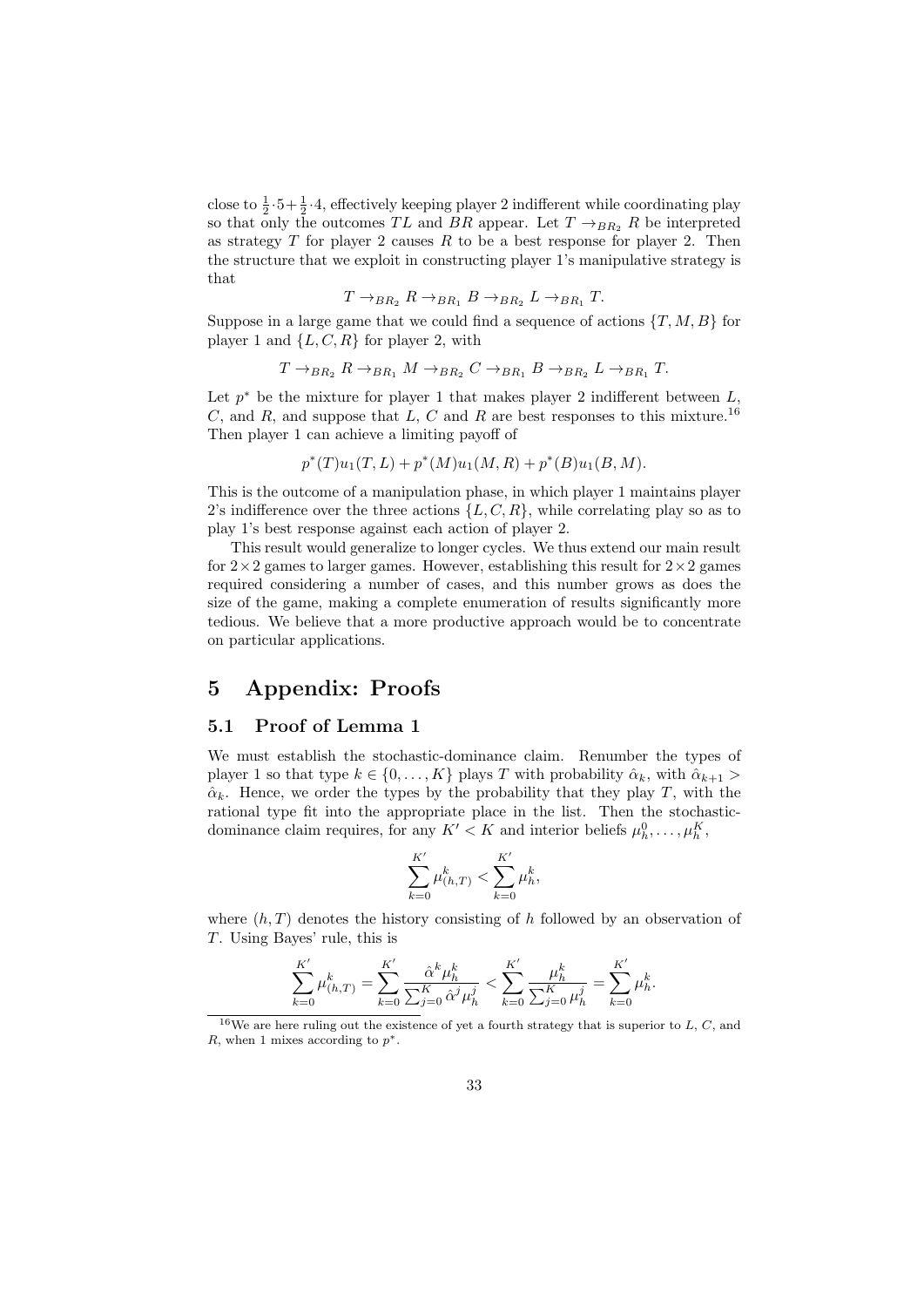close to $\frac{1}{2} \cdot 5 + \frac{1}{2} \cdot 4$, effectively keeping player 2 indifferent while coordinating play so that only the outcomes $TL$ and $BR$ appear. Let $T \to_{BR_2} R$ be interpreted as strategy $T$ for player 2 causes $R$ to be a best response for player 2. Then the structure that we exploit in constructing player 1's manipulative strategy is that

$$T \to_{BR_2} R \to_{BR_1} B \to_{BR_2} L \to_{BR_1} T.$$

Suppose in a large game that we could find a sequence of actions $\{T, M, B\}$ for player 1 and $\{L, C, R\}$ for player 2, with

$$T \to_{BR_2} R \to_{BR_1} M \to_{BR_2} C \to_{BR_1} B \to_{BR_2} L \to_{BR_1} T.$$

Let $p^*$ be the mixture for player 1 that makes player 2 indifferent between $L$, $C$, and $R$, and suppose that $L$, $C$ and $R$ are best responses to this mixture.[16] Then player 1 can achieve a limiting payoff of

$$p^*(T)u_1(T, L) + p^*(M)u_1(M, R) + p^*(B)u_1(B, M).$$

This is the outcome of a manipulation phase, in which player 1 maintains player 2's indifference over the three actions $\{L, C, R\}$, while correlating play so as to play 1's best response against each action of player 2.

This result would generalize to longer cycles. We thus extend our main result for $2 \times 2$ games to larger games. However, establishing this result for $2 \times 2$ games required considering a number of cases, and this number grows as does the size of the game, making a complete enumeration of results significantly more tedious. We believe that a more productive approach would be to concentrate on particular applications.

# 5 Appendix: Proofs

## 5.1 Proof of Lemma 1

We must establish the stochastic-dominance claim. Renumber the types of player 1 so that type $k \in \{0, \dots, K\}$ plays $T$ with probability $\hat{\alpha}_k$, with $\hat{\alpha}_{k+1} > \hat{\alpha}_k$. Hence, we order the types by the probability that they play $T$, with the rational type fit into the appropriate place in the list. Then the stochastic-dominance claim requires, for any $K' < K$ and interior beliefs $\mu_h^0, \dots, \mu_h^K$,

$$\sum_{k=0}^{K'} \mu_{(h,T)}^k < \sum_{k=0}^{K'} \mu_h^k,$$

where $(h, T)$ denotes the history consisting of $h$ followed by an observation of $T$. Using Bayes' rule, this is

$$\sum_{k=0}^{K'} \mu_{(h,T)}^k = \sum_{k=0}^{K'} \frac{\hat{\alpha}^k \mu_h^k}{\sum_{j=0}^{K} \hat{\alpha}^j \mu_h^j} < \sum_{k=0}^{K'} \frac{\mu_h^k}{\sum_{j=0}^{K} \mu_h^j} = \sum_{k=0}^{K'} \mu_h^k.$$

[16] We are here ruling out the existence of yet a fourth strategy that is superior to $L$, $C$, and $R$, when 1 mixes according to $p^*$.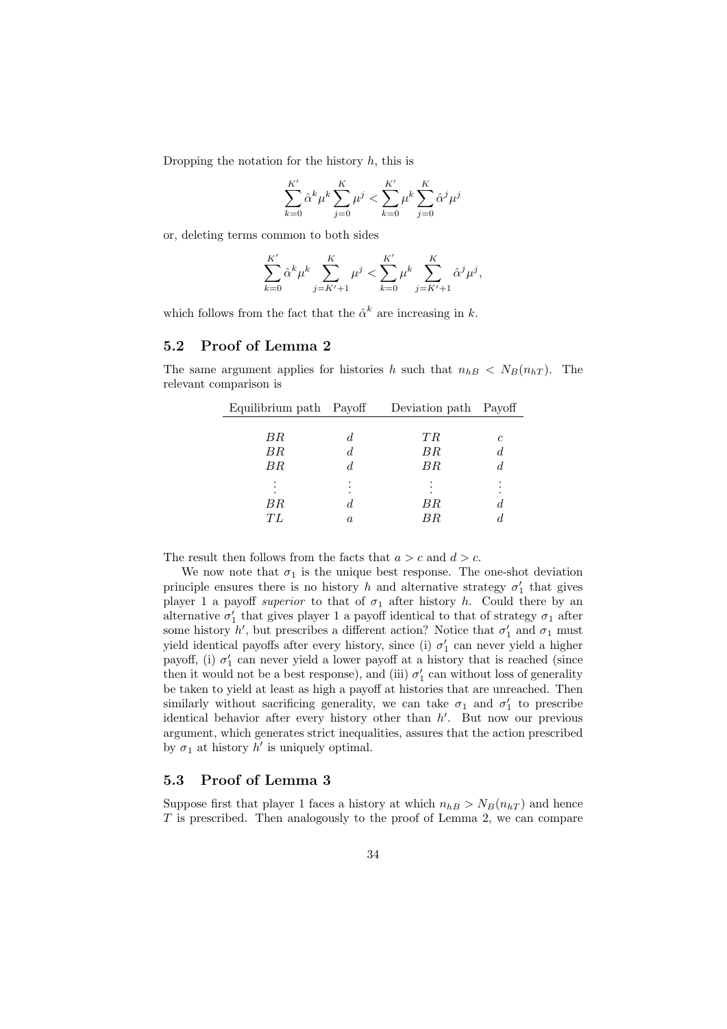Dropping the notation for the history $h$, this is

$$\sum_{k=0}^{K'} \hat{\alpha}^k \mu^k \sum_{j=0}^{K} \mu^j < \sum_{k=0}^{K'} \mu^k \sum_{j=0}^{K} \hat{\alpha}^j \mu^j$$

or, deleting terms common to both sides

$$\sum_{k=0}^{K'} \hat{\alpha}^k \mu^k \sum_{j=K'+1}^{K} \mu^j < \sum_{k=0}^{K'} \mu^k \sum_{j=K'+1}^{K} \hat{\alpha}^j \mu^j,$$

which follows from the fact that the $\hat{\alpha}^k$ are increasing in $k$.

## 5.2 Proof of Lemma 2

The same argument applies for histories $h$ such that $n_{hB} < N_B(n_{hT})$. The relevant comparison is

| Equilibrium path | Payoff | Deviation path | Payoff |
|---|---|---|---|
| $BR$ | $d$ | $TR$ | $c$ |
| $BR$ | $d$ | $BR$ | $d$ |
| $BR$ | $d$ | $BR$ | $d$ |
| $\vdots$ | $\vdots$ | $\vdots$ | $\vdots$ |
| $BR$ | $d$ | $BR$ | $d$ |
| $TL$ | $a$ | $BR$ | $d$ |

The result then follows from the facts that $a > c$ and $d > c$.

We now note that $\sigma_1$ is the unique best response. The one-shot deviation principle ensures there is no history $h$ and alternative strategy $\sigma_1'$ that gives player 1 a payoff *superior* to that of $\sigma_1$ after history $h$. Could there by an alternative $\sigma_1'$ that gives player 1 a payoff identical to that of strategy $\sigma_1$ after some history $h'$, but prescribes a different action? Notice that $\sigma_1'$ and $\sigma_1$ must yield identical payoffs after every history, since (i) $\sigma_1'$ can never yield a higher payoff, (i) $\sigma_1'$ can never yield a lower payoff at a history that is reached (since then it would not be a best response), and (iii) $\sigma_1'$ can without loss of generality be taken to yield at least as high a payoff at histories that are unreached. Then similarly without sacrificing generality, we can take $\sigma_1$ and $\sigma_1'$ to prescribe identical behavior after every history other than $h'$. But now our previous argument, which generates strict inequalities, assures that the action prescribed by $\sigma_1$ at history $h'$ is uniquely optimal.

## 5.3 Proof of Lemma 3

Suppose first that player 1 faces a history at which $n_{hB} > N_B(n_{hT})$ and hence $T$ is prescribed. Then analogously to the proof of Lemma 2, we can compare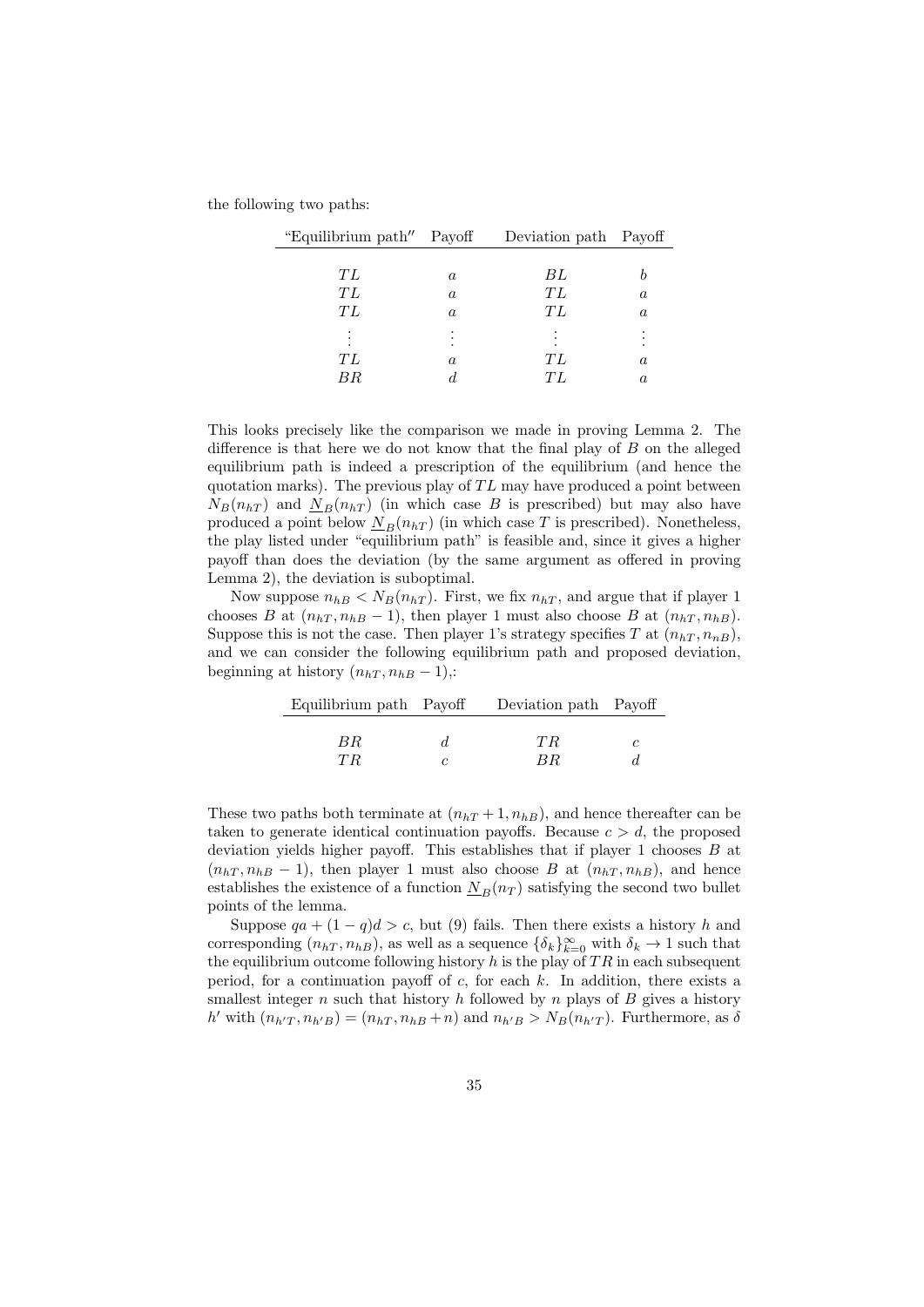the following two paths:

| "Equilibrium path" | Payoff | Deviation path | Payoff |
|---|---|---|---|
| $TL$ | $a$ | $BL$ | $b$ |
| $TL$ | $a$ | $TL$ | $a$ |
| $TL$ | $a$ | $TL$ | $a$ |
| $\vdots$ | $\vdots$ | $\vdots$ | $\vdots$ |
| $TL$ | $a$ | $TL$ | $a$ |
| $BR$ | $d$ | $TL$ | $a$ |

This looks precisely like the comparison we made in proving Lemma 2. The difference is that here we do not know that the final play of $B$ on the alleged equilibrium path is indeed a prescription of the equilibrium (and hence the quotation marks). The previous play of $TL$ may have produced a point between $N_B(n_{hT})$ and $\underline{N}_B(n_{hT})$ (in which case $B$ is prescribed) but may also have produced a point below $\underline{N}_B(n_{hT})$ (in which case $T$ is prescribed). Nonetheless, the play listed under "equilibrium path" is feasible and, since it gives a higher payoff than does the deviation (by the same argument as offered in proving Lemma 2), the deviation is suboptimal.

Now suppose $n_{hB} < N_B(n_{hT})$. First, we fix $n_{hT}$, and argue that if player 1 chooses $B$ at $(n_{hT}, n_{hB} - 1)$, then player 1 must also choose $B$ at $(n_{hT}, n_{hB})$. Suppose this is not the case. Then player 1's strategy specifies $T$ at $(n_{hT}, n_{nB})$, and we can consider the following equilibrium path and proposed deviation, beginning at history $(n_{hT}, n_{hB} - 1)$,:

| Equilibrium path | Payoff | Deviation path | Payoff |
|---|---|---|---|
| $BR$ | $d$ | $TR$ | $c$ |
| $TR$ | $c$ | $BR$ | $d$ |

These two paths both terminate at $(n_{hT} + 1, n_{hB})$, and hence thereafter can be taken to generate identical continuation payoffs. Because $c > d$, the proposed deviation yields higher payoff. This establishes that if player 1 chooses $B$ at $(n_{hT}, n_{hB} - 1)$, then player 1 must also choose $B$ at $(n_{hT}, n_{hB})$, and hence establishes the existence of a function $\underline{N}_B(n_T)$ satisfying the second two bullet points of the lemma.

Suppose $qa + (1 - q)d > c$, but (9) fails. Then there exists a history $h$ and corresponding $(n_{hT}, n_{hB})$, as well as a sequence $\{\delta_k\}_{k=0}^{\infty}$ with $\delta_k \to 1$ such that the equilibrium outcome following history $h$ is the play of $TR$ in each subsequent period, for a continuation payoff of $c$, for each $k$. In addition, there exists a smallest integer $n$ such that history $h$ followed by $n$ plays of $B$ gives a history $h'$ with $(n_{h'T}, n_{h'B}) = (n_{hT}, n_{hB} + n)$ and $n_{h'B} > N_B(n_{h'T})$. Furthermore, as $\delta$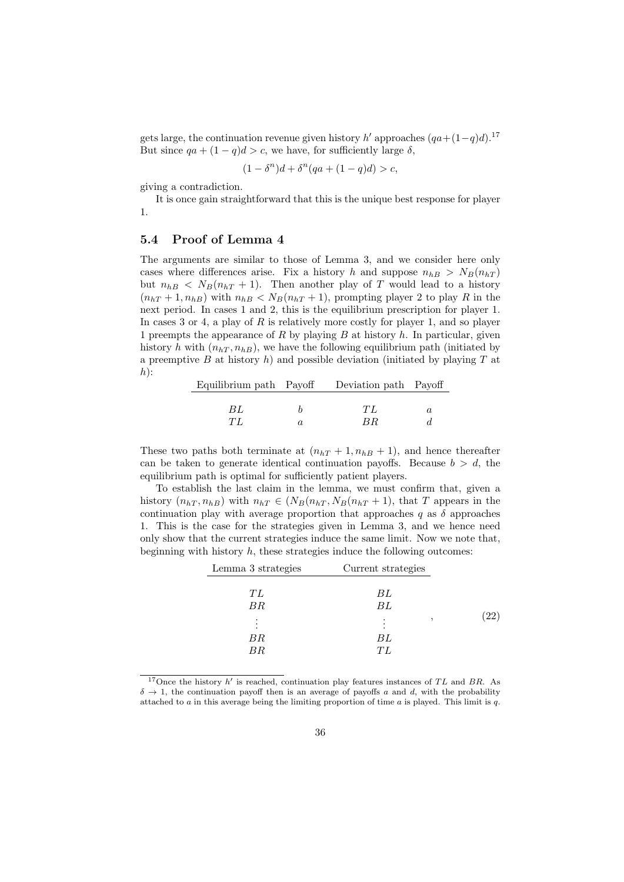gets large, the continuation revenue given history $h'$ approaches $(qa+(1-q)d)$.[17] But since $qa + (1-q)d > c$, we have, for sufficiently large $\delta$,

$$(1-\delta^n)d + \delta^n(qa + (1-q)d) > c,$$

giving a contradiction.

It is once gain straightforward that this is the unique best response for player 1.

## 5.4 Proof of Lemma 4

The arguments are similar to those of Lemma 3, and we consider here only cases where differences arise. Fix a history $h$ and suppose $n_{hB} > N_B(n_{hT})$ but $n_{hB} < N_B(n_{hT}+1)$. Then another play of $T$ would lead to a history $(n_{hT}+1, n_{hB})$ with $n_{hB} < N_B(n_{hT}+1)$, prompting player 2 to play $R$ in the next period. In cases 1 and 2, this is the equilibrium prescription for player 1. In cases 3 or 4, a play of $R$ is relatively more costly for player 1, and so player 1 preempts the appearance of $R$ by playing $B$ at history $h$. In particular, given history $h$ with $(n_{hT}, n_{hB})$, we have the following equilibrium path (initiated by a preemptive $B$ at history $h$) and possible deviation (initiated by playing $T$ at $h$):

| Equilibrium path | Payoff | Deviation path | Payoff |
|---|---|---|---|
| $BL$ | $b$ | $TL$ | $a$ |
| $TL$ | $a$ | $BR$ | $d$ |

These two paths both terminate at $(n_{hT}+1, n_{hB}+1)$, and hence thereafter can be taken to generate identical continuation payoffs. Because $b > d$, the equilibrium path is optimal for sufficiently patient players.

To establish the last claim in the lemma, we must confirm that, given a history $(n_{hT}, n_{hB})$ with $n_{hT} \in (N_B(n_{hT}, N_B(n_{hT}+1)$, that $T$ appears in the continuation play with average proportion that approaches $q$ as $\delta$ approaches 1. This is the case for the strategies given in Lemma 3, and we hence need only show that the current strategies induce the same limit. Now we note that, beginning with history $h$, these strategies induce the following outcomes:

| Lemma 3 strategies | Current strategies |
|---|---|
| $TL$ | $BL$ |
| $BR$ | $BL$ |
| $\vdots$ | $\vdots$ |
| $BR$ | $BL$ |
| $BR$ | $TL$ |

(22)

[17] Once the history $h'$ is reached, continuation play features instances of $TL$ and $BR$. As $\delta \to 1$, the continuation payoff then is an average of payoffs $a$ and $d$, with the probability attached to $a$ in this average being the limiting proportion of time $a$ is played. This limit is $q$.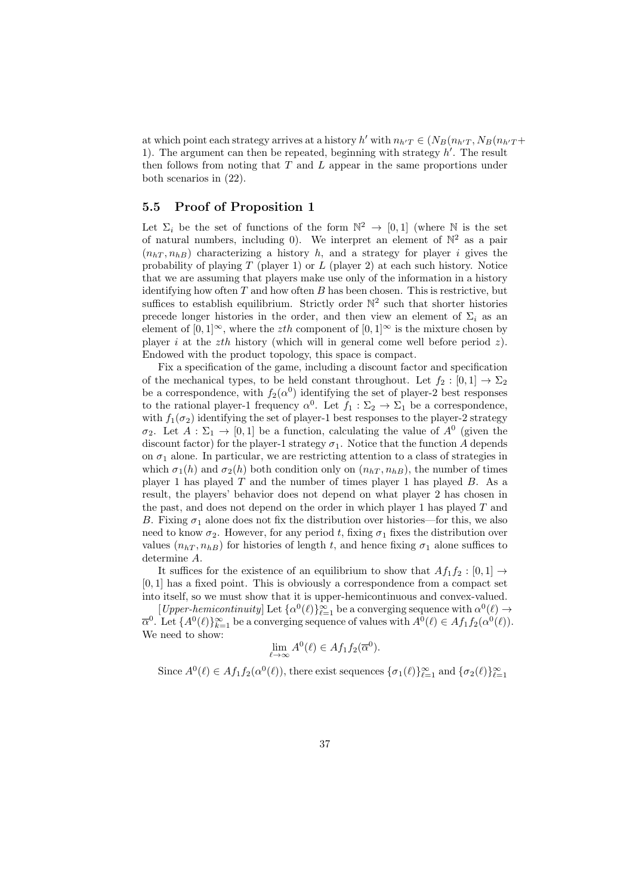at which point each strategy arrives at a history $h'$ with $n_{h'T} \in (N_B(n_{h'T}, N_B(n_{h'T}+1)$. The argument can then be repeated, beginning with strategy $h'$. The result then follows from noting that $T$ and $L$ appear in the same proportions under both scenarios in (22).

## 5.5 Proof of Proposition 1

Let $\Sigma_i$ be the set of functions of the form $\mathbb{N}^2 \to [0,1]$ (where $\mathbb{N}$ is the set of natural numbers, including 0). We interpret an element of $\mathbb{N}^2$ as a pair $(n_{hT}, n_{hB})$ characterizing a history $h$, and a strategy for player $i$ gives the probability of playing $T$ (player 1) or $L$ (player 2) at each such history. Notice that we are assuming that players make use only of the information in a history identifying how often $T$ and how often $B$ has been chosen. This is restrictive, but suffices to establish equilibrium. Strictly order $\mathbb{N}^2$ such that shorter histories precede longer histories in the order, and then view an element of $\Sigma_i$ as an element of $[0,1]^\infty$, where the $zth$ component of $[0,1]^\infty$ is the mixture chosen by player $i$ at the $zth$ history (which will in general come well before period $z$). Endowed with the product topology, this space is compact.

Fix a specification of the game, including a discount factor and specification of the mechanical types, to be held constant throughout. Let $f_2 : [0,1] \to \Sigma_2$ be a correspondence, with $f_2(\alpha^0)$ identifying the set of player-2 best responses to the rational player-1 frequency $\alpha^0$. Let $f_1 : \Sigma_2 \to \Sigma_1$ be a correspondence, with $f_1(\sigma_2)$ identifying the set of player-1 best responses to the player-2 strategy $\sigma_2$. Let $A : \Sigma_1 \to [0,1]$ be a function, calculating the value of $A^0$ (given the discount factor) for the player-1 strategy $\sigma_1$. Notice that the function $A$ depends on $\sigma_1$ alone. In particular, we are restricting attention to a class of strategies in which $\sigma_1(h)$ and $\sigma_2(h)$ both condition only on $(n_{hT}, n_{hB})$, the number of times player 1 has played $T$ and the number of times player 1 has played $B$. As a result, the players' behavior does not depend on what player 2 has chosen in the past, and does not depend on the order in which player 1 has played $T$ and $B$. Fixing $\sigma_1$ alone does not fix the distribution over histories—for this, we also need to know $\sigma_2$. However, for any period $t$, fixing $\sigma_1$ fixes the distribution over values $(n_{hT}, n_{hB})$ for histories of length $t$, and hence fixing $\sigma_1$ alone suffices to determine $A$.

It suffices for the existence of an equilibrium to show that $Af_1f_2 : [0,1] \to [0,1]$ has a fixed point. This is obviously a correspondence from a compact set into itself, so we must show that it is upper-hemicontinuous and convex-valued.

[*Upper-hemicontinuity*] Let $\{\alpha^0(\ell)\}_{\ell=1}^\infty$ be a converging sequence with $\alpha^0(\ell) \to \overline{\alpha}^0$. Let $\{A^0(\ell)\}_{k=1}^\infty$ be a converging sequence of values with $A^0(\ell) \in Af_1f_2(\alpha^0(\ell))$. We need to show:

$$\lim_{\ell\to\infty} A^0(\ell) \in Af_1f_2(\overline{\alpha}^0).$$

Since $A^0(\ell) \in Af_1f_2(\alpha^0(\ell))$, there exist sequences $\{\sigma_1(\ell)\}_{\ell=1}^\infty$ and $\{\sigma_2(\ell)\}_{\ell=1}^\infty$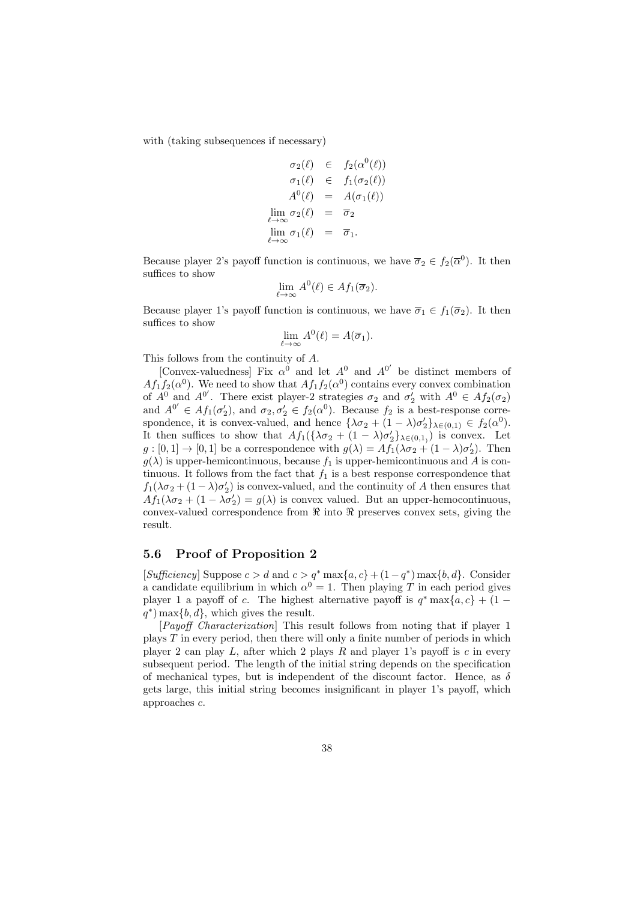with (taking subsequences if necessary)

$$
\begin{aligned}
\sigma_2(\ell) &\in f_2(\alpha^0(\ell)) \\
\sigma_1(\ell) &\in f_1(\sigma_2(\ell)) \\
A^0(\ell) &= A(\sigma_1(\ell)) \\
\lim_{\ell\to\infty} \sigma_2(\ell) &= \overline{\sigma}_2 \\
\lim_{\ell\to\infty} \sigma_1(\ell) &= \overline{\sigma}_1.
\end{aligned}
$$

Because player 2's payoff function is continuous, we have $\overline{\sigma}_2 \in f_2(\overline{\alpha}^0)$. It then suffices to show

$$\lim_{\ell\to\infty} A^0(\ell) \in Af_1(\overline{\sigma}_2).$$

Because player 1's payoff function is continuous, we have $\overline{\sigma}_1 \in f_1(\overline{\sigma}_2)$. It then suffices to show

$$\lim_{\ell\to\infty} A^0(\ell) = A(\overline{\sigma}_1).$$

This follows from the continuity of $A$.

[Convex-valuedness] Fix $\alpha^0$ and let $A^0$ and $A^{0'}$ be distinct members of $Af_1f_2(\alpha^0)$. We need to show that $Af_1f_2(\alpha^0)$ contains every convex combination of $A^0$ and $A^{0'}$. There exist player-2 strategies $\sigma_2$ and $\sigma_2'$ with $A^0 \in Af_2(\sigma_2)$ and $A^{0'} \in Af_1(\sigma_2')$, and $\sigma_2, \sigma_2' \in f_2(\alpha^0)$. Because $f_2$ is a best-response correspondence, it is convex-valued, and hence $\{\lambda\sigma_2 + (1-\lambda)\sigma_2'\}_{\lambda\in(0,1)} \in f_2(\alpha^0)$. It then suffices to show that $Af_1(\{\lambda\sigma_2 + (1-\lambda)\sigma_2'\}_{\lambda\in(0,1)})$ is convex. Let $g : [0,1] \to [0,1]$ be a correspondence with $g(\lambda) = Af_1(\lambda\sigma_2 + (1-\lambda)\sigma_2')$. Then $g(\lambda)$ is upper-hemicontinuous, because $f_1$ is upper-hemicontinuous and $A$ is continuous. It follows from the fact that $f_1$ is a best response correspondence that $f_1(\lambda\sigma_2 + (1-\lambda)\sigma_2')$ is convex-valued, and the continuity of $A$ then ensures that $Af_1(\lambda\sigma_2 + (1-\lambda\sigma_2') = g(\lambda)$ is convex valued. But an upper-hemocontinuous, convex-valued correspondence from $\Re$ into $\Re$ preserves convex sets, giving the result.

## 5.6 Proof of Proposition 2

[*Sufficiency*] Suppose $c > d$ and $c > q^* \max\{a, c\} + (1-q^*)\max\{b, d\}$. Consider a candidate equilibrium in which $\alpha^0 = 1$. Then playing $T$ in each period gives player 1 a payoff of $c$. The highest alternative payoff is $q^* \max\{a, c\} + (1-q^*)\max\{b, d\}$, which gives the result.

[*Payoff Characterization*] This result follows from noting that if player 1 plays $T$ in every period, then there will only a finite number of periods in which player 2 can play $L$, after which 2 plays $R$ and player 1's payoff is $c$ in every subsequent period. The length of the initial string depends on the specification of mechanical types, but is independent of the discount factor. Hence, as $\delta$ gets large, this initial string becomes insignificant in player 1's payoff, which approaches $c$.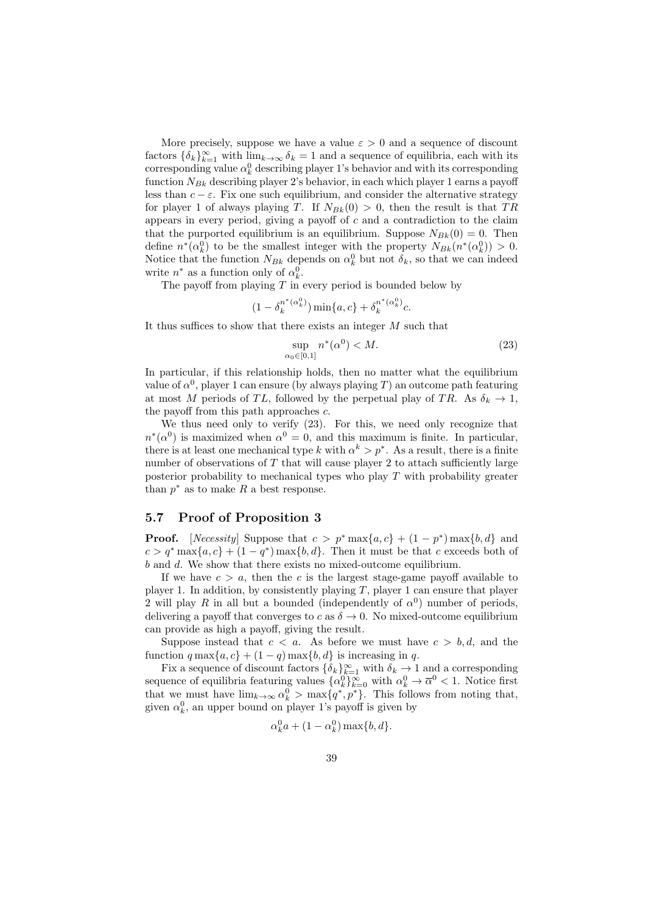More precisely, suppose we have a value $\varepsilon > 0$ and a sequence of discount factors $\{\delta_k\}_{k=1}^{\infty}$ with $\lim_{k\to\infty} \delta_k = 1$ and a sequence of equilibria, each with its corresponding value $\alpha_k^0$ describing player 1's behavior and with its corresponding function $N_{Bk}$ describing player 2's behavior, in each which player 1 earns a payoff less than $c - \varepsilon$. Fix one such equilibrium, and consider the alternative strategy for player 1 of always playing $T$. If $N_{Bk}(0) > 0$, then the result is that $TR$ appears in every period, giving a payoff of $c$ and a contradiction to the claim that the purported equilibrium is an equilibrium. Suppose $N_{Bk}(0) = 0$. Then define $n^*(\alpha_k^0)$ to be the smallest integer with the property $N_{Bk}(n^*(\alpha_k^0)) > 0$. Notice that the function $N_{Bk}$ depends on $\alpha_k^0$ but not $\delta_k$, so that we can indeed write $n^*$ as a function only of $\alpha_k^0$.

The payoff from playing $T$ in every period is bounded below by

$$(1 - \delta_k^{n^*(\alpha_k^0)}) \min\{a, c\} + \delta_k^{n^*(\alpha_k^0)} c.$$

It thus suffices to show that there exists an integer $M$ such that

$$\sup_{\alpha_0 \in [0,1]} n^*(\alpha^0) < M. \tag{23}$$

In particular, if this relationship holds, then no matter what the equilibrium value of $\alpha^0$, player 1 can ensure (by always playing $T$) an outcome path featuring at most $M$ periods of $TL$, followed by the perpetual play of $TR$. As $\delta_k \to 1$, the payoff from this path approaches $c$.

We thus need only to verify (23). For this, we need only recognize that $n^*(\alpha^0)$ is maximized when $\alpha^0 = 0$, and this maximum is finite. In particular, there is at least one mechanical type $k$ with $\alpha^k > p^*$. As a result, there is a finite number of observations of $T$ that will cause player 2 to attach sufficiently large posterior probability to mechanical types who play $T$ with probability greater than $p^*$ as to make $R$ a best response.

## 5.7 Proof of Proposition 3

**Proof.** [*Necessity*] Suppose that $c > p^* \max\{a, c\} + (1 - p^*) \max\{b, d\}$ and $c > q^* \max\{a, c\} + (1 - q^*) \max\{b, d\}$. Then it must be that $c$ exceeds both of $b$ and $d$. We show that there exists no mixed-outcome equilibrium.

If we have $c > a$, then the $c$ is the largest stage-game payoff available to player 1. In addition, by consistently playing $T$, player 1 can ensure that player 2 will play $R$ in all but a bounded (independently of $\alpha^0$) number of periods, delivering a payoff that converges to $c$ as $\delta \to 0$. No mixed-outcome equilibrium can provide as high a payoff, giving the result.

Suppose instead that $c < a$. As before we must have $c > b, d$, and the function $q \max\{a, c\} + (1 - q) \max\{b, d\}$ is increasing in $q$.

Fix a sequence of discount factors $\{\delta_k\}_{k=1}^{\infty}$ with $\delta_k \to 1$ and a corresponding sequence of equilibria featuring values $\{\alpha_k^0\}_{k=0}^{\infty}$ with $\alpha_k^0 \to \overline{\alpha}^0 < 1$. Notice first that we must have $\lim_{k\to\infty} \alpha_k^0 > \max\{q^*, p^*\}$. This follows from noting that, given $\alpha_k^0$, an upper bound on player 1's payoff is given by

$$\alpha_k^0 a + (1 - \alpha_k^0) \max\{b, d\}.$$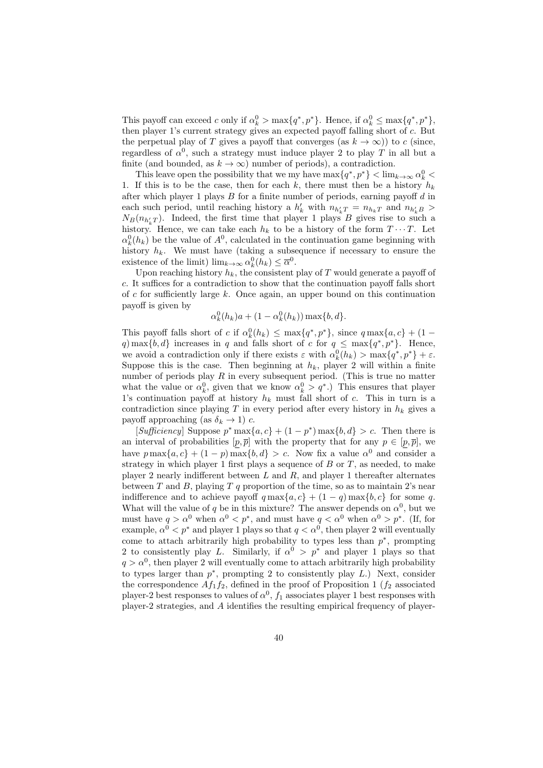This payoff can exceed $c$ only if $\alpha_k^0 > \max\{q^*, p^*\}$. Hence, if $\alpha_k^0 \leq \max\{q^*, p^*\}$, then player 1's current strategy gives an expected payoff falling short of $c$. But the perpetual play of $T$ gives a payoff that converges (as $k \to \infty$)) to $c$ (since, regardless of $\alpha^0$, such a strategy must induce player 2 to play $T$ in all but a finite (and bounded, as $k \to \infty$) number of periods), a contradiction.

This leave open the possibility that we my have $\max\{q^*, p^*\} < \lim_{k\to\infty} \alpha_k^0 < 1$. If this is to be the case, then for each $k$, there must then be a history $h_k$ after which player 1 plays $B$ for a finite number of periods, earning payoff $d$ in each such period, until reaching history a $h'_k$ with $n_{h'_k T} = n_{h_k T}$ and $n_{h'_k B} > N_B(n_{h'_k T})$. Indeed, the first time that player 1 plays $B$ gives rise to such a history. Hence, we can take each $h_k$ to be a history of the form $T \cdots T$. Let $\alpha_k^0(h_k)$ be the value of $A^0$, calculated in the continuation game beginning with history $h_k$. We must have (taking a subsequence if necessary to ensure the existence of the limit) $\lim_{k\to\infty} \alpha_k^0(h_k) \leq \overline{\alpha}^0$.

Upon reaching history $h_k$, the consistent play of $T$ would generate a payoff of $c$. It suffices for a contradiction to show that the continuation payoff falls short of $c$ for sufficiently large $k$. Once again, an upper bound on this continuation payoff is given by

$$\alpha_k^0(h_k)a + (1 - \alpha_k^0(h_k)) \max\{b, d\}.$$

This payoff falls short of $c$ if $\alpha_k^0(h_k) \leq \max\{q^*, p^*\}$, since $q \max\{a, c\} + (1 - q) \max\{b, d\}$ increases in $q$ and falls short of $c$ for $q \leq \max\{q^*, p^*\}$. Hence, we avoid a contradiction only if there exists $\varepsilon$ with $\alpha_k^0(h_k) > \max\{q^*, p^*\} + \varepsilon$. Suppose this is the case. Then beginning at $h_k$, player 2 will within a finite number of periods play $R$ in every subsequent period. (This is true no matter what the value or $\alpha_k^0$, given that we know $\alpha_k^0 > q^*$.) This ensures that player 1's continuation payoff at history $h_k$ must fall short of $c$. This in turn is a contradiction since playing $T$ in every period after every history in $h_k$ gives a payoff approaching (as $\delta_k \to 1$) $c$.

[*Sufficiency*] Suppose $p^* \max\{a, c\} + (1 - p^*) \max\{b, d\} > c$. Then there is an interval of probabilities $[\underline{p}, \overline{p}]$ with the property that for any $p \in [\underline{p}, \overline{p}]$, we have $p \max\{a, c\} + (1 - p) \max\{b, d\} > c$. Now fix a value $\alpha^0$ and consider a strategy in which player 1 first plays a sequence of $B$ or $T$, as needed, to make player 2 nearly indifferent between $L$ and $R$, and player 1 thereafter alternates between $T$ and $B$, playing $T$ $q$ proportion of the time, so as to maintain 2's near indifference and to achieve payoff $q \max\{a, c\} + (1 - q) \max\{b, c\}$ for some $q$. What will the value of $q$ be in this mixture? The answer depends on $\alpha^0$, but we must have $q > \alpha^0$ when $\alpha^0 < p^*$, and must have $q < \alpha^0$ when $\alpha^0 > p^*$. (If, for example, $\alpha^0 < p^*$ and player 1 plays so that $q < \alpha^0$, then player 2 will eventually come to attach arbitrarily high probability to types less than $p^*$, prompting 2 to consistently play $L$. Similarly, if $\alpha^0 > p^*$ and player 1 plays so that $q > \alpha^0$, then player 2 will eventually come to attach arbitrarily high probability to types larger than $p^*$, prompting 2 to consistently play $L$.) Next, consider the correspondence $Af_1f_2$, defined in the proof of Proposition 1 ($f_2$ associated player-2 best responses to values of $\alpha^0$, $f_1$ associates player 1 best responses with player-2 strategies, and $A$ identifies the resulting empirical frequency of player-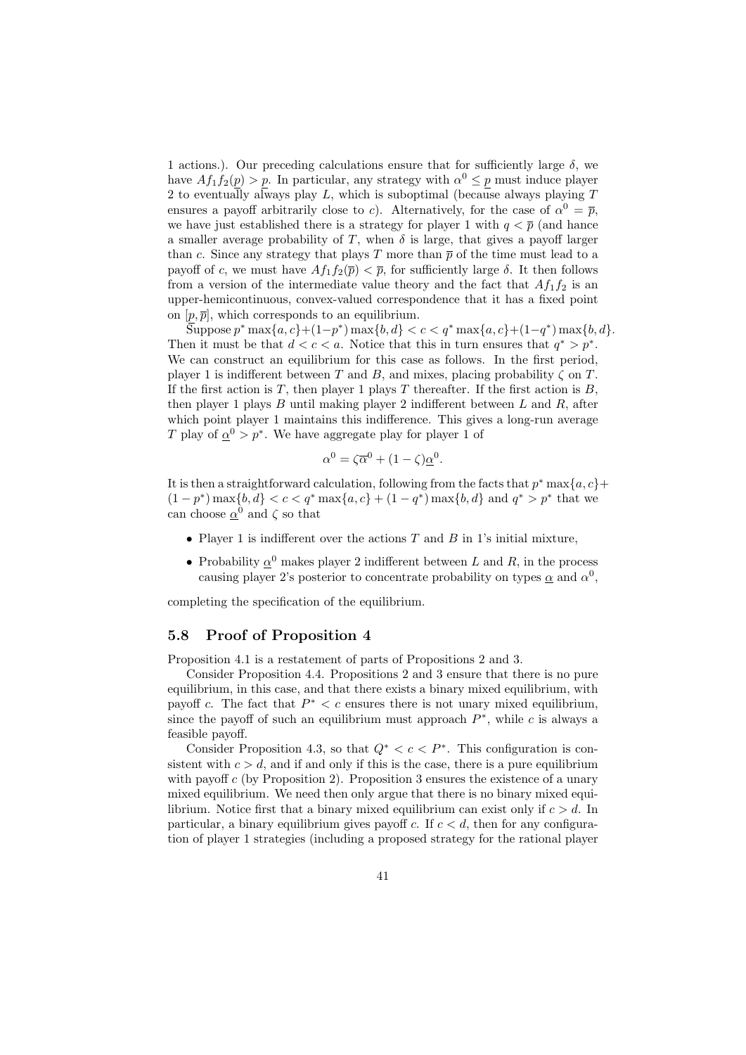1 actions.). Our preceding calculations ensure that for sufficiently large $\delta$, we have $Af_1f_2(\underline{p}) > \underline{p}$. In particular, any strategy with $\alpha^0 \leq \underline{p}$ must induce player 2 to eventually always play $L$, which is suboptimal (because always playing $T$ ensures a payoff arbitrarily close to $c$). Alternatively, for the case of $\alpha^0 = \overline{p}$, we have just established there is a strategy for player 1 with $q < \overline{p}$ (and hance a smaller average probability of $T$, when $\delta$ is large, that gives a payoff larger than $c$. Since any strategy that plays $T$ more than $\overline{p}$ of the time must lead to a payoff of $c$, we must have $Af_1f_2(\overline{p}) < \overline{p}$, for sufficiently large $\delta$. It then follows from a version of the intermediate value theory and the fact that $Af_1f_2$ is an upper-hemicontinuous, convex-valued correspondence that it has a fixed point on $[\underline{p}, \overline{p}]$, which corresponds to an equilibrium.

Suppose $p^* \max\{a, c\} + (1-p^*) \max\{b, d\} < c < q^* \max\{a, c\} + (1-q^*) \max\{b, d\}$. Then it must be that $d < c < a$. Notice that this in turn ensures that $q^* > p^*$. We can construct an equilibrium for this case as follows. In the first period, player 1 is indifferent between $T$ and $B$, and mixes, placing probability $\zeta$ on $T$. If the first action is $T$, then player 1 plays $T$ thereafter. If the first action is $B$, then player 1 plays $B$ until making player 2 indifferent between $L$ and $R$, after which point player 1 maintains this indifference. This gives a long-run average $T$ play of $\underline{\alpha}^0 > p^*$. We have aggregate play for player 1 of

$$\alpha^0 = \zeta \overline{\alpha}^0 + (1-\zeta)\underline{\alpha}^0.$$

It is then a straightforward calculation, following from the facts that $p^* \max\{a, c\} + (1-p^*) \max\{b, d\} < c < q^* \max\{a, c\} + (1-q^*) \max\{b, d\}$ and $q^* > p^*$ that we can choose $\underline{\alpha}^0$ and $\zeta$ so that

- Player 1 is indifferent over the actions $T$ and $B$ in 1's initial mixture,
- Probability $\underline{\alpha}^0$ makes player 2 indifferent between $L$ and $R$, in the process causing player 2's posterior to concentrate probability on types $\underline{\alpha}$ and $\alpha^0$,

completing the specification of the equilibrium.

## 5.8 Proof of Proposition 4

Proposition 4.1 is a restatement of parts of Propositions 2 and 3.

Consider Proposition 4.4. Propositions 2 and 3 ensure that there is no pure equilibrium, in this case, and that there exists a binary mixed equilibrium, with payoff $c$. The fact that $P^* < c$ ensures there is not unary mixed equilibrium, since the payoff of such an equilibrium must approach $P^*$, while $c$ is always a feasible payoff.

Consider Proposition 4.3, so that $Q^* < c < P^*$. This configuration is consistent with $c > d$, and if and only if this is the case, there is a pure equilibrium with payoff $c$ (by Proposition 2). Proposition 3 ensures the existence of a unary mixed equilibrium. We need then only argue that there is no binary mixed equilibrium. Notice first that a binary mixed equilibrium can exist only if $c > d$. In particular, a binary equilibrium gives payoff $c$. If $c < d$, then for any configuration of player 1 strategies (including a proposed strategy for the rational player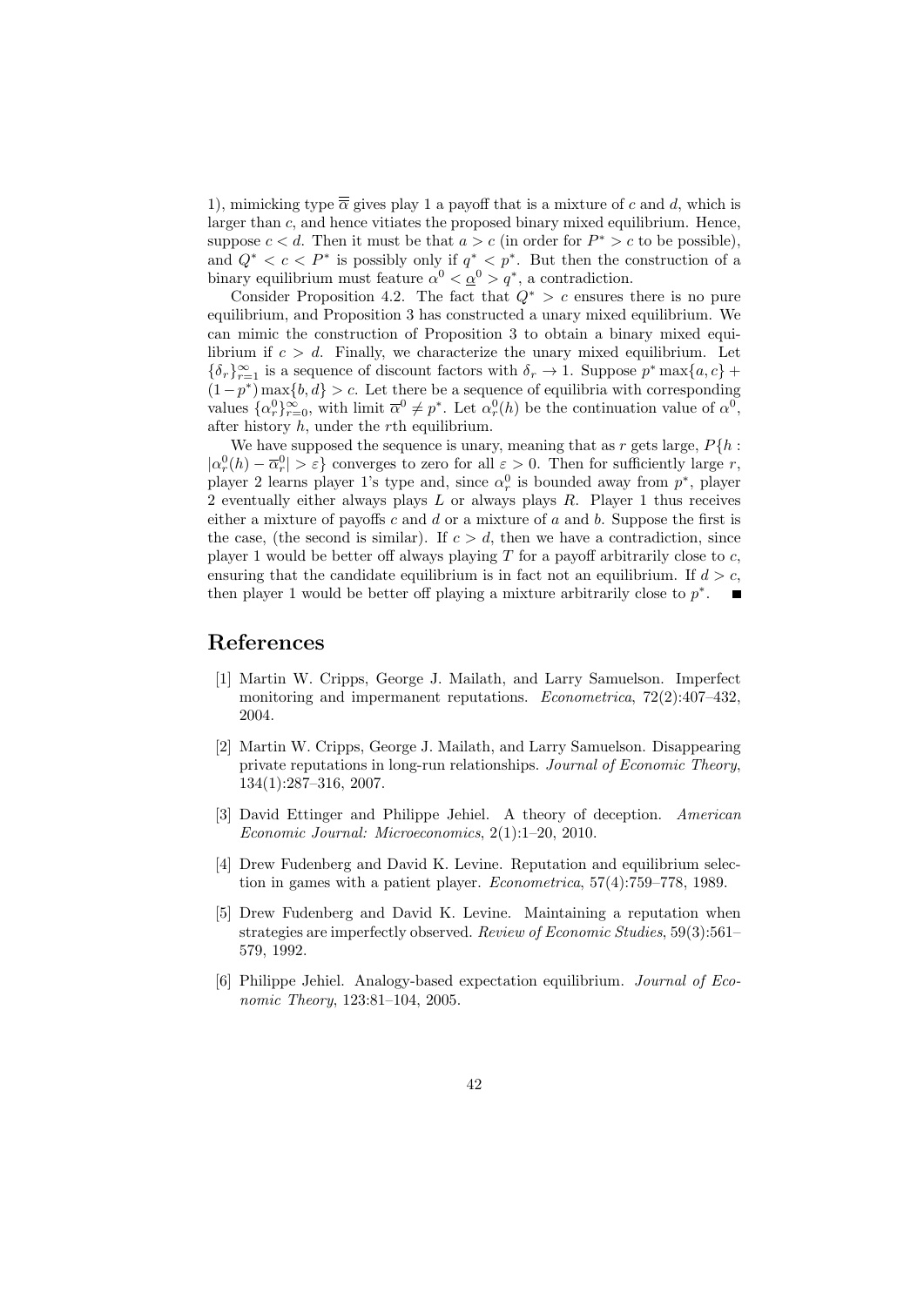1), mimicking type $\overline{\overline{\alpha}}$ gives play 1 a payoff that is a mixture of $c$ and $d$, which is larger than $c$, and hence vitiates the proposed binary mixed equilibrium. Hence, suppose $c < d$. Then it must be that $a > c$ (in order for $P^* > c$ to be possible), and $Q^* < c < P^*$ is possibly only if $q^* < p^*$. But then the construction of a binary equilibrium must feature $\alpha^0 < \underline{\alpha}^0 > q^*$, a contradiction.

Consider Proposition 4.2. The fact that $Q^* > c$ ensures there is no pure equilibrium, and Proposition 3 has constructed a unary mixed equilibrium. We can mimic the construction of Proposition 3 to obtain a binary mixed equilibrium if $c > d$. Finally, we characterize the unary mixed equilibrium. Let $\{\delta_r\}_{r=1}^{\infty}$ is a sequence of discount factors with $\delta_r \to 1$. Suppose $p^* \max\{a, c\} + (1 - p^*) \max\{b, d\} > c$. Let there be a sequence of equilibria with corresponding values $\{\alpha_r^0\}_{r=0}^{\infty}$, with limit $\overline{\alpha}^0 \neq p^*$. Let $\alpha_r^0(h)$ be the continuation value of $\alpha^0$, after history $h$, under the $r$th equilibrium.

We have supposed the sequence is unary, meaning that as $r$ gets large, $P\{h : |\alpha_r^0(h) - \overline{\alpha}_r^0| > \varepsilon\}$ converges to zero for all $\varepsilon > 0$. Then for sufficiently large $r$, player 2 learns player 1's type and, since $\alpha_r^0$ is bounded away from $p^*$, player 2 eventually either always plays $L$ or always plays $R$. Player 1 thus receives either a mixture of payoffs $c$ and $d$ or a mixture of $a$ and $b$. Suppose the first is the case, (the second is similar). If $c > d$, then we have a contradiction, since player 1 would be better off always playing $T$ for a payoff arbitrarily close to $c$, ensuring that the candidate equilibrium is in fact not an equilibrium. If $d > c$, then player 1 would be better off playing a mixture arbitrarily close to $p^*$. ∎

# References

[1] Martin W. Cripps, George J. Mailath, and Larry Samuelson. Imperfect monitoring and impermanent reputations. *Econometrica*, 72(2):407–432, 2004.

[2] Martin W. Cripps, George J. Mailath, and Larry Samuelson. Disappearing private reputations in long-run relationships. *Journal of Economic Theory*, 134(1):287–316, 2007.

[3] David Ettinger and Philippe Jehiel. A theory of deception. *American Economic Journal: Microeconomics*, 2(1):1–20, 2010.

[4] Drew Fudenberg and David K. Levine. Reputation and equilibrium selection in games with a patient player. *Econometrica*, 57(4):759–778, 1989.

[5] Drew Fudenberg and David K. Levine. Maintaining a reputation when strategies are imperfectly observed. *Review of Economic Studies*, 59(3):561–579, 1992.

[6] Philippe Jehiel. Analogy-based expectation equilibrium. *Journal of Economic Theory*, 123:81–104, 2005.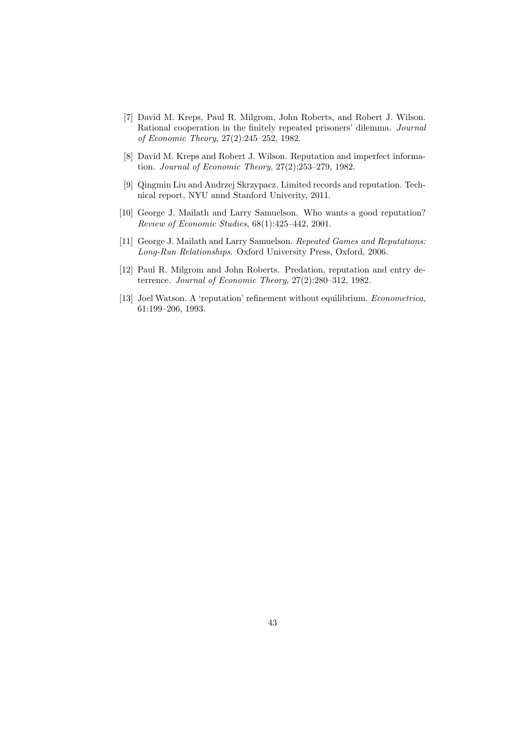[7] David M. Kreps, Paul R. Milgrom, John Roberts, and Robert J. Wilson. Rational cooperation in the finitely repeated prisoners' dilemma. *Journal of Economic Theory*, 27(2):245–252, 1982.

[8] David M. Kreps and Robert J. Wilson. Reputation and imperfect information. *Journal of Economic Theory*, 27(2):253–279, 1982.

[9] Qingmin Liu and Andrzej Skrzypacz. Limited records and reputation. Technical report, NYU annd Stanford Univerity, 2011.

[10] George J. Mailath and Larry Samuelson. Who wants a good reputation? *Review of Economic Studies*, 68(1):425–442, 2001.

[11] George J. Mailath and Larry Samuelson. *Repeated Games and Reputations: Long-Run Relationships*. Oxford University Press, Oxford, 2006.

[12] Paul R. Milgrom and John Roberts. Predation, reputation and entry deterrence. *Journal of Economic Theory*, 27(2):280–312, 1982.

[13] Joel Watson. A 'reputation' refinement without equilibrium. *Econometrica*, 61:199–206, 1993.